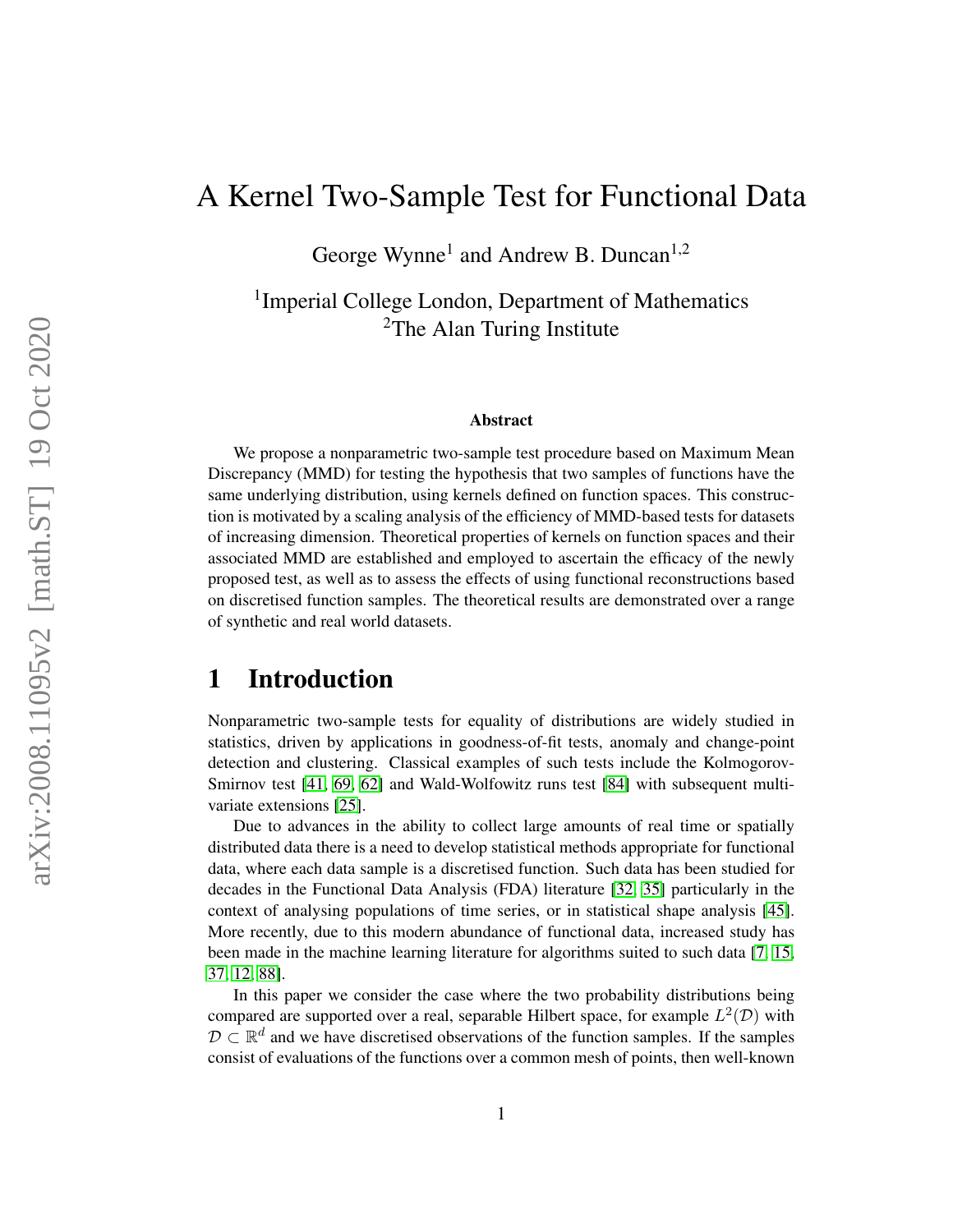# A Kernel Two-Sample Test for Functional Data

George Wynne[1] and Andrew B. Duncan[1,2]

[1]Imperial College London, Department of Mathematics
[2]The Alan Turing Institute

### Abstract

We propose a nonparametric two-sample test procedure based on Maximum Mean Discrepancy (MMD) for testing the hypothesis that two samples of functions have the same underlying distribution, using kernels defined on function spaces. This construction is motivated by a scaling analysis of the efficiency of MMD-based tests for datasets of increasing dimension. Theoretical properties of kernels on function spaces and their associated MMD are established and employed to ascertain the efficacy of the newly proposed test, as well as to assess the effects of using functional reconstructions based on discretised function samples. The theoretical results are demonstrated over a range of synthetic and real world datasets.

## 1 Introduction

Nonparametric two-sample tests for equality of distributions are widely studied in statistics, driven by applications in goodness-of-fit tests, anomaly and change-point detection and clustering. Classical examples of such tests include the Kolmogorov-Smirnov test [41, 69, 62] and Wald-Wolfowitz runs test [84] with subsequent multivariate extensions [25].

Due to advances in the ability to collect large amounts of real time or spatially distributed data there is a need to develop statistical methods appropriate for functional data, where each data sample is a discretised function. Such data has been studied for decades in the Functional Data Analysis (FDA) literature [32, 35] particularly in the context of analysing populations of time series, or in statistical shape analysis [45]. More recently, due to this modern abundance of functional data, increased study has been made in the machine learning literature for algorithms suited to such data [7, 15, 37, 12, 88].

In this paper we consider the case where the two probability distributions being compared are supported over a real, separable Hilbert space, for example $L^2(\mathcal{D})$ with $\mathcal{D} \subset \mathbb{R}^d$ and we have discretised observations of the function samples. If the samples consist of evaluations of the functions over a common mesh of points, then well-known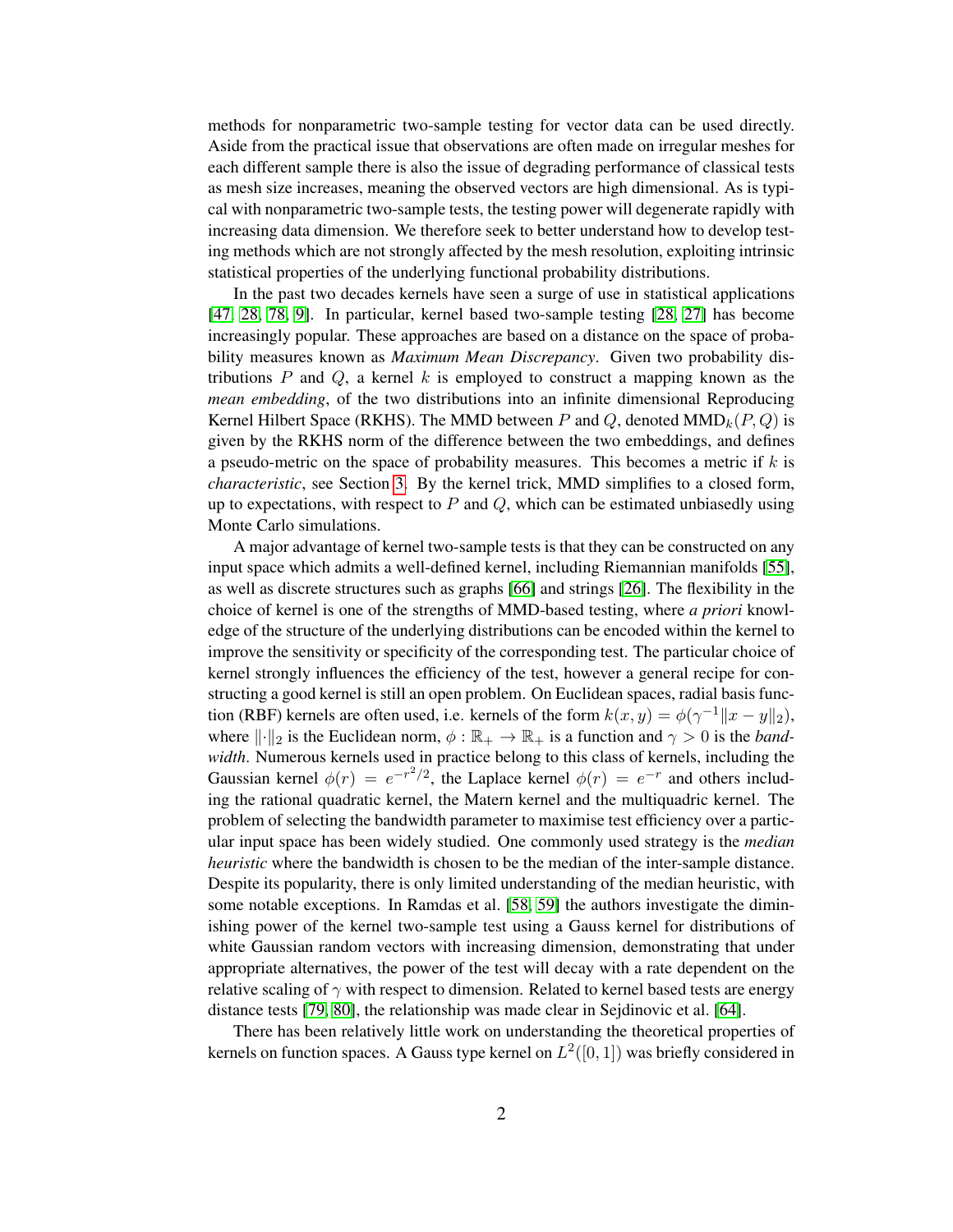methods for nonparametric two-sample testing for vector data can be used directly. Aside from the practical issue that observations are often made on irregular meshes for each different sample there is also the issue of degrading performance of classical tests as mesh size increases, meaning the observed vectors are high dimensional. As is typical with nonparametric two-sample tests, the testing power will degenerate rapidly with increasing data dimension. We therefore seek to better understand how to develop testing methods which are not strongly affected by the mesh resolution, exploiting intrinsic statistical properties of the underlying functional probability distributions.

In the past two decades kernels have seen a surge of use in statistical applications [47, 28, 78, 9]. In particular, kernel based two-sample testing [28, 27] has become increasingly popular. These approaches are based on a distance on the space of probability measures known as *Maximum Mean Discrepancy*. Given two probability distributions $P$ and $Q$, a kernel $k$ is employed to construct a mapping known as the *mean embedding*, of the two distributions into an infinite dimensional Reproducing Kernel Hilbert Space (RKHS). The MMD between $P$ and $Q$, denoted $\text{MMD}_k(P, Q)$ is given by the RKHS norm of the difference between the two embeddings, and defines a pseudo-metric on the space of probability measures. This becomes a metric if $k$ is *characteristic*, see Section 3. By the kernel trick, MMD simplifies to a closed form, up to expectations, with respect to $P$ and $Q$, which can be estimated unbiasedly using Monte Carlo simulations.

A major advantage of kernel two-sample tests is that they can be constructed on any input space which admits a well-defined kernel, including Riemannian manifolds [55], as well as discrete structures such as graphs [66] and strings [26]. The flexibility in the choice of kernel is one of the strengths of MMD-based testing, where *a priori* knowledge of the structure of the underlying distributions can be encoded within the kernel to improve the sensitivity or specificity of the corresponding test. The particular choice of kernel strongly influences the efficiency of the test, however a general recipe for constructing a good kernel is still an open problem. On Euclidean spaces, radial basis function (RBF) kernels are often used, i.e. kernels of the form $k(x, y) = \phi(\gamma^{-1}\|x - y\|_2)$, where $\|\cdot\|_2$ is the Euclidean norm, $\phi : \mathbb{R}_+ \to \mathbb{R}_+$ is a function and $\gamma > 0$ is the *bandwidth*. Numerous kernels used in practice belong to this class of kernels, including the Gaussian kernel $\phi(r) = e^{-r^2/2}$, the Laplace kernel $\phi(r) = e^{-r}$ and others including the rational quadratic kernel, the Matern kernel and the multiquadric kernel. The problem of selecting the bandwidth parameter to maximise test efficiency over a particular input space has been widely studied. One commonly used strategy is the *median heuristic* where the bandwidth is chosen to be the median of the inter-sample distance. Despite its popularity, there is only limited understanding of the median heuristic, with some notable exceptions. In Ramdas et al. [58, 59] the authors investigate the diminishing power of the kernel two-sample test using a Gauss kernel for distributions of white Gaussian random vectors with increasing dimension, demonstrating that under appropriate alternatives, the power of the test will decay with a rate dependent on the relative scaling of $\gamma$ with respect to dimension. Related to kernel based tests are energy distance tests [79, 80], the relationship was made clear in Sejdinovic et al. [64].

There has been relatively little work on understanding the theoretical properties of kernels on function spaces. A Gauss type kernel on $L^2([0, 1])$ was briefly considered in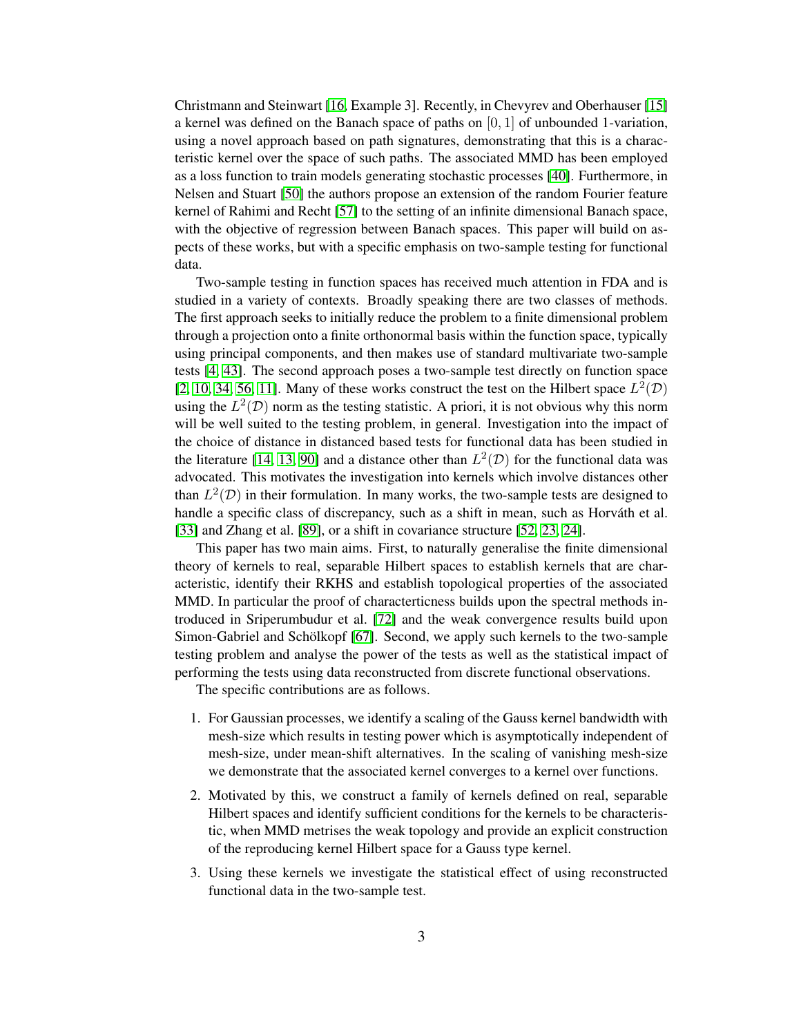Christmann and Steinwart [16, Example 3]. Recently, in Chevyrev and Oberhauser [15] a kernel was defined on the Banach space of paths on $[0, 1]$ of unbounded 1-variation, using a novel approach based on path signatures, demonstrating that this is a characteristic kernel over the space of such paths. The associated MMD has been employed as a loss function to train models generating stochastic processes [40]. Furthermore, in Nelsen and Stuart [50] the authors propose an extension of the random Fourier feature kernel of Rahimi and Recht [57] to the setting of an infinite dimensional Banach space, with the objective of regression between Banach spaces. This paper will build on aspects of these works, but with a specific emphasis on two-sample testing for functional data.

Two-sample testing in function spaces has received much attention in FDA and is studied in a variety of contexts. Broadly speaking there are two classes of methods. The first approach seeks to initially reduce the problem to a finite dimensional problem through a projection onto a finite orthonormal basis within the function space, typically using principal components, and then makes use of standard multivariate two-sample tests [4, 43]. The second approach poses a two-sample test directly on function space [2, 10, 34, 56, 11]. Many of these works construct the test on the Hilbert space $L^2(\mathcal{D})$ using the $L^2(\mathcal{D})$ norm as the testing statistic. A priori, it is not obvious why this norm will be well suited to the testing problem, in general. Investigation into the impact of the choice of distance in distanced based tests for functional data has been studied in the literature [14, 13, 90] and a distance other than $L^2(\mathcal{D})$ for the functional data was advocated. This motivates the investigation into kernels which involve distances other than $L^2(\mathcal{D})$ in their formulation. In many works, the two-sample tests are designed to handle a specific class of discrepancy, such as a shift in mean, such as Horváth et al. [33] and Zhang et al. [89], or a shift in covariance structure [52, 23, 24].

This paper has two main aims. First, to naturally generalise the finite dimensional theory of kernels to real, separable Hilbert spaces to establish kernels that are characteristic, identify their RKHS and establish topological properties of the associated MMD. In particular the proof of characterticness builds upon the spectral methods introduced in Sriperumbudur et al. [72] and the weak convergence results build upon Simon-Gabriel and Schölkopf [67]. Second, we apply such kernels to the two-sample testing problem and analyse the power of the tests as well as the statistical impact of performing the tests using data reconstructed from discrete functional observations.

The specific contributions are as follows.

1. For Gaussian processes, we identify a scaling of the Gauss kernel bandwidth with mesh-size which results in testing power which is asymptotically independent of mesh-size, under mean-shift alternatives. In the scaling of vanishing mesh-size we demonstrate that the associated kernel converges to a kernel over functions.
2. Motivated by this, we construct a family of kernels defined on real, separable Hilbert spaces and identify sufficient conditions for the kernels to be characteristic, when MMD metrises the weak topology and provide an explicit construction of the reproducing kernel Hilbert space for a Gauss type kernel.
3. Using these kernels we investigate the statistical effect of using reconstructed functional data in the two-sample test.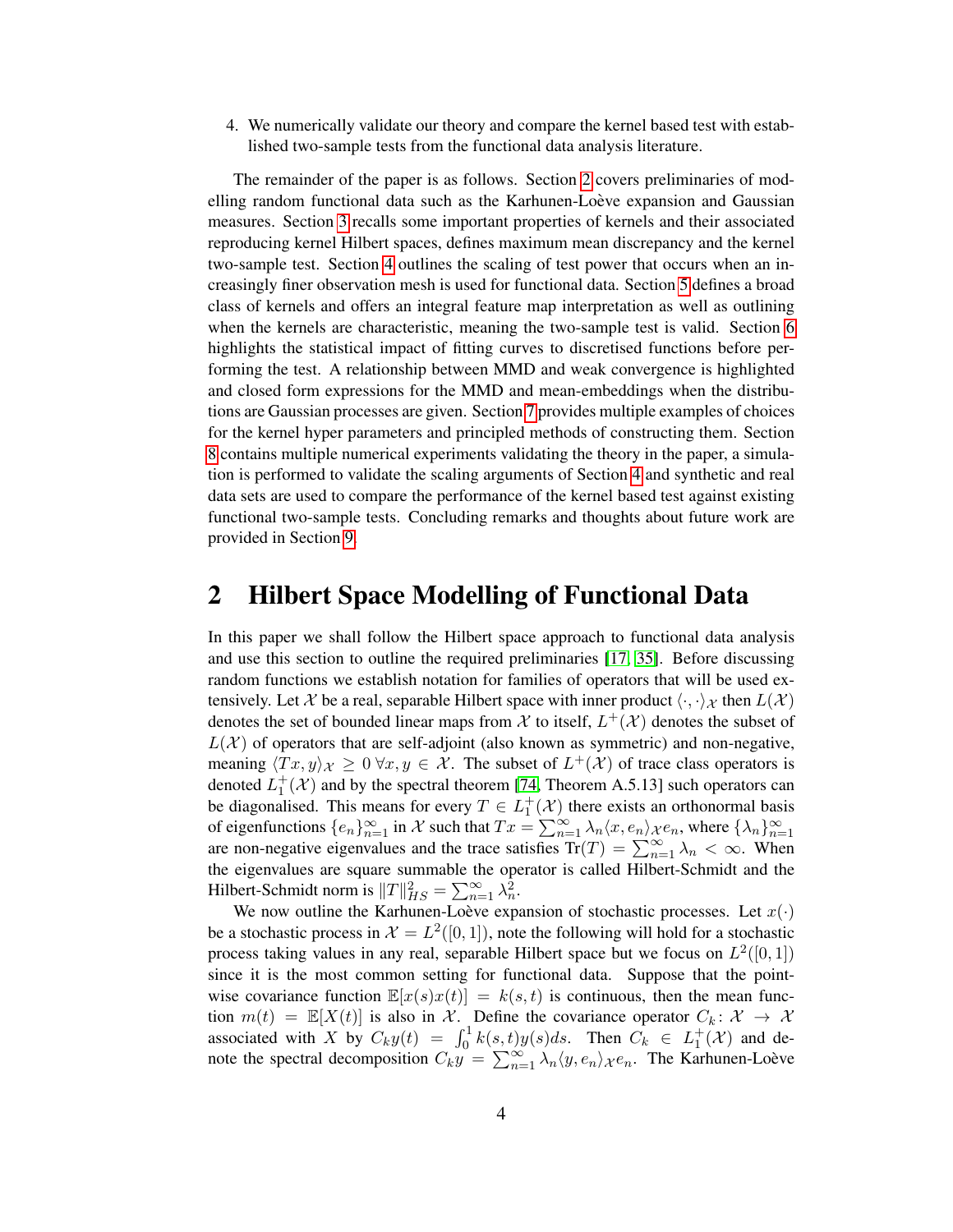4. We numerically validate our theory and compare the kernel based test with established two-sample tests from the functional data analysis literature.

The remainder of the paper is as follows. Section 2 covers preliminaries of modelling random functional data such as the Karhunen-Loève expansion and Gaussian measures. Section 3 recalls some important properties of kernels and their associated reproducing kernel Hilbert spaces, defines maximum mean discrepancy and the kernel two-sample test. Section 4 outlines the scaling of test power that occurs when an increasingly finer observation mesh is used for functional data. Section 5 defines a broad class of kernels and offers an integral feature map interpretation as well as outlining when the kernels are characteristic, meaning the two-sample test is valid. Section 6 highlights the statistical impact of fitting curves to discretised functions before performing the test. A relationship between MMD and weak convergence is highlighted and closed form expressions for the MMD and mean-embeddings when the distributions are Gaussian processes are given. Section 7 provides multiple examples of choices for the kernel hyper parameters and principled methods of constructing them. Section 8 contains multiple numerical experiments validating the theory in the paper, a simulation is performed to validate the scaling arguments of Section 4 and synthetic and real data sets are used to compare the performance of the kernel based test against existing functional two-sample tests. Concluding remarks and thoughts about future work are provided in Section 9.

## 2 Hilbert Space Modelling of Functional Data

In this paper we shall follow the Hilbert space approach to functional data analysis and use this section to outline the required preliminaries [17, 35]. Before discussing random functions we establish notation for families of operators that will be used extensively. Let $\mathcal{X}$ be a real, separable Hilbert space with inner product $\langle \cdot, \cdot \rangle_{\mathcal{X}}$ then $L(\mathcal{X})$ denotes the set of bounded linear maps from $\mathcal{X}$ to itself, $L^{+}(\mathcal{X})$ denotes the subset of $L(\mathcal{X})$ of operators that are self-adjoint (also known as symmetric) and non-negative, meaning $\langle Tx, y \rangle_{\mathcal{X}} \geq 0 \; \forall x, y \in \mathcal{X}$. The subset of $L^{+}(\mathcal{X})$ of trace class operators is denoted $L_1^{+}(\mathcal{X})$ and by the spectral theorem [74, Theorem A.5.13] such operators can be diagonalised. This means for every $T \in L_1^{+}(\mathcal{X})$ there exists an orthonormal basis of eigenfunctions $\{e_n\}_{n=1}^{\infty}$ in $\mathcal{X}$ such that $Tx = \sum_{n=1}^{\infty} \lambda_n \langle x, e_n \rangle_{\mathcal{X}} e_n$, where $\{\lambda_n\}_{n=1}^{\infty}$ are non-negative eigenvalues and the trace satisfies $\text{Tr}(T) = \sum_{n=1}^{\infty} \lambda_n < \infty$. When the eigenvalues are square summable the operator is called Hilbert-Schmidt and the Hilbert-Schmidt norm is $\|T\|_{HS}^2 = \sum_{n=1}^{\infty} \lambda_n^2$.

We now outline the Karhunen-Loève expansion of stochastic processes. Let $x(\cdot)$ be a stochastic process in $\mathcal{X} = L^2([0,1])$, note the following will hold for a stochastic process taking values in any real, separable Hilbert space but we focus on $L^2([0,1])$ since it is the most common setting for functional data. Suppose that the pointwise covariance function $\mathbb{E}[x(s)x(t)] = k(s,t)$ is continuous, then the mean function $m(t) = \mathbb{E}[X(t)]$ is also in $\mathcal{X}$. Define the covariance operator $C_k \colon \mathcal{X} \to \mathcal{X}$ associated with $X$ by $C_k y(t) = \int_0^1 k(s,t) y(s) ds$. Then $C_k \in L_1^{+}(\mathcal{X})$ and denote the spectral decomposition $C_k y = \sum_{n=1}^{\infty} \lambda_n \langle y, e_n \rangle_{\mathcal{X}} e_n$. The Karhunen-Loève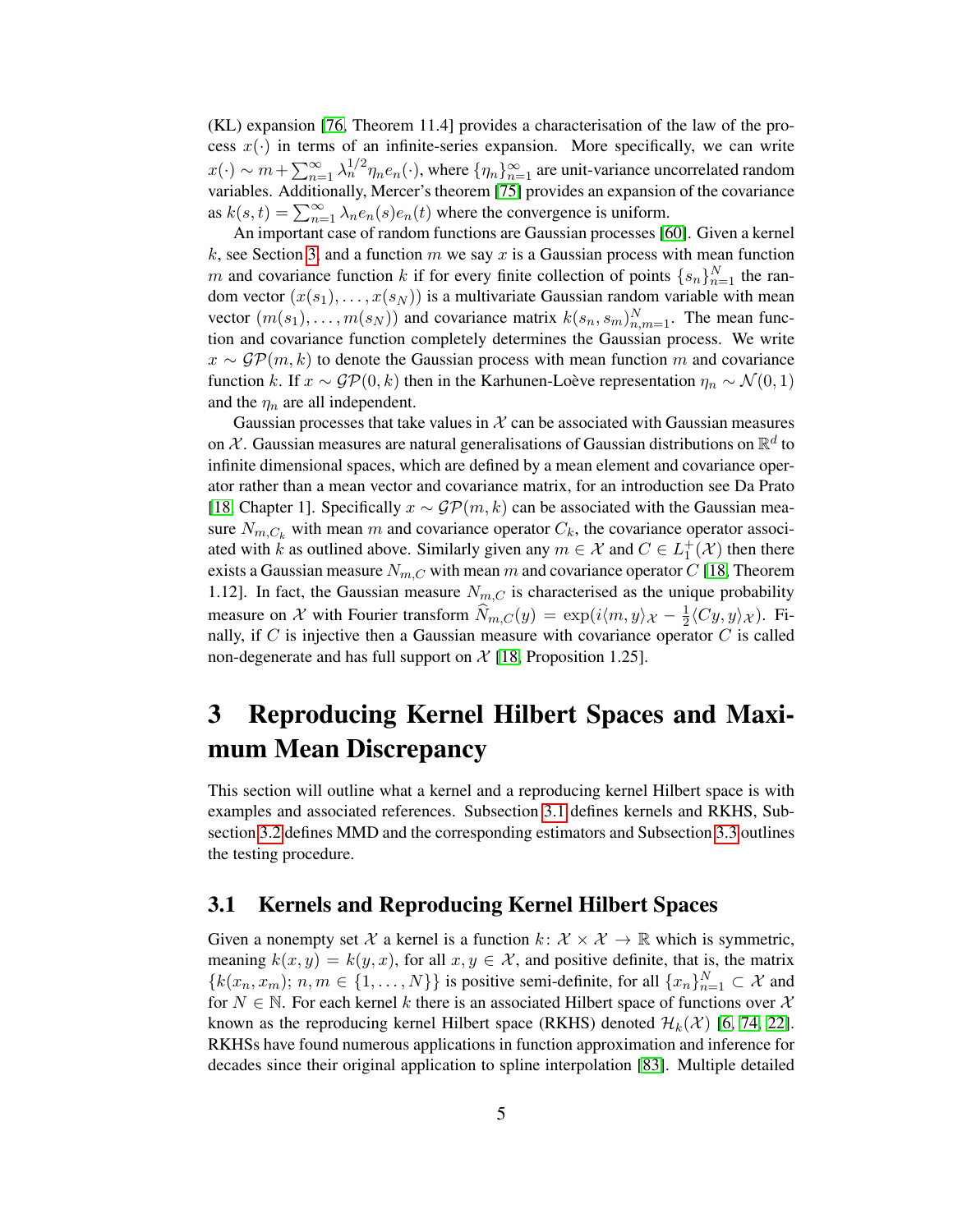(KL) expansion [76, Theorem 11.4] provides a characterisation of the law of the process $x(\cdot)$ in terms of an infinite-series expansion. More specifically, we can write $x(\cdot) \sim m + \sum_{n=1}^{\infty} \lambda_n^{1/2} \eta_n e_n(\cdot)$, where $\{\eta_n\}_{n=1}^{\infty}$ are unit-variance uncorrelated random variables. Additionally, Mercer's theorem [75] provides an expansion of the covariance as $k(s,t) = \sum_{n=1}^{\infty} \lambda_n e_n(s) e_n(t)$ where the convergence is uniform.

An important case of random functions are Gaussian processes [60]. Given a kernel $k$, see Section 3, and a function $m$ we say $x$ is a Gaussian process with mean function $m$ and covariance function $k$ if for every finite collection of points $\{s_n\}_{n=1}^{N}$ the random vector $(x(s_1), \ldots, x(s_N))$ is a multivariate Gaussian random variable with mean vector $(m(s_1), \ldots, m(s_N))$ and covariance matrix $k(s_n, s_m)_{n,m=1}^{N}$. The mean function and covariance function completely determines the Gaussian process. We write $x \sim \mathcal{GP}(m, k)$ to denote the Gaussian process with mean function $m$ and covariance function $k$. If $x \sim \mathcal{GP}(0, k)$ then in the Karhunen-Loève representation $\eta_n \sim \mathcal{N}(0, 1)$ and the $\eta_n$ are all independent.

Gaussian processes that take values in $\mathcal{X}$ can be associated with Gaussian measures on $\mathcal{X}$. Gaussian measures are natural generalisations of Gaussian distributions on $\mathbb{R}^d$ to infinite dimensional spaces, which are defined by a mean element and covariance operator rather than a mean vector and covariance matrix, for an introduction see Da Prato [18, Chapter 1]. Specifically $x \sim \mathcal{GP}(m, k)$ can be associated with the Gaussian measure $N_{m,C_k}$ with mean $m$ and covariance operator $C_k$, the covariance operator associated with $k$ as outlined above. Similarly given any $m \in \mathcal{X}$ and $C \in L_1^+(\mathcal{X})$ then there exists a Gaussian measure $N_{m,C}$ with mean $m$ and covariance operator $C$ [18, Theorem 1.12]. In fact, the Gaussian measure $N_{m,C}$ is characterised as the unique probability measure on $\mathcal{X}$ with Fourier transform $\widehat{N}_{m,C}(y) = \exp(i\langle m, y\rangle_{\mathcal{X}} - \frac{1}{2}\langle Cy, y\rangle_{\mathcal{X}})$. Finally, if $C$ is injective then a Gaussian measure with covariance operator $C$ is called non-degenerate and has full support on $\mathcal{X}$ [18, Proposition 1.25].

# 3 Reproducing Kernel Hilbert Spaces and Maximum Mean Discrepancy

This section will outline what a kernel and a reproducing kernel Hilbert space is with examples and associated references. Subsection 3.1 defines kernels and RKHS, Subsection 3.2 defines MMD and the corresponding estimators and Subsection 3.3 outlines the testing procedure.

## 3.1 Kernels and Reproducing Kernel Hilbert Spaces

Given a nonempty set $\mathcal{X}$ a kernel is a function $k \colon \mathcal{X} \times \mathcal{X} \to \mathbb{R}$ which is symmetric, meaning $k(x, y) = k(y, x)$, for all $x, y \in \mathcal{X}$, and positive definite, that is, the matrix $\{k(x_n, x_m);\, n, m \in \{1, \ldots, N\}\}$ is positive semi-definite, for all $\{x_n\}_{n=1}^{N} \subset \mathcal{X}$ and for $N \in \mathbb{N}$. For each kernel $k$ there is an associated Hilbert space of functions over $\mathcal{X}$ known as the reproducing kernel Hilbert space (RKHS) denoted $\mathcal{H}_k(\mathcal{X})$ [6, 74, 22]. RKHSs have found numerous applications in function approximation and inference for decades since their original application to spline interpolation [83]. Multiple detailed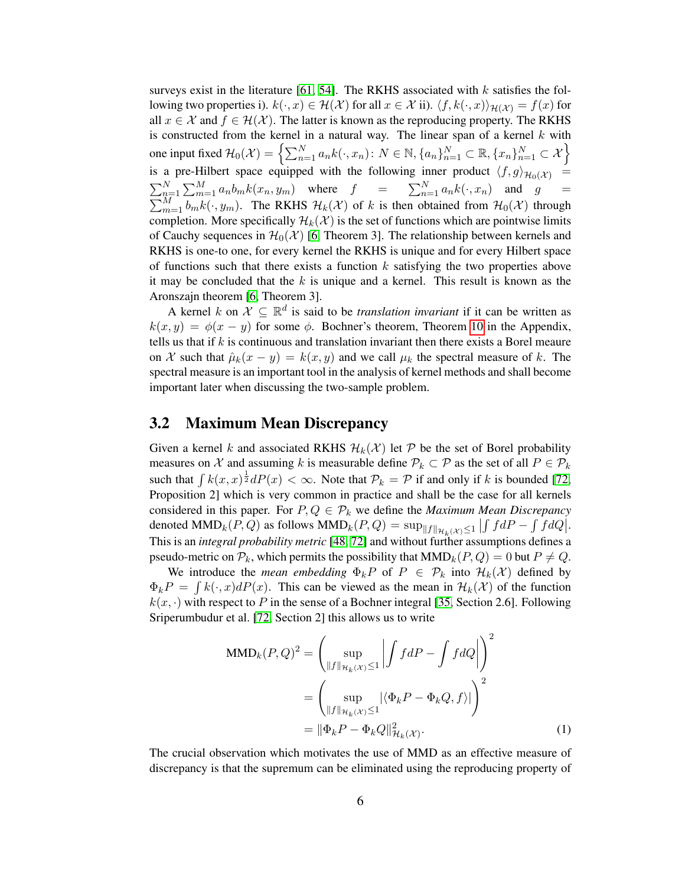surveys exist in the literature [61, 54]. The RKHS associated with $k$ satisfies the following two properties i). $k(\cdot, x) \in \mathcal{H}(\mathcal{X})$ for all $x \in \mathcal{X}$ ii). $\langle f, k(\cdot, x)\rangle_{\mathcal{H}(\mathcal{X})} = f(x)$ for all $x \in \mathcal{X}$ and $f \in \mathcal{H}(\mathcal{X})$. The latter is known as the reproducing property. The RKHS is constructed from the kernel in a natural way. The linear span of a kernel $k$ with one input fixed $\mathcal{H}_0(\mathcal{X}) = \left\{\sum_{n=1}^N a_n k(\cdot, x_n) \colon N \in \mathbb{N}, \{a_n\}_{n=1}^N \subset \mathbb{R}, \{x_n\}_{n=1}^N \subset \mathcal{X}\right\}$ is a pre-Hilbert space equipped with the following inner product $\langle f, g\rangle_{\mathcal{H}_0(\mathcal{X})} = \sum_{n=1}^N \sum_{m=1}^M a_n b_m k(x_n, y_m)$ where $f = \sum_{n=1}^N a_n k(\cdot, x_n)$ and $g = \sum_{m=1}^M b_m k(\cdot, y_m)$. The RKHS $\mathcal{H}_k(\mathcal{X})$ of $k$ is then obtained from $\mathcal{H}_0(\mathcal{X})$ through completion. More specifically $\mathcal{H}_k(\mathcal{X})$ is the set of functions which are pointwise limits of Cauchy sequences in $\mathcal{H}_0(\mathcal{X})$ [6, Theorem 3]. The relationship between kernels and RKHS is one-to one, for every kernel the RKHS is unique and for every Hilbert space of functions such that there exists a function $k$ satisfying the two properties above it may be concluded that the $k$ is unique and a kernel. This result is known as the Aronszajn theorem [6, Theorem 3].

A kernel $k$ on $\mathcal{X} \subseteq \mathbb{R}^d$ is said to be *translation invariant* if it can be written as $k(x, y) = \phi(x - y)$ for some $\phi$. Bochner's theorem, Theorem 10 in the Appendix, tells us that if $k$ is continuous and translation invariant then there exists a Borel meaure on $\mathcal{X}$ such that $\hat{\mu}_k(x - y) = k(x, y)$ and we call $\mu_k$ the spectral measure of $k$. The spectral measure is an important tool in the analysis of kernel methods and shall become important later when discussing the two-sample problem.

## 3.2 Maximum Mean Discrepancy

Given a kernel $k$ and associated RKHS $\mathcal{H}_k(\mathcal{X})$ let $\mathcal{P}$ be the set of Borel probability measures on $\mathcal{X}$ and assuming $k$ is measurable define $\mathcal{P}_k \subset \mathcal{P}$ as the set of all $P \in \mathcal{P}_k$ such that $\int k(x, x)^{\frac{1}{2}} dP(x) < \infty$. Note that $\mathcal{P}_k = \mathcal{P}$ if and only if $k$ is bounded [72, Proposition 2] which is very common in practice and shall be the case for all kernels considered in this paper. For $P, Q \in \mathcal{P}_k$ we define the *Maximum Mean Discrepancy* denoted $\text{MMD}_k(P, Q)$ as follows $\text{MMD}_k(P, Q) = \sup_{\|f\|_{\mathcal{H}_k(\mathcal{X})} \leq 1} \left|\int f dP - \int f dQ\right|$. This is an *integral probability metric* [48, 72] and without further assumptions defines a pseudo-metric on $\mathcal{P}_k$, which permits the possibility that $\text{MMD}_k(P, Q) = 0$ but $P \neq Q$.

We introduce the *mean embedding* $\Phi_k P$ of $P \in \mathcal{P}_k$ into $\mathcal{H}_k(\mathcal{X})$ defined by $\Phi_k P = \int k(\cdot, x) dP(x)$. This can be viewed as the mean in $\mathcal{H}_k(\mathcal{X})$ of the function $k(x, \cdot)$ with respect to $P$ in the sense of a Bochner integral [35, Section 2.6]. Following Sriperumbudur et al. [72, Section 2] this allows us to write

$$
\begin{aligned}
\text{MMD}_k(P, Q)^2 &= \left(\sup_{\|f\|_{\mathcal{H}_k(\mathcal{X})} \leq 1} \left|\int f dP - \int f dQ\right|\right)^2 \\
&= \left(\sup_{\|f\|_{\mathcal{H}_k(\mathcal{X})} \leq 1} |\langle \Phi_k P - \Phi_k Q, f\rangle|\right)^2 \\
&= \|\Phi_k P - \Phi_k Q\|^2_{\mathcal{H}_k(\mathcal{X})}. \qquad (1)
\end{aligned}
$$

The crucial observation which motivates the use of MMD as an effective measure of discrepancy is that the supremum can be eliminated using the reproducing property of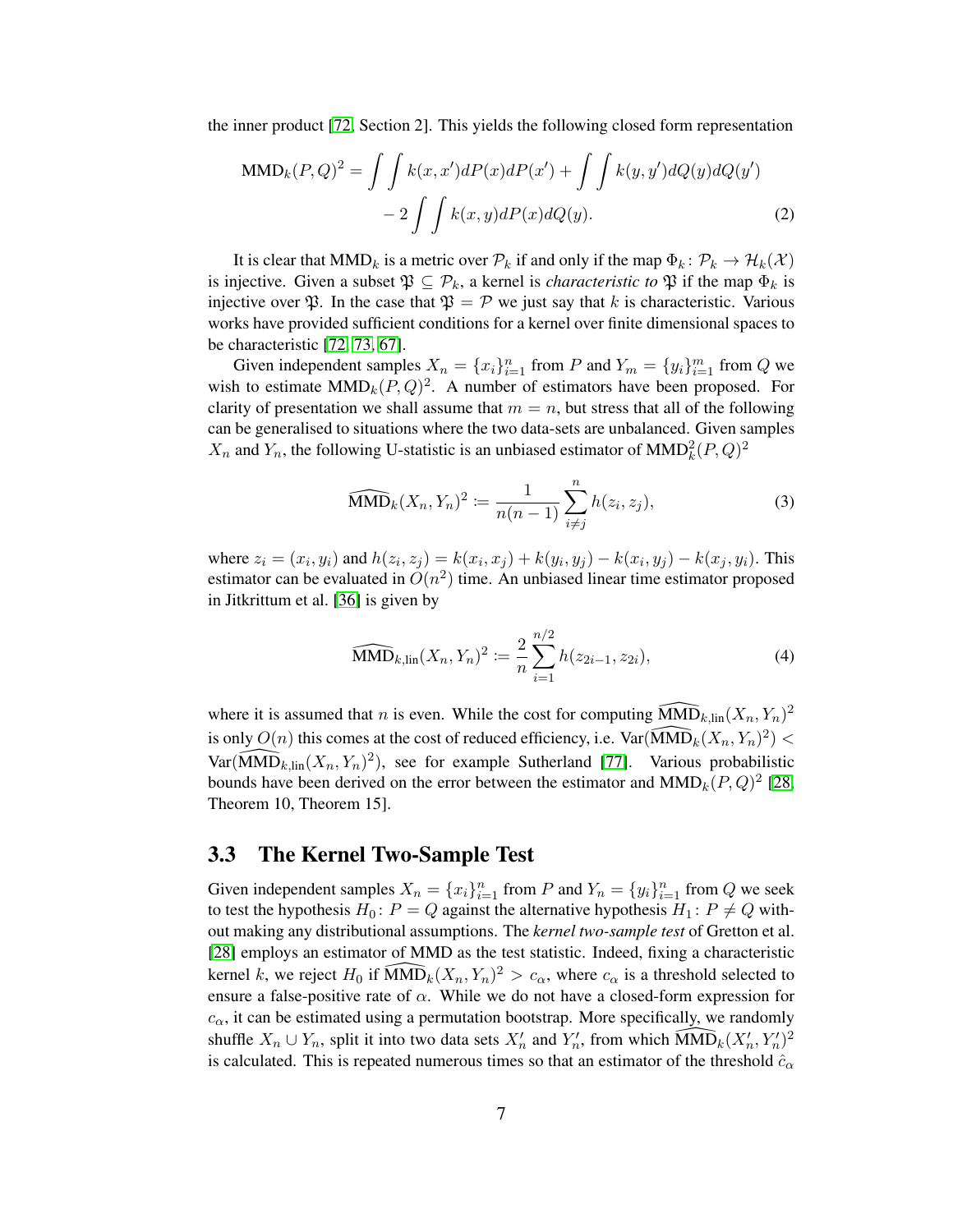the inner product [72, Section 2]. This yields the following closed form representation

$$
\begin{aligned}
\mathrm{MMD}_k(P,Q)^2 = \int\int k(x,x')dP(x)dP(x') + \int\int k(y,y')dQ(y)dQ(y') \\
- 2\int\int k(x,y)dP(x)dQ(y).
\end{aligned}
\tag{2}
$$

It is clear that $\mathrm{MMD}_k$ is a metric over $\mathcal{P}_k$ if and only if the map $\Phi_k \colon \mathcal{P}_k \to \mathcal{H}_k(\mathcal{X})$ is injective. Given a subset $\mathfrak{P} \subseteq \mathcal{P}_k$, a kernel is *characteristic to* $\mathfrak{P}$ if the map $\Phi_k$ is injective over $\mathfrak{P}$. In the case that $\mathfrak{P} = \mathcal{P}$ we just say that $k$ is characteristic. Various works have provided sufficient conditions for a kernel over finite dimensional spaces to be characteristic [72, 73, 67].

Given independent samples $X_n = \{x_i\}_{i=1}^n$ from $P$ and $Y_m = \{y_i\}_{i=1}^m$ from $Q$ we wish to estimate $\mathrm{MMD}_k(P,Q)^2$. A number of estimators have been proposed. For clarity of presentation we shall assume that $m = n$, but stress that all of the following can be generalised to situations where the two data-sets are unbalanced. Given samples $X_n$ and $Y_n$, the following U-statistic is an unbiased estimator of $\mathrm{MMD}_k^2(P,Q)^2$

$$
\widehat{\mathrm{MMD}}_k(X_n, Y_n)^2 \coloneqq \frac{1}{n(n-1)} \sum_{i \neq j}^{n} h(z_i, z_j), \tag{3}
$$

where $z_i = (x_i, y_i)$ and $h(z_i, z_j) = k(x_i, x_j) + k(y_i, y_j) - k(x_i, y_j) - k(x_j, y_i)$. This estimator can be evaluated in $O(n^2)$ time. An unbiased linear time estimator proposed in Jitkrittum et al. [36] is given by

$$
\widehat{\mathrm{MMD}}_{k,\mathrm{lin}}(X_n, Y_n)^2 \coloneqq \frac{2}{n} \sum_{i=1}^{n/2} h(z_{2i-1}, z_{2i}), \tag{4}
$$

where it is assumed that $n$ is even. While the cost for computing $\widehat{\mathrm{MMD}}_{k,\mathrm{lin}}(X_n, Y_n)^2$ is only $O(n)$ this comes at the cost of reduced efficiency, i.e. $\mathrm{Var}(\widehat{\mathrm{MMD}}_k(X_n, Y_n)^2) < \mathrm{Var}(\widehat{\mathrm{MMD}}_{k,\mathrm{lin}}(X_n, Y_n)^2)$, see for example Sutherland [77]. Various probabilistic bounds have been derived on the error between the estimator and $\mathrm{MMD}_k(P,Q)^2$ [28, Theorem 10, Theorem 15].

## 3.3 The Kernel Two-Sample Test

Given independent samples $X_n = \{x_i\}_{i=1}^n$ from $P$ and $Y_n = \{y_i\}_{i=1}^n$ from $Q$ we seek to test the hypothesis $H_0 \colon P = Q$ against the alternative hypothesis $H_1 \colon P \neq Q$ without making any distributional assumptions. The *kernel two-sample test* of Gretton et al. [28] employs an estimator of MMD as the test statistic. Indeed, fixing a characteristic kernel $k$, we reject $H_0$ if $\widehat{\mathrm{MMD}}_k(X_n, Y_n)^2 > c_\alpha$, where $c_\alpha$ is a threshold selected to ensure a false-positive rate of $\alpha$. While we do not have a closed-form expression for $c_\alpha$, it can be estimated using a permutation bootstrap. More specifically, we randomly shuffle $X_n \cup Y_n$, split it into two data sets $X_n'$ and $Y_n'$, from which $\widehat{\mathrm{MMD}}_k(X_n', Y_n')^2$ is calculated. This is repeated numerous times so that an estimator of the threshold $\hat{c}_\alpha$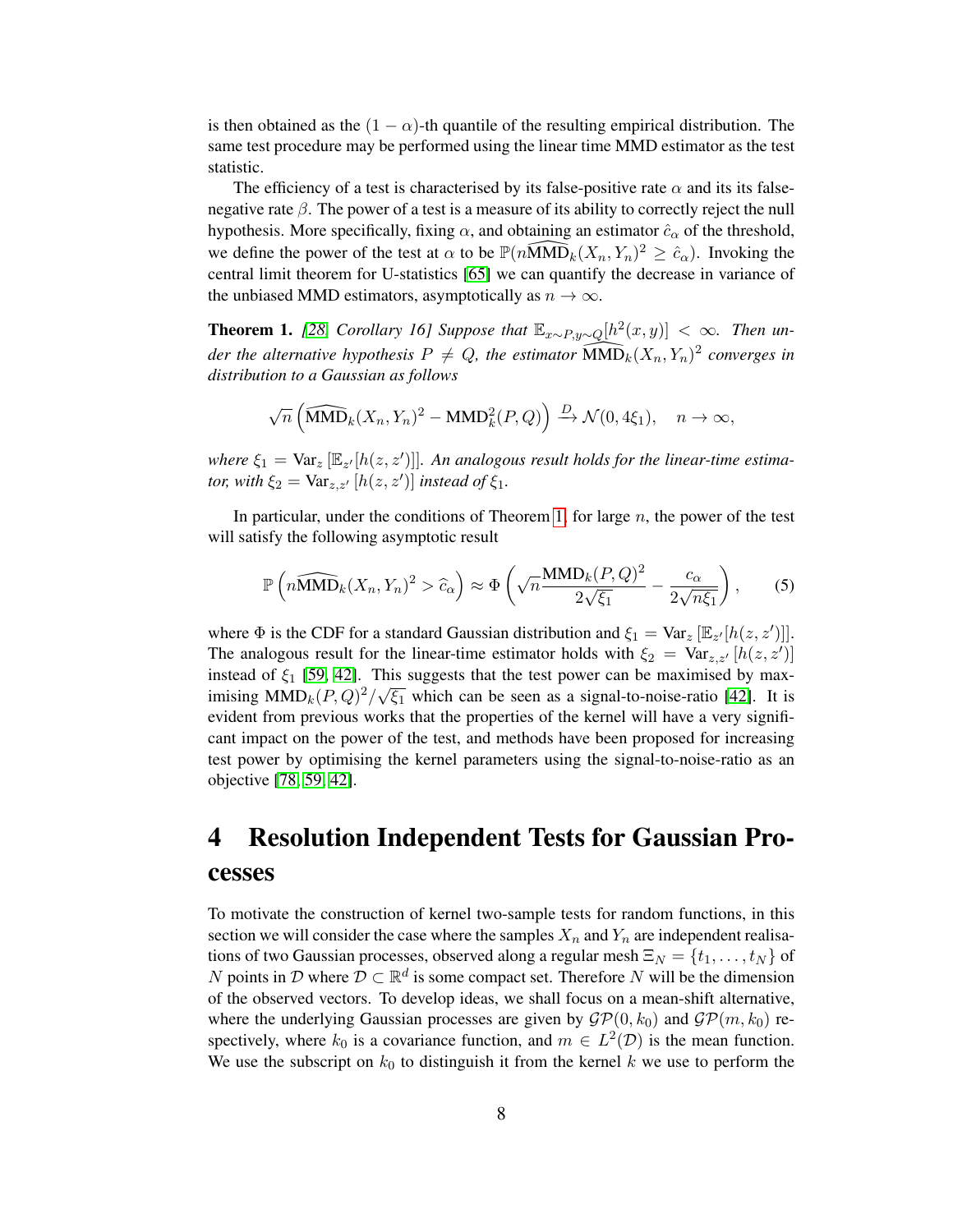is then obtained as the $(1-\alpha)$-th quantile of the resulting empirical distribution. The same test procedure may be performed using the linear time MMD estimator as the test statistic.

The efficiency of a test is characterised by its false-positive rate $\alpha$ and its its false-negative rate $\beta$. The power of a test is a measure of its ability to correctly reject the null hypothesis. More specifically, fixing $\alpha$, and obtaining an estimator $\hat{c}_\alpha$ of the threshold, we define the power of the test at $\alpha$ to be $\mathbb{P}(n\widehat{\text{MMD}}_k(X_n, Y_n)^2 \geq \hat{c}_\alpha)$. Invoking the central limit theorem for U-statistics [65] we can quantify the decrease in variance of the unbiased MMD estimators, asymptotically as $n \to \infty$.

**Theorem 1.** *[28, Corollary 16] Suppose that $\mathbb{E}_{x\sim P, y\sim Q}[h^2(x,y)] < \infty$. Then under the alternative hypothesis $P \neq Q$, the estimator $\widehat{\text{MMD}}_k(X_n, Y_n)^2$ converges in distribution to a Gaussian as follows*

$$\sqrt{n}\left(\widehat{\text{MMD}}_k(X_n, Y_n)^2 - \text{MMD}_k^2(P, Q)\right) \xrightarrow{D} \mathcal{N}(0, 4\xi_1), \quad n \to \infty,$$

*where $\xi_1 = \text{Var}_z\left[\mathbb{E}_{z'}[h(z,z')]\right]$. An analogous result holds for the linear-time estimator, with $\xi_2 = \text{Var}_{z,z'}\left[h(z,z')\right]$ instead of $\xi_1$.*

In particular, under the conditions of Theorem 1, for large $n$, the power of the test will satisfy the following asymptotic result

$$\mathbb{P}\left(n\widehat{\text{MMD}}_k(X_n, Y_n)^2 > \widehat{c}_\alpha\right) \approx \Phi\left(\sqrt{n}\frac{\text{MMD}_k(P,Q)^2}{2\sqrt{\xi_1}} - \frac{c_\alpha}{2\sqrt{n\xi_1}}\right), \tag{5}$$

where $\Phi$ is the CDF for a standard Gaussian distribution and $\xi_1 = \text{Var}_z\left[\mathbb{E}_{z'}[h(z,z')]\right]$. The analogous result for the linear-time estimator holds with $\xi_2 = \text{Var}_{z,z'}\left[h(z,z')\right]$ instead of $\xi_1$ [59, 42]. This suggests that the test power can be maximised by maximising $\text{MMD}_k(P,Q)^2/\sqrt{\xi_1}$ which can be seen as a signal-to-noise-ratio [42]. It is evident from previous works that the properties of the kernel will have a very significant impact on the power of the test, and methods have been proposed for increasing test power by optimising the kernel parameters using the signal-to-noise-ratio as an objective [78, 59, 42].

# 4 Resolution Independent Tests for Gaussian Processes

To motivate the construction of kernel two-sample tests for random functions, in this section we will consider the case where the samples $X_n$ and $Y_n$ are independent realisations of two Gaussian processes, observed along a regular mesh $\Xi_N = \{t_1, \ldots, t_N\}$ of $N$ points in $\mathcal{D}$ where $\mathcal{D} \subset \mathbb{R}^d$ is some compact set. Therefore $N$ will be the dimension of the observed vectors. To develop ideas, we shall focus on a mean-shift alternative, where the underlying Gaussian processes are given by $\mathcal{GP}(0, k_0)$ and $\mathcal{GP}(m, k_0)$ respectively, where $k_0$ is a covariance function, and $m \in L^2(\mathcal{D})$ is the mean function. We use the subscript on $k_0$ to distinguish it from the kernel $k$ we use to perform the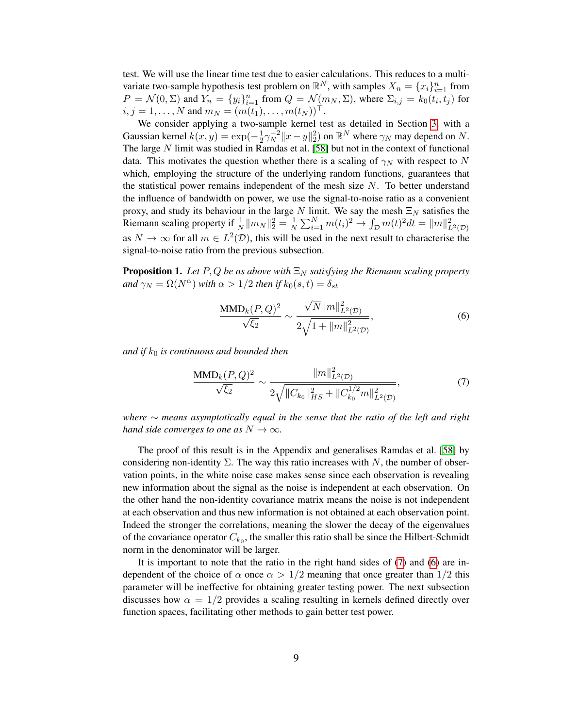test. We will use the linear time test due to easier calculations. This reduces to a multivariate two-sample hypothesis test problem on $\mathbb{R}^N$, with samples $X_n = \{x_i\}_{i=1}^n$ from $P = \mathcal{N}(0, \Sigma)$ and $Y_n = \{y_i\}_{i=1}^n$ from $Q = \mathcal{N}(m_N, \Sigma)$, where $\Sigma_{i,j} = k_0(t_i, t_j)$ for $i, j = 1, \ldots, N$ and $m_N = (m(t_1), \ldots, m(t_N))^\top$.

We consider applying a two-sample kernel test as detailed in Section 3, with a Gaussian kernel $k(x, y) = \exp(-\frac{1}{2}\gamma_N^{-2}\|x - y\|_2^2)$ on $\mathbb{R}^N$ where $\gamma_N$ may depend on $N$. The large $N$ limit was studied in Ramdas et al. [58] but not in the context of functional data. This motivates the question whether there is a scaling of $\gamma_N$ with respect to $N$ which, employing the structure of the underlying random functions, guarantees that the statistical power remains independent of the mesh size $N$. To better understand the influence of bandwidth on power, we use the signal-to-noise ratio as a convenient proxy, and study its behaviour in the large $N$ limit. We say the mesh $\Xi_N$ satisfies the Riemann scaling property if $\frac{1}{N}\|m_N\|_2^2 = \frac{1}{N}\sum_{i=1}^N m(t_i)^2 \to \int_{\mathcal{D}} m(t)^2 dt = \|m\|_{L^2(\mathcal{D})}^2$ as $N \to \infty$ for all $m \in L^2(\mathcal{D})$, this will be used in the next result to characterise the signal-to-noise ratio from the previous subsection.

**Proposition 1.** *Let $P, Q$ be as above with $\Xi_N$ satisfying the Riemann scaling property and $\gamma_N = \Omega(N^\alpha)$ with $\alpha > 1/2$ then if $k_0(s,t) = \delta_{st}$*

$$\frac{\text{MMD}_k(P, Q)^2}{\sqrt{\xi_2}} \sim \frac{\sqrt{N}\|m\|_{L^2(\mathcal{D})}^2}{2\sqrt{1 + \|m\|_{L^2(\mathcal{D})}^2}}, \tag{6}$$

*and if $k_0$ is continuous and bounded then*

$$\frac{\text{MMD}_k(P, Q)^2}{\sqrt{\xi_2}} \sim \frac{\|m\|_{L^2(\mathcal{D})}^2}{2\sqrt{\|C_{k_0}\|_{HS}^2 + \|C_{k_0}^{1/2} m\|_{L^2(\mathcal{D})}^2}}, \tag{7}$$

*where $\sim$ means asymptotically equal in the sense that the ratio of the left and right hand side converges to one as $N \to \infty$.*

The proof of this result is in the Appendix and generalises Ramdas et al. [58] by considering non-identity $\Sigma$. The way this ratio increases with $N$, the number of observation points, in the white noise case makes sense since each observation is revealing new information about the signal as the noise is independent at each observation. On the other hand the non-identity covariance matrix means the noise is not independent at each observation and thus new information is not obtained at each observation point. Indeed the stronger the correlations, meaning the slower the decay of the eigenvalues of the covariance operator $C_{k_0}$, the smaller this ratio shall be since the Hilbert-Schmidt norm in the denominator will be larger.

It is important to note that the ratio in the right hand sides of (7) and (6) are independent of the choice of $\alpha$ once $\alpha > 1/2$ meaning that once greater than $1/2$ this parameter will be ineffective for obtaining greater testing power. The next subsection discusses how $\alpha = 1/2$ provides a scaling resulting in kernels defined directly over function spaces, facilitating other methods to gain better test power.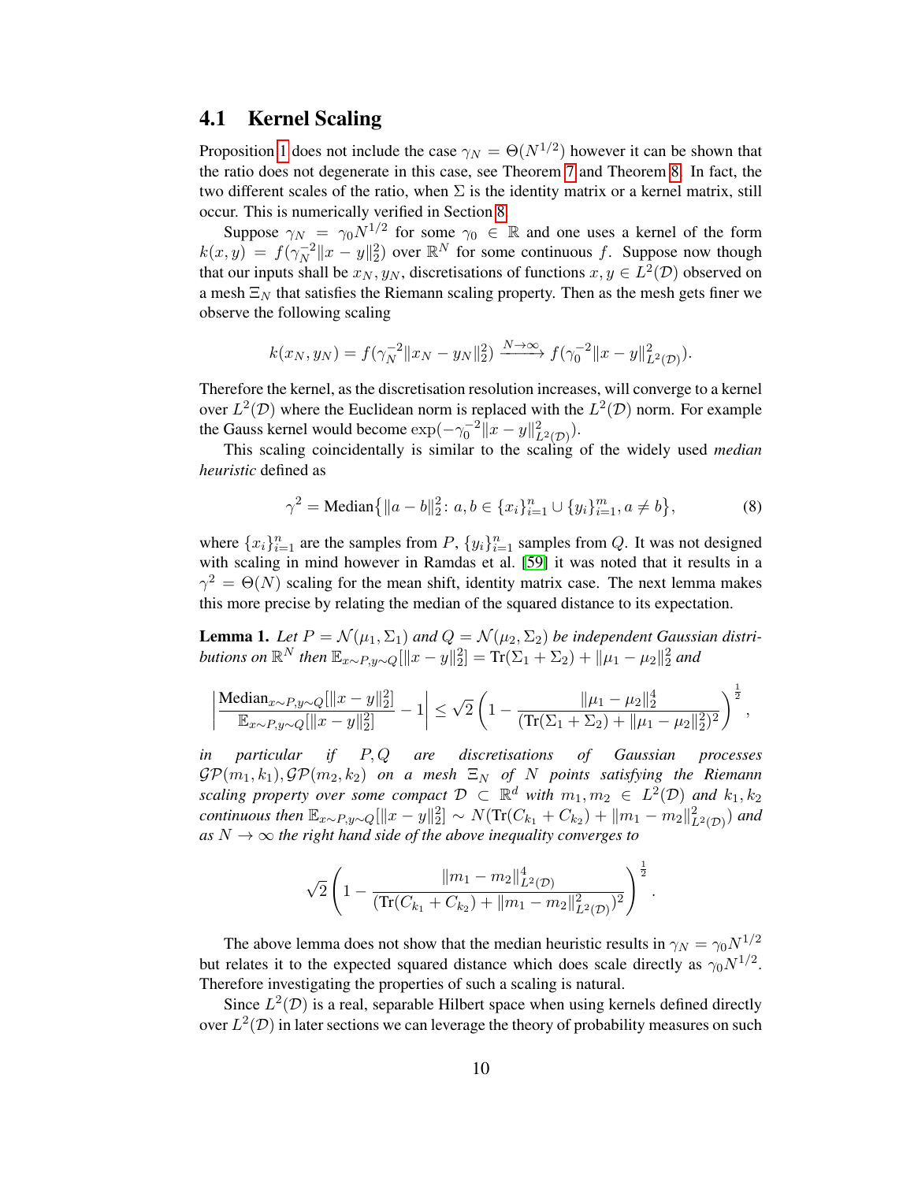### 4.1 Kernel Scaling

Proposition 1 does not include the case $\gamma_N = \Theta(N^{1/2})$ however it can be shown that the ratio does not degenerate in this case, see Theorem 7 and Theorem 8. In fact, the two different scales of the ratio, when $\Sigma$ is the identity matrix or a kernel matrix, still occur. This is numerically verified in Section 8.

Suppose $\gamma_N = \gamma_0 N^{1/2}$ for some $\gamma_0 \in \mathbb{R}$ and one uses a kernel of the form $k(x, y) = f(\gamma_N^{-2}\|x - y\|_2^2)$ over $\mathbb{R}^N$ for some continuous $f$. Suppose now though that our inputs shall be $x_N, y_N$, discretisations of functions $x, y \in L^2(\mathcal{D})$ observed on a mesh $\Xi_N$ that satisfies the Riemann scaling property. Then as the mesh gets finer we observe the following scaling

$$
k(x_N, y_N) = f(\gamma_N^{-2}\|x_N - y_N\|_2^2) \xrightarrow{N\to\infty} f(\gamma_0^{-2}\|x - y\|_{L^2(\mathcal{D})}^2).
$$

Therefore the kernel, as the discretisation resolution increases, will converge to a kernel over $L^2(\mathcal{D})$ where the Euclidean norm is replaced with the $L^2(\mathcal{D})$ norm. For example the Gauss kernel would become $\exp(-\gamma_0^{-2}\|x - y\|_{L^2(\mathcal{D})}^2)$.

This scaling coincidentally is similar to the scaling of the widely used *median heuristic* defined as

$$
\gamma^2 = \text{Median}\big\{\|a - b\|_2^2 \colon a, b \in \{x_i\}_{i=1}^n \cup \{y_i\}_{i=1}^m, a \neq b\big\}, \tag{8}
$$

where $\{x_i\}_{i=1}^n$ are the samples from $P$, $\{y_i\}_{i=1}^n$ samples from $Q$. It was not designed with scaling in mind however in Ramdas et al. [59] it was noted that it results in a $\gamma^2 = \Theta(N)$ scaling for the mean shift, identity matrix case. The next lemma makes this more precise by relating the median of the squared distance to its expectation.

**Lemma 1.** *Let $P = \mathcal{N}(\mu_1, \Sigma_1)$ and $Q = \mathcal{N}(\mu_2, \Sigma_2)$ be independent Gaussian distributions on $\mathbb{R}^N$ then $\mathbb{E}_{x\sim P, y\sim Q}[\|x - y\|_2^2] = \text{Tr}(\Sigma_1 + \Sigma_2) + \|\mu_1 - \mu_2\|_2^2$ and*

$$
\left|\frac{\text{Median}_{x\sim P, y\sim Q}[\|x - y\|_2^2]}{\mathbb{E}_{x\sim P, y\sim Q}[\|x - y\|_2^2]} - 1\right| \leq \sqrt{2}\left(1 - \frac{\|\mu_1 - \mu_2\|_2^4}{(\text{Tr}(\Sigma_1 + \Sigma_2) + \|\mu_1 - \mu_2\|_2^2)^2}\right)^{\frac{1}{2}},
$$

*in particular if $P, Q$ are discretisations of Gaussian processes $\mathcal{GP}(m_1, k_1), \mathcal{GP}(m_2, k_2)$ on a mesh $\Xi_N$ of $N$ points satisfying the Riemann scaling property over some compact $\mathcal{D} \subset \mathbb{R}^d$ with $m_1, m_2 \in L^2(\mathcal{D})$ and $k_1, k_2$ continuous then $\mathbb{E}_{x\sim P, y\sim Q}[\|x - y\|_2^2] \sim N(\text{Tr}(C_{k_1} + C_{k_2}) + \|m_1 - m_2\|_{L^2(\mathcal{D})}^2)$ and as $N \to \infty$ the right hand side of the above inequality converges to*

$$
\sqrt{2}\left(1 - \frac{\|m_1 - m_2\|_{L^2(\mathcal{D})}^4}{(\text{Tr}(C_{k_1} + C_{k_2}) + \|m_1 - m_2\|_{L^2(\mathcal{D})}^2)^2}\right)^{\frac{1}{2}}.
$$

The above lemma does not show that the median heuristic results in $\gamma_N = \gamma_0 N^{1/2}$ but relates it to the expected squared distance which does scale directly as $\gamma_0 N^{1/2}$. Therefore investigating the properties of such a scaling is natural.

Since $L^2(\mathcal{D})$ is a real, separable Hilbert space when using kernels defined directly over $L^2(\mathcal{D})$ in later sections we can leverage the theory of probability measures on such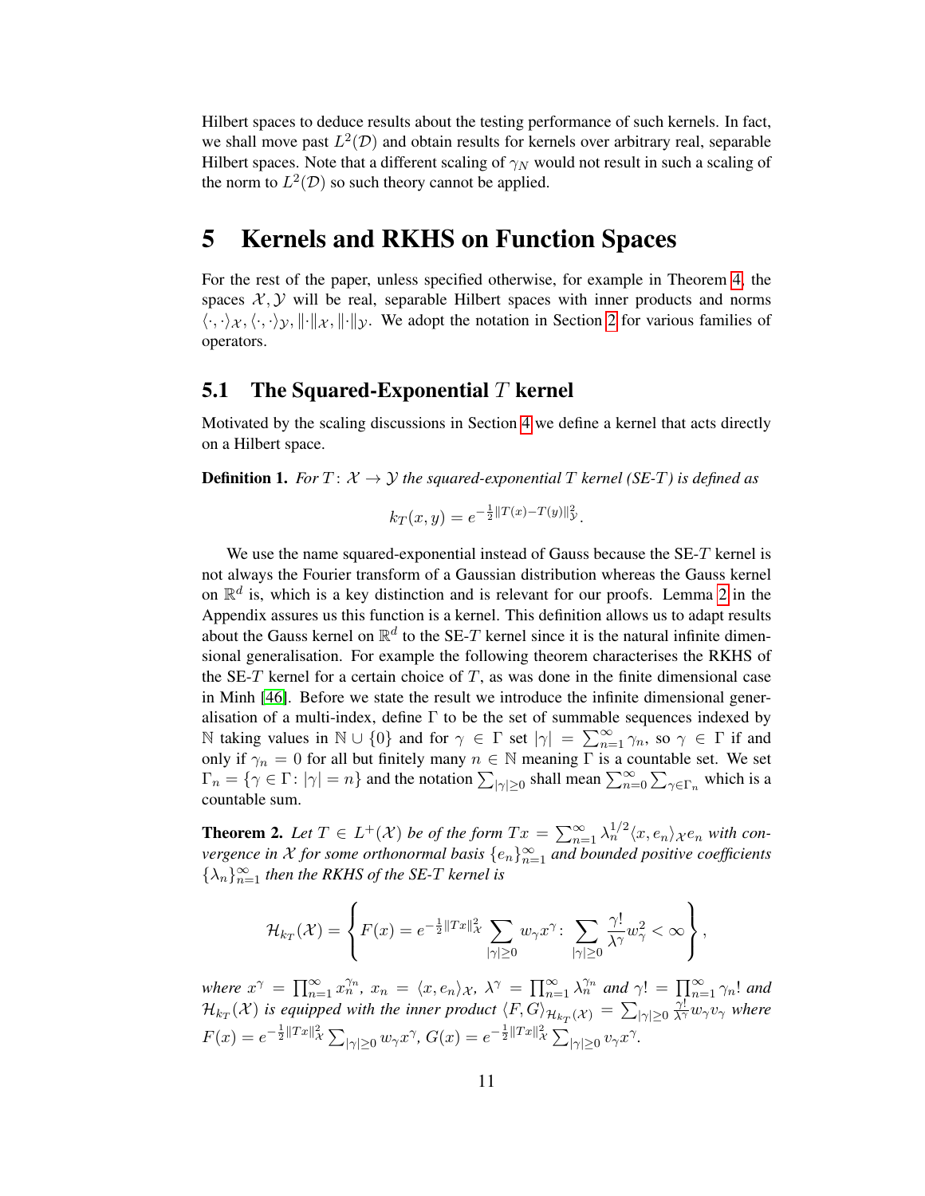Hilbert spaces to deduce results about the testing performance of such kernels. In fact, we shall move past $L^2(\mathcal{D})$ and obtain results for kernels over arbitrary real, separable Hilbert spaces. Note that a different scaling of $\gamma_N$ would not result in such a scaling of the norm to $L^2(\mathcal{D})$ so such theory cannot be applied.

# 5 Kernels and RKHS on Function Spaces

For the rest of the paper, unless specified otherwise, for example in Theorem 4, the spaces $\mathcal{X}, \mathcal{Y}$ will be real, separable Hilbert spaces with inner products and norms $\langle\cdot,\cdot\rangle_{\mathcal{X}}, \langle\cdot,\cdot\rangle_{\mathcal{Y}}, \|\cdot\|_{\mathcal{X}}, \|\cdot\|_{\mathcal{Y}}$. We adopt the notation in Section 2 for various families of operators.

## 5.1 The Squared-Exponential $T$ kernel

Motivated by the scaling discussions in Section 4 we define a kernel that acts directly on a Hilbert space.

**Definition 1.** *For $T\colon \mathcal{X} \to \mathcal{Y}$ the squared-exponential $T$ kernel (SE-$T$) is defined as*

$$k_T(x,y) = e^{-\frac{1}{2}\|T(x)-T(y)\|^2_{\mathcal{Y}}}.$$

We use the name squared-exponential instead of Gauss because the SE-$T$ kernel is not always the Fourier transform of a Gaussian distribution whereas the Gauss kernel on $\mathbb{R}^d$ is, which is a key distinction and is relevant for our proofs. Lemma 2 in the Appendix assures us this function is a kernel. This definition allows us to adapt results about the Gauss kernel on $\mathbb{R}^d$ to the SE-$T$ kernel since it is the natural infinite dimensional generalisation. For example the following theorem characterises the RKHS of the SE-$T$ kernel for a certain choice of $T$, as was done in the finite dimensional case in Minh [46]. Before we state the result we introduce the infinite dimensional generalisation of a multi-index, define $\Gamma$ to be the set of summable sequences indexed by $\mathbb{N}$ taking values in $\mathbb{N}\cup\{0\}$ and for $\gamma \in \Gamma$ set $|\gamma| = \sum_{n=1}^{\infty}\gamma_n$, so $\gamma\in\Gamma$ if and only if $\gamma_n = 0$ for all but finitely many $n\in\mathbb{N}$ meaning $\Gamma$ is a countable set. We set $\Gamma_n = \{\gamma\in\Gamma\colon |\gamma| = n\}$ and the notation $\sum_{|\gamma|\geq 0}$ shall mean $\sum_{n=0}^{\infty}\sum_{\gamma\in\Gamma_n}$ which is a countable sum.

**Theorem 2.** *Let $T \in L^+(\mathcal{X})$ be of the form $Tx = \sum_{n=1}^{\infty}\lambda_n^{1/2}\langle x, e_n\rangle_{\mathcal{X}} e_n$ with convergence in $\mathcal{X}$ for some orthonormal basis $\{e_n\}_{n=1}^{\infty}$ and bounded positive coefficients $\{\lambda_n\}_{n=1}^{\infty}$ then the RKHS of the SE-$T$ kernel is*

$$\mathcal{H}_{k_T}(\mathcal{X}) = \left\{ F(x) = e^{-\frac{1}{2}\|Tx\|^2_{\mathcal{X}}}\sum_{|\gamma|\geq 0} w_\gamma x^\gamma \colon \sum_{|\gamma|\geq 0}\frac{\gamma!}{\lambda^\gamma}w_\gamma^2 < \infty \right\},$$

*where $x^\gamma = \prod_{n=1}^{\infty}x_n^{\gamma_n}$, $x_n = \langle x, e_n\rangle_{\mathcal{X}}$, $\lambda^\gamma = \prod_{n=1}^{\infty}\lambda_n^{\gamma_n}$ and $\gamma! = \prod_{n=1}^{\infty}\gamma_n!$ and $\mathcal{H}_{k_T}(\mathcal{X})$ is equipped with the inner product $\langle F, G\rangle_{\mathcal{H}_{k_T}(\mathcal{X})} = \sum_{|\gamma|\geq 0}\frac{\gamma!}{\lambda^\gamma}w_\gamma v_\gamma$ where $F(x) = e^{-\frac{1}{2}\|Tx\|^2_{\mathcal{X}}}\sum_{|\gamma|\geq 0}w_\gamma x^\gamma$, $G(x) = e^{-\frac{1}{2}\|Tx\|^2_{\mathcal{X}}}\sum_{|\gamma|\geq 0}v_\gamma x^\gamma$.*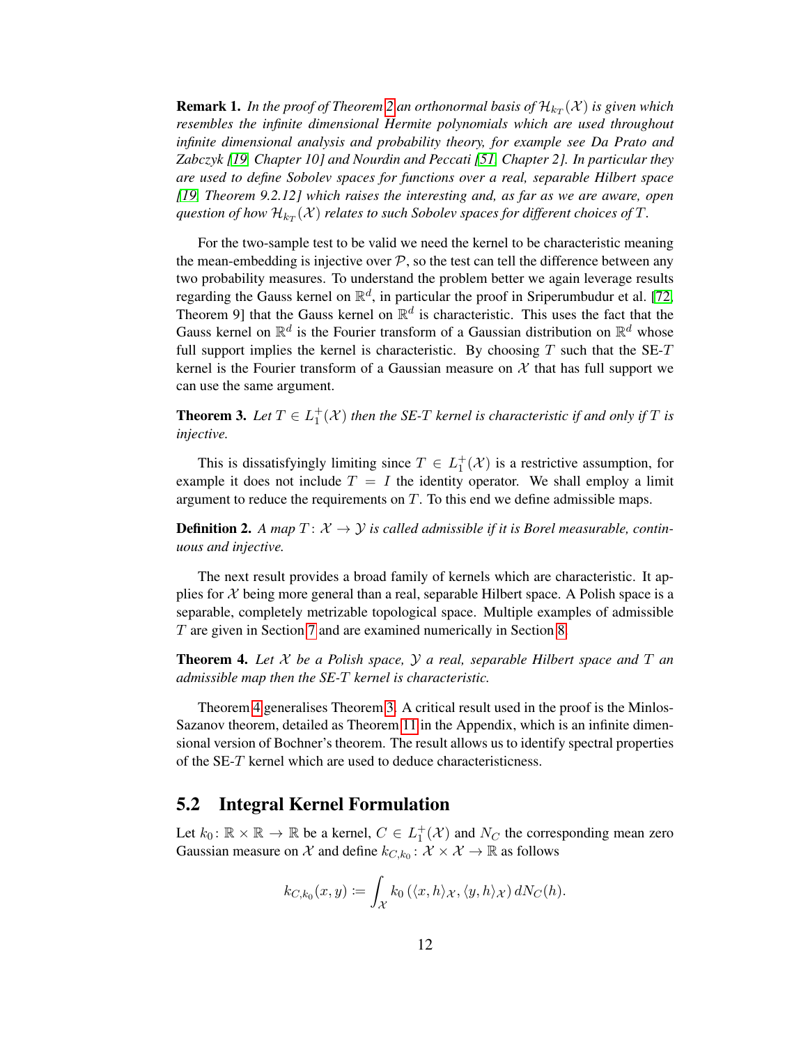**Remark 1.** *In the proof of Theorem 2 an orthonormal basis of $\mathcal{H}_{k_T}(\mathcal{X})$ is given which resembles the infinite dimensional Hermite polynomials which are used throughout infinite dimensional analysis and probability theory, for example see Da Prato and Zabczyk [19, Chapter 10] and Nourdin and Peccati [51, Chapter 2]. In particular they are used to define Sobolev spaces for functions over a real, separable Hilbert space [19, Theorem 9.2.12] which raises the interesting and, as far as we are aware, open question of how $\mathcal{H}_{k_T}(\mathcal{X})$ relates to such Sobolev spaces for different choices of $T$.*

For the two-sample test to be valid we need the kernel to be characteristic meaning the mean-embedding is injective over $\mathcal{P}$, so the test can tell the difference between any two probability measures. To understand the problem better we again leverage results regarding the Gauss kernel on $\mathbb{R}^d$, in particular the proof in Sriperumbudur et al. [72, Theorem 9] that the Gauss kernel on $\mathbb{R}^d$ is characteristic. This uses the fact that the Gauss kernel on $\mathbb{R}^d$ is the Fourier transform of a Gaussian distribution on $\mathbb{R}^d$ whose full support implies the kernel is characteristic. By choosing $T$ such that the SE-$T$ kernel is the Fourier transform of a Gaussian measure on $\mathcal{X}$ that has full support we can use the same argument.

**Theorem 3.** *Let $T \in L_1^+(\mathcal{X})$ then the SE-$T$ kernel is characteristic if and only if $T$ is injective.*

This is dissatisfyingly limiting since $T \in L_1^+(\mathcal{X})$ is a restrictive assumption, for example it does not include $T = I$ the identity operator. We shall employ a limit argument to reduce the requirements on $T$. To this end we define admissible maps.

**Definition 2.** *A map $T\colon \mathcal{X} \to \mathcal{Y}$ is called admissible if it is Borel measurable, continuous and injective.*

The next result provides a broad family of kernels which are characteristic. It applies for $\mathcal{X}$ being more general than a real, separable Hilbert space. A Polish space is a separable, completely metrizable topological space. Multiple examples of admissible $T$ are given in Section 7 and are examined numerically in Section 8.

**Theorem 4.** *Let $\mathcal{X}$ be a Polish space, $\mathcal{Y}$ a real, separable Hilbert space and $T$ an admissible map then the SE-$T$ kernel is characteristic.*

Theorem 4 generalises Theorem 3. A critical result used in the proof is the Minlos-Sazanov theorem, detailed as Theorem 11 in the Appendix, which is an infinite dimensional version of Bochner's theorem. The result allows us to identify spectral properties of the SE-$T$ kernel which are used to deduce characteristicness.

## 5.2 Integral Kernel Formulation

Let $k_0\colon \mathbb{R} \times \mathbb{R} \to \mathbb{R}$ be a kernel, $C \in L_1^+(\mathcal{X})$ and $N_C$ the corresponding mean zero Gaussian measure on $\mathcal{X}$ and define $k_{C,k_0}\colon \mathcal{X} \times \mathcal{X} \to \mathbb{R}$ as follows

$$k_{C,k_0}(x, y) := \int_{\mathcal{X}} k_0 \left(\langle x, h\rangle_{\mathcal{X}}, \langle y, h\rangle_{\mathcal{X}}\right) dN_C(h).$$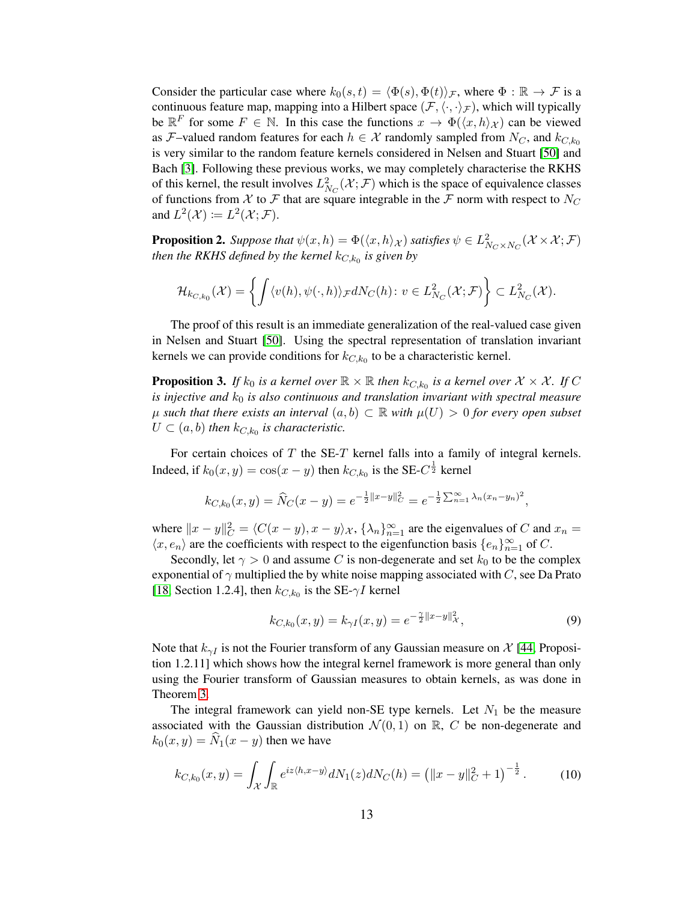Consider the particular case where $k_0(s,t) = \langle \Phi(s), \Phi(t)\rangle_{\mathcal{F}}$, where $\Phi : \mathbb{R} \to \mathcal{F}$ is a continuous feature map, mapping into a Hilbert space $(\mathcal{F}, \langle\cdot,\cdot\rangle_{\mathcal{F}})$, which will typically be $\mathbb{R}^F$ for some $F \in \mathbb{N}$. In this case the functions $x \to \Phi(\langle x, h\rangle_{\mathcal{X}})$ can be viewed as $\mathcal{F}$–valued random features for each $h \in \mathcal{X}$ randomly sampled from $N_C$, and $k_{C,k_0}$ is very similar to the random feature kernels considered in Nelsen and Stuart [50] and Bach [3]. Following these previous works, we may completely characterise the RKHS of this kernel, the result involves $L^2_{N_C}(\mathcal{X};\mathcal{F})$ which is the space of equivalence classes of functions from $\mathcal{X}$ to $\mathcal{F}$ that are square integrable in the $\mathcal{F}$ norm with respect to $N_C$ and $L^2(\mathcal{X}) \coloneqq L^2(\mathcal{X};\mathcal{F})$.

**Proposition 2.** *Suppose that $\psi(x,h) = \Phi(\langle x, h\rangle_{\mathcal{X}})$ satisfies $\psi \in L^2_{N_C \times N_C}(\mathcal{X}\times\mathcal{X};\mathcal{F})$ then the RKHS defined by the kernel $k_{C,k_0}$ is given by*

$$\mathcal{H}_{k_{C,k_0}}(\mathcal{X}) = \left\{ \int \langle v(h), \psi(\cdot, h)\rangle_{\mathcal{F}} dN_C(h) \colon v \in L^2_{N_C}(\mathcal{X};\mathcal{F}) \right\} \subset L^2_{N_C}(\mathcal{X}).$$

The proof of this result is an immediate generalization of the real-valued case given in Nelsen and Stuart [50]. Using the spectral representation of translation invariant kernels we can provide conditions for $k_{C,k_0}$ to be a characteristic kernel.

**Proposition 3.** *If $k_0$ is a kernel over $\mathbb{R}\times\mathbb{R}$ then $k_{C,k_0}$ is a kernel over $\mathcal{X}\times\mathcal{X}$. If $C$ is injective and $k_0$ is also continuous and translation invariant with spectral measure $\mu$ such that there exists an interval $(a,b)\subset\mathbb{R}$ with $\mu(U) > 0$ for every open subset $U \subset (a,b)$ then $k_{C,k_0}$ is characteristic.*

For certain choices of $T$ the SE-$T$ kernel falls into a family of integral kernels. Indeed, if $k_0(x,y) = \cos(x-y)$ then $k_{C,k_0}$ is the SE-$C^{\frac{1}{2}}$ kernel

$$k_{C,k_0}(x,y) = \widehat{N}_C(x-y) = e^{-\frac{1}{2}\|x-y\|^2_C} = e^{-\frac{1}{2}\sum_{n=1}^{\infty}\lambda_n(x_n-y_n)^2},$$

where $\|x-y\|^2_C = \langle C(x-y), x-y\rangle_{\mathcal{X}}$, $\{\lambda_n\}_{n=1}^{\infty}$ are the eigenvalues of $C$ and $x_n = \langle x, e_n\rangle$ are the coefficients with respect to the eigenfunction basis $\{e_n\}_{n=1}^{\infty}$ of $C$.

Secondly, let $\gamma > 0$ and assume $C$ is non-degenerate and set $k_0$ to be the complex exponential of $\gamma$ multiplied the by white noise mapping associated with $C$, see Da Prato [18, Section 1.2.4], then $k_{C,k_0}$ is the SE-$\gamma I$ kernel

$$k_{C,k_0}(x,y) = k_{\gamma I}(x,y) = e^{-\frac{\gamma}{2}\|x-y\|^2_{\mathcal{X}}}, \tag{9}$$

Note that $k_{\gamma I}$ is not the Fourier transform of any Gaussian measure on $\mathcal{X}$ [44, Proposition 1.2.11] which shows how the integral kernel framework is more general than only using the Fourier transform of Gaussian measures to obtain kernels, as was done in Theorem 3.

The integral framework can yield non-SE type kernels. Let $N_1$ be the measure associated with the Gaussian distribution $\mathcal{N}(0,1)$ on $\mathbb{R}$, $C$ be non-degenerate and $k_0(x,y) = \widehat{N}_1(x-y)$ then we have

$$k_{C,k_0}(x,y) = \int_{\mathcal{X}}\int_{\mathbb{R}} e^{iz\langle h, x-y\rangle} dN_1(z) dN_C(h) = \left(\|x-y\|^2_C + 1\right)^{-\frac{1}{2}}. \tag{10}$$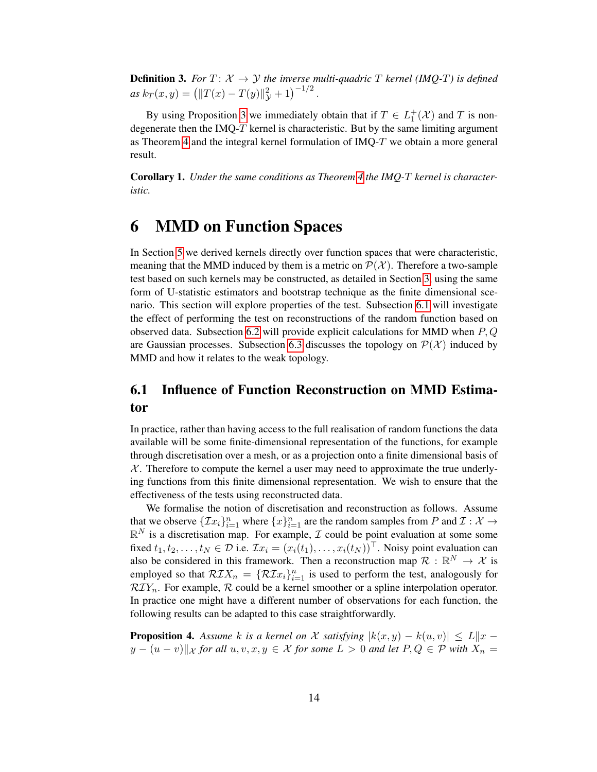**Definition 3.** *For $T\colon \mathcal{X} \to \mathcal{Y}$ the inverse multi-quadric $T$ kernel (IMQ-$T$) is defined as $k_T(x,y) = \left(\|T(x) - T(y)\|_{\mathcal{Y}}^2 + 1\right)^{-1/2}$.*

By using Proposition 3 we immediately obtain that if $T \in L_1^+(\mathcal{X})$ and $T$ is non-degenerate then the IMQ-$T$ kernel is characteristic. But by the same limiting argument as Theorem 4 and the integral kernel formulation of IMQ-$T$ we obtain a more general result.

**Corollary 1.** *Under the same conditions as Theorem 4 the IMQ-$T$ kernel is characteristic.*

# 6 MMD on Function Spaces

In Section 5 we derived kernels directly over function spaces that were characteristic, meaning that the MMD induced by them is a metric on $\mathcal{P}(\mathcal{X})$. Therefore a two-sample test based on such kernels may be constructed, as detailed in Section 3, using the same form of U-statistic estimators and bootstrap technique as the finite dimensional scenario. This section will explore properties of the test. Subsection 6.1 will investigate the effect of performing the test on reconstructions of the random function based on observed data. Subsection 6.2 will provide explicit calculations for MMD when $P, Q$ are Gaussian processes. Subsection 6.3 discusses the topology on $\mathcal{P}(\mathcal{X})$ induced by MMD and how it relates to the weak topology.

## 6.1 Influence of Function Reconstruction on MMD Estimator

In practice, rather than having access to the full realisation of random functions the data available will be some finite-dimensional representation of the functions, for example through discretisation over a mesh, or as a projection onto a finite dimensional basis of $\mathcal{X}$. Therefore to compute the kernel a user may need to approximate the true underlying functions from this finite dimensional representation. We wish to ensure that the effectiveness of the tests using reconstructed data.

We formalise the notion of discretisation and reconstruction as follows. Assume that we observe $\{\mathcal{I}x_i\}_{i=1}^n$ where $\{x\}_{i=1}^n$ are the random samples from $P$ and $\mathcal{I} : \mathcal{X} \to \mathbb{R}^N$ is a discretisation map. For example, $\mathcal{I}$ could be point evaluation at some some fixed $t_1, t_2, \ldots, t_N \in \mathcal{D}$ i.e. $\mathcal{I}x_i = (x_i(t_1), \ldots, x_i(t_N))^\top$. Noisy point evaluation can also be considered in this framework. Then a reconstruction map $\mathcal{R} : \mathbb{R}^N \to \mathcal{X}$ is employed so that $\mathcal{R}\mathcal{I}X_n = \{\mathcal{R}\mathcal{I}x_i\}_{i=1}^n$ is used to perform the test, analogously for $\mathcal{R}\mathcal{I}Y_n$. For example, $\mathcal{R}$ could be a kernel smoother or a spline interpolation operator. In practice one might have a different number of observations for each function, the following results can be adapted to this case straightforwardly.

**Proposition 4.** *Assume $k$ is a kernel on $\mathcal{X}$ satisfying $|k(x,y) - k(u,v)| \leq L\|x - y - (u-v)\|_{\mathcal{X}}$ for all $u, v, x, y \in \mathcal{X}$ for some $L > 0$ and let $P, Q \in \mathcal{P}$ with $X_n =$*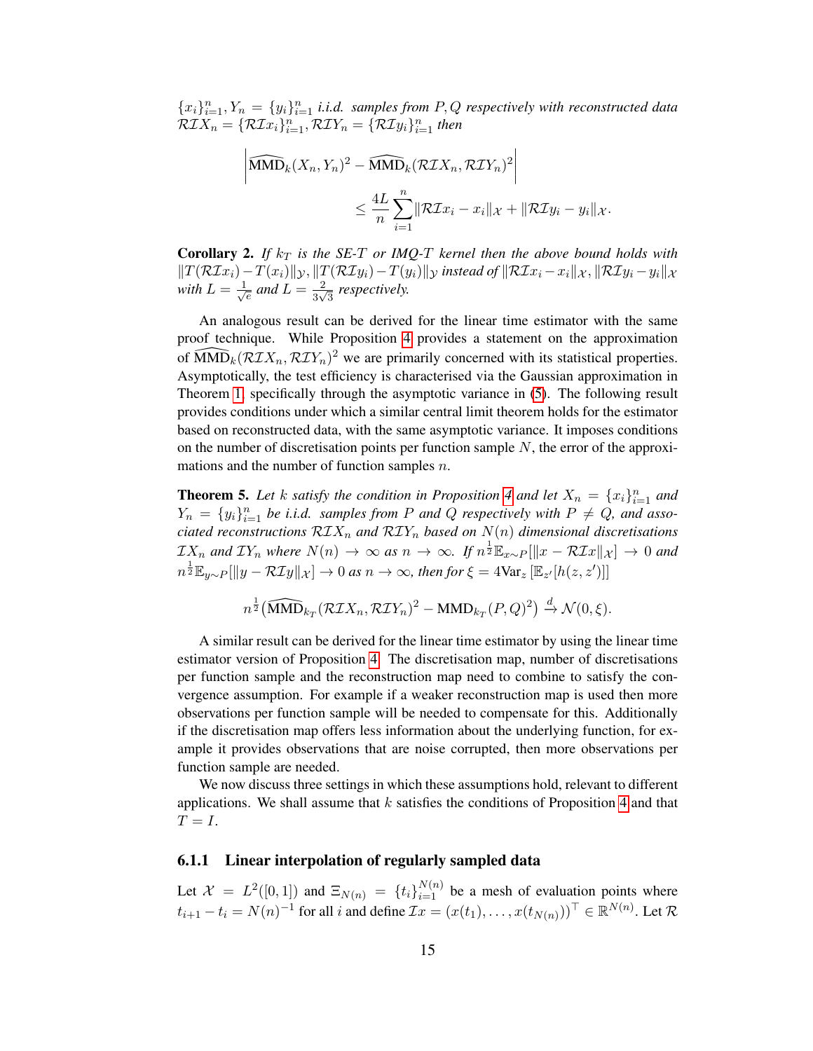$\{x_i\}_{i=1}^n, Y_n = \{y_i\}_{i=1}^n$ *i.i.d. samples from* $P, Q$ *respectively with reconstructed data* $\mathcal{RI}X_n = \{\mathcal{RI}x_i\}_{i=1}^n, \mathcal{RI}Y_n = \{\mathcal{RI}y_i\}_{i=1}^n$ *then*

$$\left|\widehat{\text{MMD}}_k(X_n, Y_n)^2 - \widehat{\text{MMD}}_k(\mathcal{RI}X_n, \mathcal{RI}Y_n)^2\right| \\ \leq \frac{4L}{n}\sum_{i=1}^n \|\mathcal{RI}x_i - x_i\|_{\mathcal{X}} + \|\mathcal{RI}y_i - y_i\|_{\mathcal{X}}.$$

**Corollary 2.** *If $k_T$ is the SE-T or IMQ-T kernel then the above bound holds with* $\|T(\mathcal{RI}x_i) - T(x_i)\|_{\mathcal{Y}}, \|T(\mathcal{RI}y_i) - T(y_i)\|_{\mathcal{Y}}$ *instead of* $\|\mathcal{RI}x_i - x_i\|_{\mathcal{X}}, \|\mathcal{RI}y_i - y_i\|_{\mathcal{X}}$ *with* $L = \frac{1}{\sqrt{e}}$ *and* $L = \frac{2}{3\sqrt{3}}$ *respectively.*

An analogous result can be derived for the linear time estimator with the same proof technique. While Proposition 4 provides a statement on the approximation of $\widehat{\text{MMD}}_k(\mathcal{RI}X_n, \mathcal{RI}Y_n)^2$ we are primarily concerned with its statistical properties. Asymptotically, the test efficiency is characterised via the Gaussian approximation in Theorem 1, specifically through the asymptotic variance in (5). The following result provides conditions under which a similar central limit theorem holds for the estimator based on reconstructed data, with the same asymptotic variance. It imposes conditions on the number of discretisation points per function sample $N$, the error of the approximations and the number of function samples $n$.

**Theorem 5.** *Let $k$ satisfy the condition in Proposition 4 and let $X_n = \{x_i\}_{i=1}^n$ and $Y_n = \{y_i\}_{i=1}^n$ be i.i.d. samples from $P$ and $Q$ respectively with $P \neq Q$, and associated reconstructions $\mathcal{RI}X_n$ and $\mathcal{RI}Y_n$ based on $N(n)$ dimensional discretisations $\mathcal{I}X_n$ and $\mathcal{I}Y_n$ where $N(n) \to \infty$ as $n \to \infty$. If $n^{\frac{1}{2}}\mathbb{E}_{x\sim P}[\|x - \mathcal{RI}x\|_{\mathcal{X}}] \to 0$ and $n^{\frac{1}{2}}\mathbb{E}_{y\sim P}[\|y - \mathcal{RI}y\|_{\mathcal{X}}] \to 0$ as $n \to \infty$, then for $\xi = 4\text{Var}_z\left[\mathbb{E}_{z'}[h(z, z')]\right]$*

$$n^{\frac{1}{2}}\left(\widehat{\text{MMD}}_{k_T}(\mathcal{RI}X_n, \mathcal{RI}Y_n)^2 - \text{MMD}_{k_T}(P, Q)^2\right) \xrightarrow{d} \mathcal{N}(0, \xi).$$

A similar result can be derived for the linear time estimator by using the linear time estimator version of Proposition 4. The discretisation map, number of discretisations per function sample and the reconstruction map need to combine to satisfy the convergence assumption. For example if a weaker reconstruction map is used then more observations per function sample will be needed to compensate for this. Additionally if the discretisation map offers less information about the underlying function, for example it provides observations that are noise corrupted, then more observations per function sample are needed.

We now discuss three settings in which these assumptions hold, relevant to different applications. We shall assume that $k$ satisfies the conditions of Proposition 4 and that $T = I$.

### 6.1.1 Linear interpolation of regularly sampled data

Let $\mathcal{X} = L^2([0, 1])$ and $\Xi_{N(n)} = \{t_i\}_{i=1}^{N(n)}$ be a mesh of evaluation points where $t_{i+1} - t_i = N(n)^{-1}$ for all $i$ and define $\mathcal{I}x = (x(t_1), \ldots, x(t_{N(n)}))^\top \in \mathbb{R}^{N(n)}$. Let $\mathcal{R}$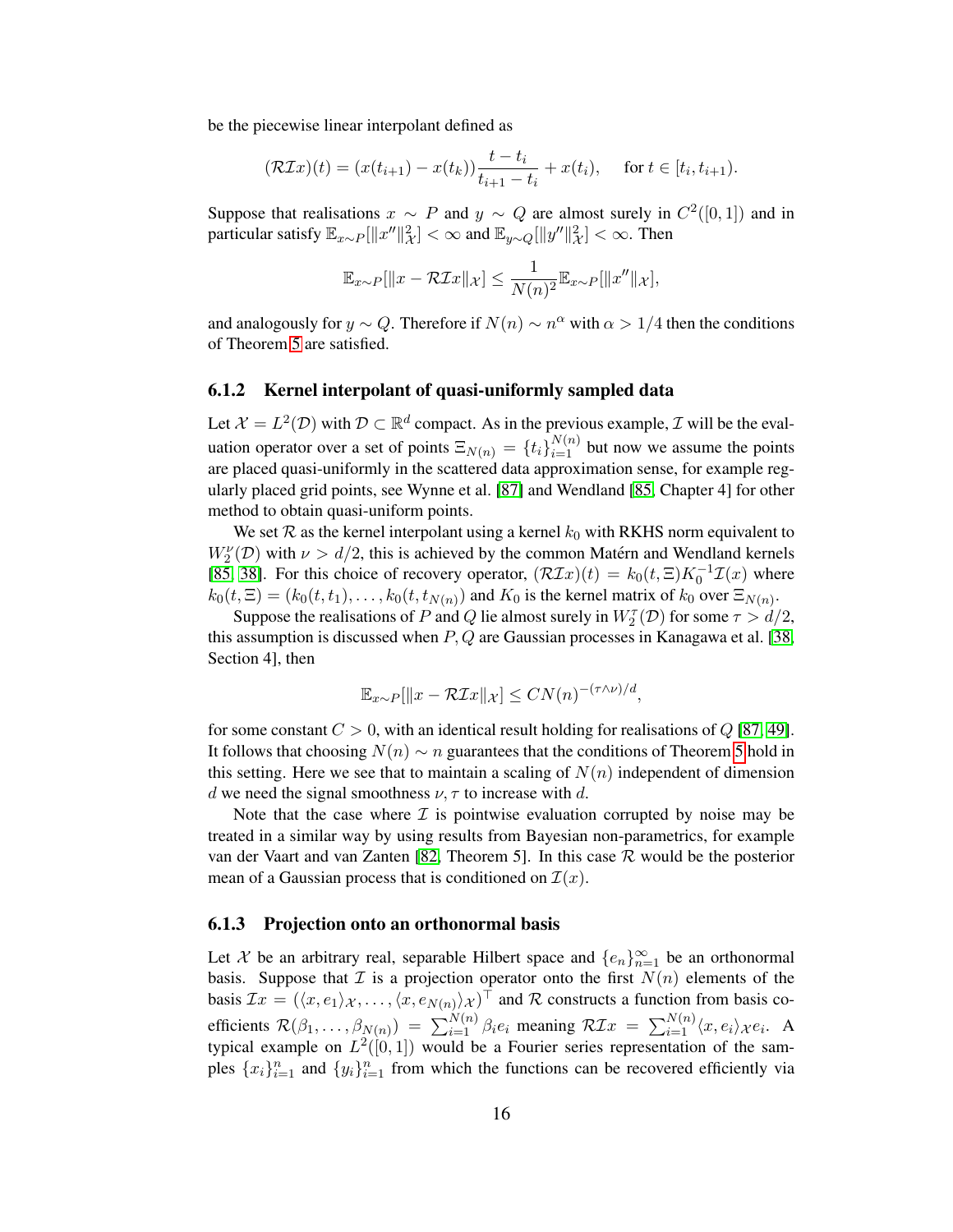be the piecewise linear interpolant defined as

$$(\mathcal{RI}x)(t) = (x(t_{i+1}) - x(t_k))\frac{t - t_i}{t_{i+1} - t_i} + x(t_i), \quad \text{for } t \in [t_i, t_{i+1}).$$

Suppose that realisations $x \sim P$ and $y \sim Q$ are almost surely in $C^2([0,1])$ and in particular satisfy $\mathbb{E}_{x\sim P}[\|x''\|_{\mathcal{X}}^2] < \infty$ and $\mathbb{E}_{y\sim Q}[\|y''\|_{\mathcal{X}}^2] < \infty$. Then

$$\mathbb{E}_{x\sim P}[\|x - \mathcal{RI}x\|_{\mathcal{X}}] \leq \frac{1}{N(n)^2}\mathbb{E}_{x\sim P}[\|x''\|_{\mathcal{X}}],$$

and analogously for $y \sim Q$. Therefore if $N(n) \sim n^{\alpha}$ with $\alpha > 1/4$ then the conditions of Theorem 5 are satisfied.

### 6.1.2 Kernel interpolant of quasi-uniformly sampled data

Let $\mathcal{X} = L^2(\mathcal{D})$ with $\mathcal{D} \subset \mathbb{R}^d$ compact. As in the previous example, $\mathcal{I}$ will be the evaluation operator over a set of points $\Xi_{N(n)} = \{t_i\}_{i=1}^{N(n)}$ but now we assume the points are placed quasi-uniformly in the scattered data approximation sense, for example regularly placed grid points, see Wynne et al. [87] and Wendland [85, Chapter 4] for other method to obtain quasi-uniform points.

We set $\mathcal{R}$ as the kernel interpolant using a kernel $k_0$ with RKHS norm equivalent to $W_2^{\nu}(\mathcal{D})$ with $\nu > d/2$, this is achieved by the common Matérn and Wendland kernels [85, 38]. For this choice of recovery operator, $(\mathcal{RI}x)(t) = k_0(t, \Xi)K_0^{-1}\mathcal{I}(x)$ where $k_0(t, \Xi) = (k_0(t, t_1), \ldots, k_0(t, t_{N(n)})$ and $K_0$ is the kernel matrix of $k_0$ over $\Xi_{N(n)}$.

Suppose the realisations of $P$ and $Q$ lie almost surely in $W_2^{\tau}(\mathcal{D})$ for some $\tau > d/2$, this assumption is discussed when $P, Q$ are Gaussian processes in Kanagawa et al. [38, Section 4], then

$$\mathbb{E}_{x\sim P}[\|x - \mathcal{RI}x\|_{\mathcal{X}}] \leq CN(n)^{-(\tau\wedge\nu)/d},$$

for some constant $C > 0$, with an identical result holding for realisations of $Q$ [87, 49]. It follows that choosing $N(n) \sim n$ guarantees that the conditions of Theorem 5 hold in this setting. Here we see that to maintain a scaling of $N(n)$ independent of dimension $d$ we need the signal smoothness $\nu, \tau$ to increase with $d$.

Note that the case where $\mathcal{I}$ is pointwise evaluation corrupted by noise may be treated in a similar way by using results from Bayesian non-parametrics, for example van der Vaart and van Zanten [82, Theorem 5]. In this case $\mathcal{R}$ would be the posterior mean of a Gaussian process that is conditioned on $\mathcal{I}(x)$.

### 6.1.3 Projection onto an orthonormal basis

Let $\mathcal{X}$ be an arbitrary real, separable Hilbert space and $\{e_n\}_{n=1}^{\infty}$ be an orthonormal basis. Suppose that $\mathcal{I}$ is a projection operator onto the first $N(n)$ elements of the basis $\mathcal{I}x = (\langle x, e_1\rangle_{\mathcal{X}}, \ldots, \langle x, e_{N(n)}\rangle_{\mathcal{X}})^{\top}$ and $\mathcal{R}$ constructs a function from basis coefficients $\mathcal{R}(\beta_1, \ldots, \beta_{N(n)}) = \sum_{i=1}^{N(n)} \beta_i e_i$ meaning $\mathcal{RI}x = \sum_{i=1}^{N(n)} \langle x, e_i\rangle_{\mathcal{X}} e_i$. A typical example on $L^2([0,1])$ would be a Fourier series representation of the samples $\{x_i\}_{i=1}^n$ and $\{y_i\}_{i=1}^n$ from which the functions can be recovered efficiently via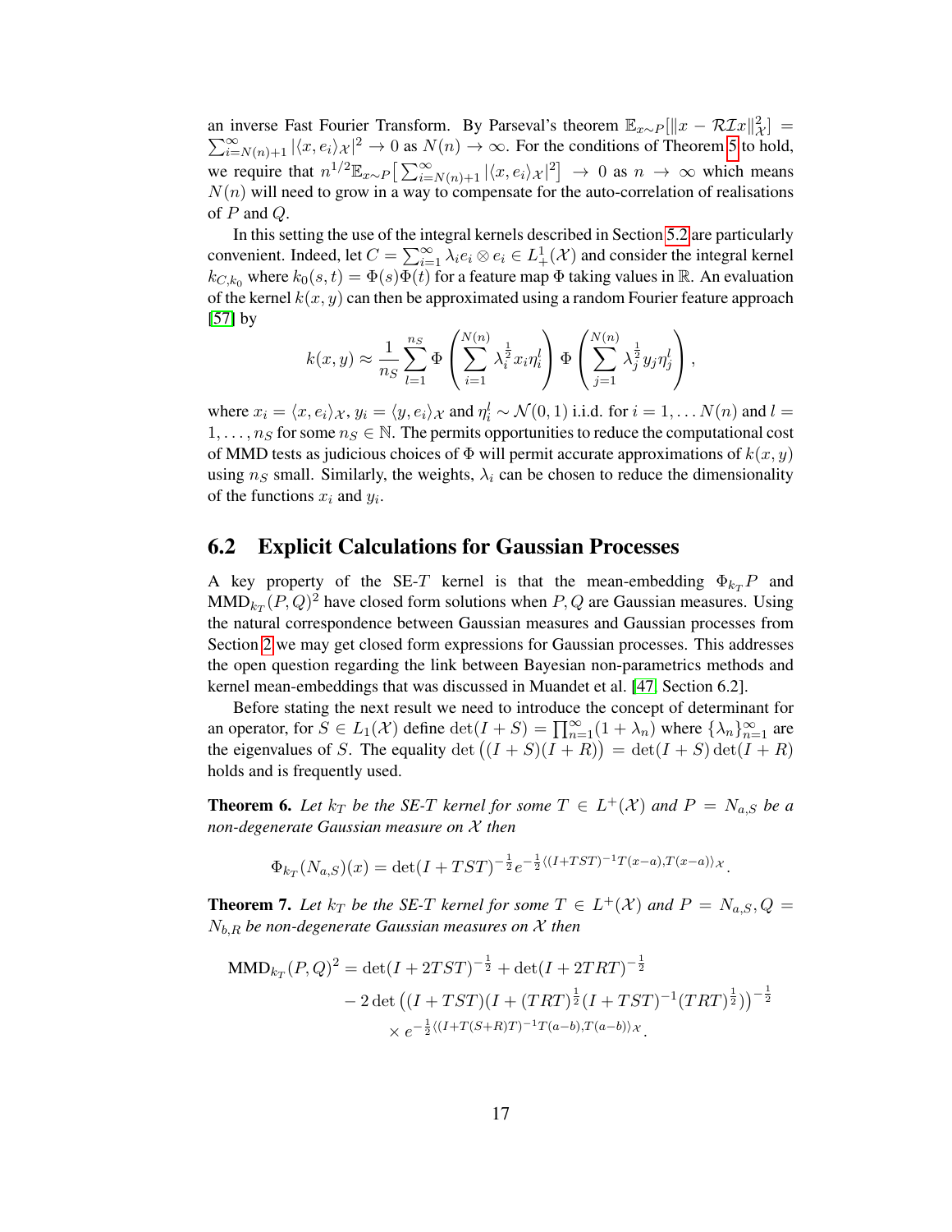an inverse Fast Fourier Transform. By Parseval's theorem $\mathbb{E}_{x\sim P}[\|x - \mathcal{R}\mathcal{I}x\|_{\mathcal{X}}^2] = \sum_{i=N(n)+1}^{\infty} |\langle x, e_i\rangle_{\mathcal{X}}|^2 \to 0$ as $N(n) \to \infty$. For the conditions of Theorem 5 to hold, we require that $n^{1/2}\mathbb{E}_{x\sim P}\big[\sum_{i=N(n)+1}^{\infty} |\langle x, e_i\rangle_{\mathcal{X}}|^2\big] \to 0$ as $n \to \infty$ which means $N(n)$ will need to grow in a way to compensate for the auto-correlation of realisations of $P$ and $Q$.

In this setting the use of the integral kernels described in Section 5.2 are particularly convenient. Indeed, let $C = \sum_{i=1}^{\infty} \lambda_i e_i \otimes e_i \in L_+^1(\mathcal{X})$ and consider the integral kernel $k_{C,k_0}$ where $k_0(s,t) = \Phi(s)\Phi(t)$ for a feature map $\Phi$ taking values in $\mathbb{R}$. An evaluation of the kernel $k(x,y)$ can then be approximated using a random Fourier feature approach [57] by

$$k(x,y) \approx \frac{1}{n_S}\sum_{l=1}^{n_S} \Phi\left(\sum_{i=1}^{N(n)} \lambda_i^{\frac{1}{2}} x_i \eta_i^l\right) \Phi\left(\sum_{j=1}^{N(n)} \lambda_j^{\frac{1}{2}} y_j \eta_j^l\right),$$

where $x_i = \langle x, e_i\rangle_{\mathcal{X}}$, $y_i = \langle y, e_i\rangle_{\mathcal{X}}$ and $\eta_i^l \sim \mathcal{N}(0,1)$ i.i.d. for $i = 1, \dots N(n)$ and $l = 1, \dots, n_S$ for some $n_S \in \mathbb{N}$. The permits opportunities to reduce the computational cost of MMD tests as judicious choices of $\Phi$ will permit accurate approximations of $k(x,y)$ using $n_S$ small. Similarly, the weights, $\lambda_i$ can be chosen to reduce the dimensionality of the functions $x_i$ and $y_i$.

## 6.2 Explicit Calculations for Gaussian Processes

A key property of the SE-$T$ kernel is that the mean-embedding $\Phi_{k_T}P$ and $\text{MMD}_{k_T}(P,Q)^2$ have closed form solutions when $P, Q$ are Gaussian measures. Using the natural correspondence between Gaussian measures and Gaussian processes from Section 2 we may get closed form expressions for Gaussian processes. This addresses the open question regarding the link between Bayesian non-parametrics methods and kernel mean-embeddings that was discussed in Muandet et al. [47, Section 6.2].

Before stating the next result we need to introduce the concept of determinant for an operator, for $S \in L_1(\mathcal{X})$ define $\det(I+S) = \prod_{n=1}^{\infty}(1+\lambda_n)$ where $\{\lambda_n\}_{n=1}^{\infty}$ are the eigenvalues of $S$. The equality $\det\big((I+S)(I+R)\big) = \det(I+S)\det(I+R)$ holds and is frequently used.

**Theorem 6.** *Let $k_T$ be the SE-$T$ kernel for some $T \in L^+(\mathcal{X})$ and $P = N_{a,S}$ be a non-degenerate Gaussian measure on $\mathcal{X}$ then*

$$\Phi_{k_T}(N_{a,S})(x) = \det(I+TST)^{-\frac{1}{2}} e^{-\frac{1}{2}\langle (I+TST)^{-1}T(x-a), T(x-a)\rangle_{\mathcal{X}}}.$$

**Theorem 7.** *Let $k_T$ be the SE-$T$ kernel for some $T \in L^+(\mathcal{X})$ and $P = N_{a,S}, Q = N_{b,R}$ be non-degenerate Gaussian measures on $\mathcal{X}$ then*

$$\begin{aligned}\text{MMD}_{k_T}(P,Q)^2 = {} & \det(I+2TST)^{-\frac{1}{2}} + \det(I+2TRT)^{-\frac{1}{2}} \\ & - 2\det\big((I+TST)(I+(TRT)^{\frac{1}{2}}(I+TST)^{-1}(TRT)^{\frac{1}{2}})\big)^{-\frac{1}{2}} \\ & \times e^{-\frac{1}{2}\langle (I+T(S+R)T)^{-1}T(a-b), T(a-b)\rangle_{\mathcal{X}}}.\end{aligned}$$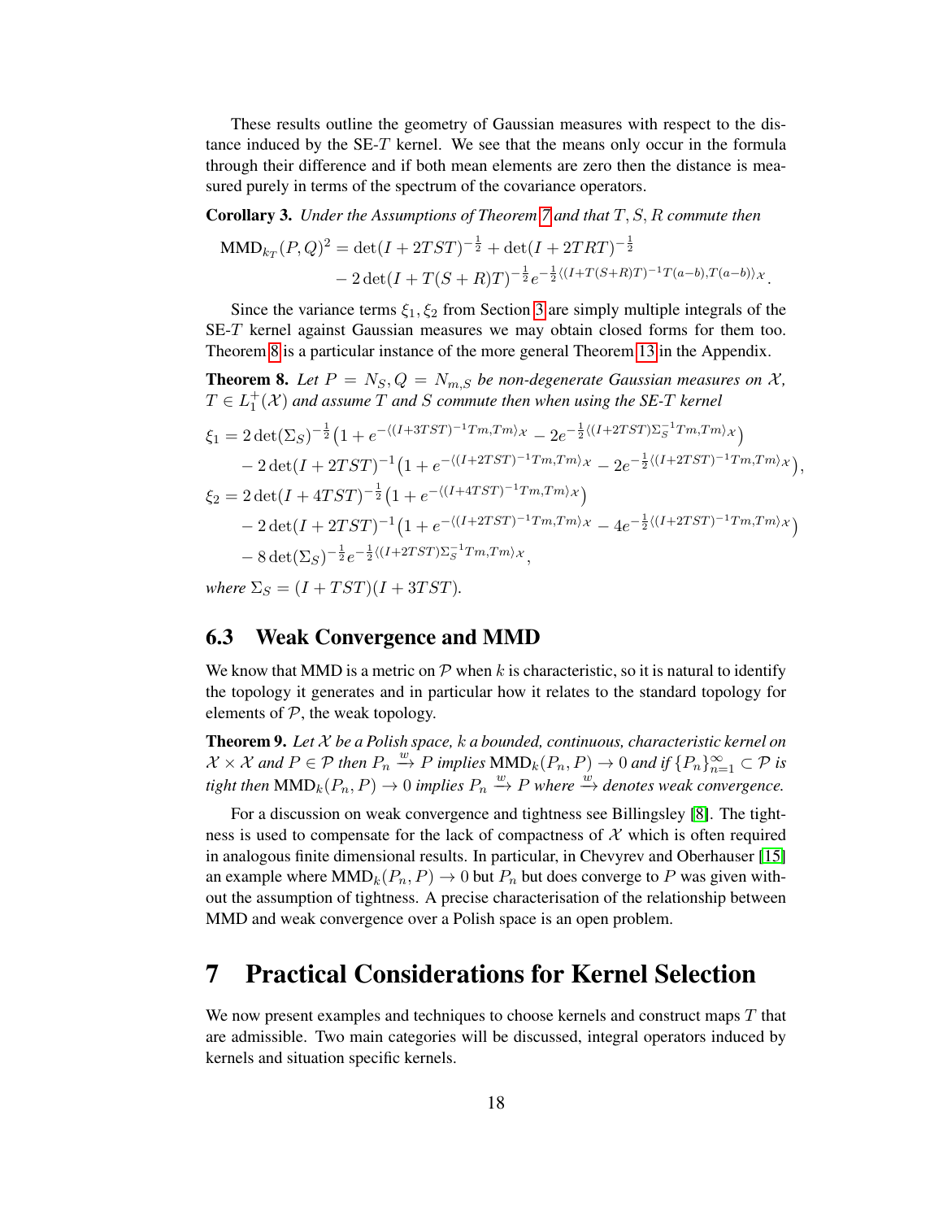These results outline the geometry of Gaussian measures with respect to the distance induced by the SE-$T$ kernel. We see that the means only occur in the formula through their difference and if both mean elements are zero then the distance is measured purely in terms of the spectrum of the covariance operators.

**Corollary 3.** *Under the Assumptions of Theorem 7 and that $T, S, R$ commute then*

$$
\begin{aligned}
\mathrm{MMD}_{k_T}(P,Q)^2 &= \det(I+2TST)^{-\frac{1}{2}} + \det(I+2TRT)^{-\frac{1}{2}} \\
&\quad - 2\det(I+T(S+R)T)^{-\frac{1}{2}} e^{-\frac{1}{2}\langle (I+T(S+R)T)^{-1}T(a-b), T(a-b)\rangle_{\mathcal{X}}}.
\end{aligned}
$$

Since the variance terms $\xi_1, \xi_2$ from Section 3 are simply multiple integrals of the SE-$T$ kernel against Gaussian measures we may obtain closed forms for them too. Theorem 8 is a particular instance of the more general Theorem 13 in the Appendix.

**Theorem 8.** *Let $P = N_S, Q = N_{m,S}$ be non-degenerate Gaussian measures on $\mathcal{X}$, $T \in L_1^+(\mathcal{X})$ and assume $T$ and $S$ commute then when using the SE-T kernel*

$$
\begin{aligned}
\xi_1 &= 2\det(\Sigma_S)^{-\frac{1}{2}}\big(1 + e^{-\langle (I+3TST)^{-1}Tm, Tm\rangle_{\mathcal{X}}} - 2e^{-\frac{1}{2}\langle (I+2TST)\Sigma_S^{-1}Tm, Tm\rangle_{\mathcal{X}}}\big) \\
&\quad - 2\det(I+2TST)^{-1}\big(1 + e^{-\langle (I+2TST)^{-1}Tm, Tm\rangle_{\mathcal{X}}} - 2e^{-\frac{1}{2}\langle (I+2TST)^{-1}Tm, Tm\rangle_{\mathcal{X}}}\big), \\
\xi_2 &= 2\det(I+4TST)^{-\frac{1}{2}}\big(1 + e^{-\langle (I+4TST)^{-1}Tm, Tm\rangle_{\mathcal{X}}}\big) \\
&\quad - 2\det(I+2TST)^{-1}\big(1 + e^{-\langle (I+2TST)^{-1}Tm, Tm\rangle_{\mathcal{X}}} - 4e^{-\frac{1}{2}\langle (I+2TST)^{-1}Tm, Tm\rangle_{\mathcal{X}}}\big) \\
&\quad - 8\det(\Sigma_S)^{-\frac{1}{2}} e^{-\frac{1}{2}\langle (I+2TST)\Sigma_S^{-1}Tm, Tm\rangle_{\mathcal{X}}},
\end{aligned}
$$

*where $\Sigma_S = (I+TST)(I+3TST)$.*

## 6.3 Weak Convergence and MMD

We know that MMD is a metric on $\mathcal{P}$ when $k$ is characteristic, so it is natural to identify the topology it generates and in particular how it relates to the standard topology for elements of $\mathcal{P}$, the weak topology.

**Theorem 9.** *Let $\mathcal{X}$ be a Polish space, $k$ a bounded, continuous, characteristic kernel on $\mathcal{X}\times\mathcal{X}$ and $P \in \mathcal{P}$ then $P_n \xrightarrow{w} P$ implies $\mathrm{MMD}_k(P_n, P) \to 0$ and if $\{P_n\}_{n=1}^{\infty} \subset \mathcal{P}$ is tight then $\mathrm{MMD}_k(P_n, P) \to 0$ implies $P_n \xrightarrow{w} P$ where $\xrightarrow{w}$ denotes weak convergence.*

For a discussion on weak convergence and tightness see Billingsley [8]. The tightness is used to compensate for the lack of compactness of $\mathcal{X}$ which is often required in analogous finite dimensional results. In particular, in Chevyrev and Oberhauser [15] an example where $\mathrm{MMD}_k(P_n, P) \to 0$ but $P_n$ but does converge to $P$ was given without the assumption of tightness. A precise characterisation of the relationship between MMD and weak convergence over a Polish space is an open problem.

# 7 Practical Considerations for Kernel Selection

We now present examples and techniques to choose kernels and construct maps $T$ that are admissible. Two main categories will be discussed, integral operators induced by kernels and situation specific kernels.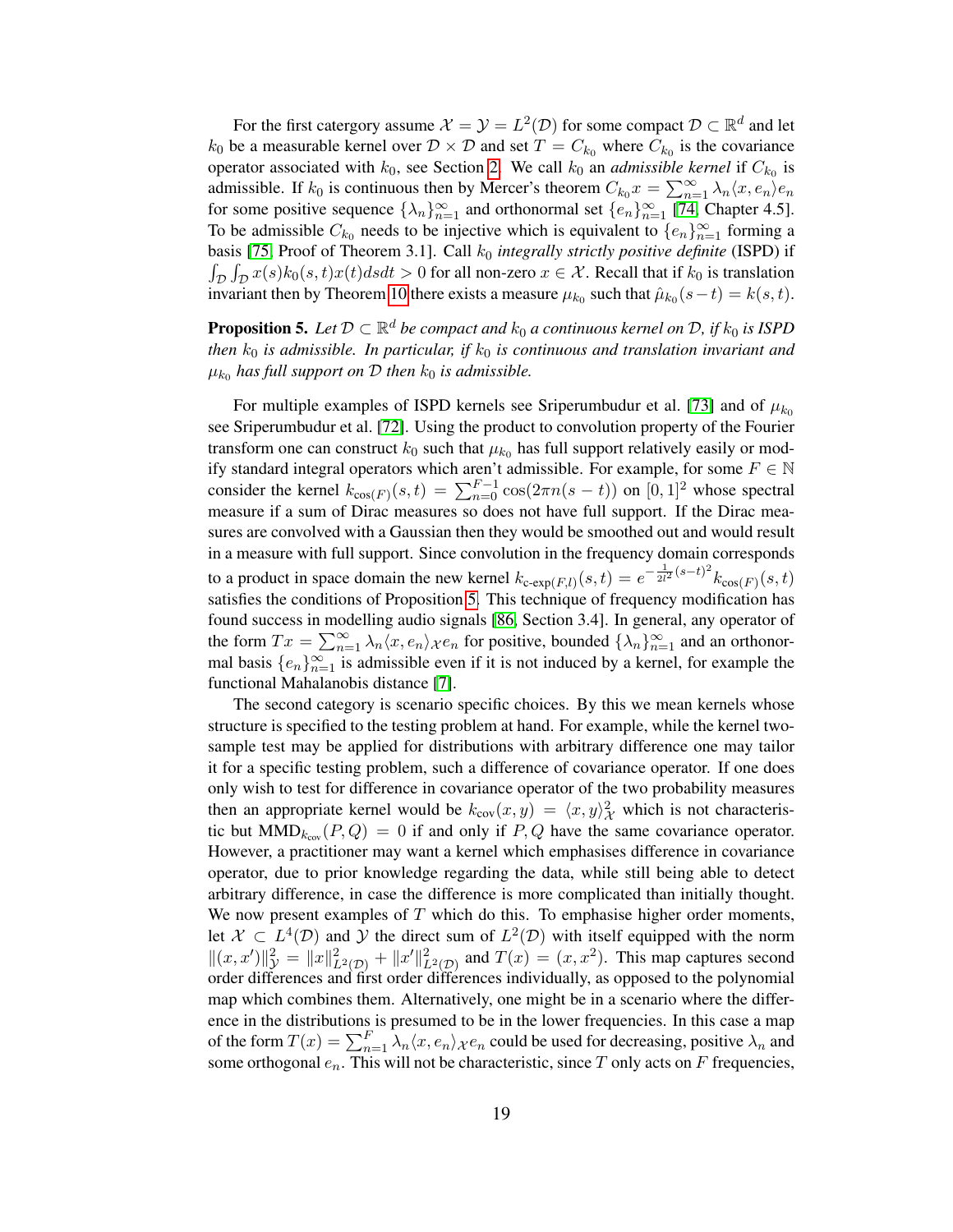For the first catergory assume $\mathcal{X} = \mathcal{Y} = L^2(\mathcal{D})$ for some compact $\mathcal{D} \subset \mathbb{R}^d$ and let $k_0$ be a measurable kernel over $\mathcal{D} \times \mathcal{D}$ and set $T = C_{k_0}$ where $C_{k_0}$ is the covariance operator associated with $k_0$, see Section 2. We call $k_0$ an *admissible kernel* if $C_{k_0}$ is admissible. If $k_0$ is continuous then by Mercer's theorem $C_{k_0}x = \sum_{n=1}^{\infty} \lambda_n \langle x, e_n \rangle e_n$ for some positive sequence $\{\lambda_n\}_{n=1}^{\infty}$ and orthonormal set $\{e_n\}_{n=1}^{\infty}$ [74, Chapter 4.5]. To be admissible $C_{k_0}$ needs to be injective which is equivalent to $\{e_n\}_{n=1}^{\infty}$ forming a basis [75, Proof of Theorem 3.1]. Call $k_0$ *integrally strictly positive definite* (ISPD) if $\int_{\mathcal{D}} \int_{\mathcal{D}} x(s) k_0(s,t) x(t) ds dt > 0$ for all non-zero $x \in \mathcal{X}$. Recall that if $k_0$ is translation invariant then by Theorem 10 there exists a measure $\mu_{k_0}$ such that $\hat{\mu}_{k_0}(s-t) = k(s,t)$.

**Proposition 5.** *Let $\mathcal{D} \subset \mathbb{R}^d$ be compact and $k_0$ a continuous kernel on $\mathcal{D}$, if $k_0$ is ISPD then $k_0$ is admissible. In particular, if $k_0$ is continuous and translation invariant and $\mu_{k_0}$ has full support on $\mathcal{D}$ then $k_0$ is admissible.*

For multiple examples of ISPD kernels see Sriperumbudur et al. [73] and of $\mu_{k_0}$ see Sriperumbudur et al. [72]. Using the product to convolution property of the Fourier transform one can construct $k_0$ such that $\mu_{k_0}$ has full support relatively easily or modify standard integral operators which aren't admissible. For example, for some $F \in \mathbb{N}$ consider the kernel $k_{\cos(F)}(s,t) = \sum_{n=0}^{F-1} \cos(2\pi n(s-t))$ on $[0,1]^2$ whose spectral measure if a sum of Dirac measures so does not have full support. If the Dirac measures are convolved with a Gaussian then they would be smoothed out and would result in a measure with full support. Since convolution in the frequency domain corresponds to a product in space domain the new kernel $k_{\text{c-exp}(F,l)}(s,t) = e^{-\frac{1}{2l^2}(s-t)^2} k_{\cos(F)}(s,t)$ satisfies the conditions of Proposition 5. This technique of frequency modification has found success in modelling audio signals [86, Section 3.4]. In general, any operator of the form $Tx = \sum_{n=1}^{\infty} \lambda_n \langle x, e_n \rangle_{\mathcal{X}} e_n$ for positive, bounded $\{\lambda_n\}_{n=1}^{\infty}$ and an orthonormal basis $\{e_n\}_{n=1}^{\infty}$ is admissible even if it is not induced by a kernel, for example the functional Mahalanobis distance [7].

The second category is scenario specific choices. By this we mean kernels whose structure is specified to the testing problem at hand. For example, while the kernel two-sample test may be applied for distributions with arbitrary difference one may tailor it for a specific testing problem, such a difference of covariance operator. If one does only wish to test for difference in covariance operator of the two probability measures then an appropriate kernel would be $k_{\text{cov}}(x,y) = \langle x, y \rangle_{\mathcal{X}}^2$ which is not characteristic but $\text{MMD}_{k_{\text{cov}}}(P,Q) = 0$ if and only if $P, Q$ have the same covariance operator. However, a practitioner may want a kernel which emphasises difference in covariance operator, due to prior knowledge regarding the data, while still being able to detect arbitrary difference, in case the difference is more complicated than initially thought. We now present examples of $T$ which do this. To emphasise higher order moments, let $\mathcal{X} \subset L^4(\mathcal{D})$ and $\mathcal{Y}$ the direct sum of $L^2(\mathcal{D})$ with itself equipped with the norm $\|(x,x')\|_{\mathcal{Y}}^2 = \|x\|_{L^2(\mathcal{D})}^2 + \|x'\|_{L^2(\mathcal{D})}^2$ and $T(x) = (x, x^2)$. This map captures second order differences and first order differences individually, as opposed to the polynomial map which combines them. Alternatively, one might be in a scenario where the difference in the distributions is presumed to be in the lower frequencies. In this case a map of the form $T(x) = \sum_{n=1}^{F} \lambda_n \langle x, e_n \rangle_{\mathcal{X}} e_n$ could be used for decreasing, positive $\lambda_n$ and some orthogonal $e_n$. This will not be characteristic, since $T$ only acts on $F$ frequencies,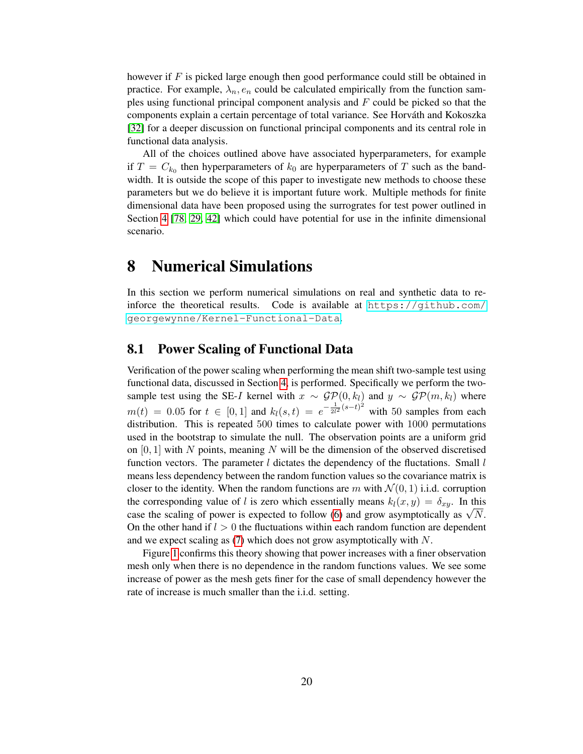however if $F$ is picked large enough then good performance could still be obtained in practice. For example, $\lambda_n, e_n$ could be calculated empirically from the function samples using functional principal component analysis and $F$ could be picked so that the components explain a certain percentage of total variance. See Horváth and Kokoszka [32] for a deeper discussion on functional principal components and its central role in functional data analysis.

All of the choices outlined above have associated hyperparameters, for example if $T = C_{k_0}$ then hyperparameters of $k_0$ are hyperparameters of $T$ such as the bandwidth. It is outside the scope of this paper to investigate new methods to choose these parameters but we do believe it is important future work. Multiple methods for finite dimensional data have been proposed using the surrogrates for test power outlined in Section 4 [78, 29, 42] which could have potential for use in the infinite dimensional scenario.

# 8 Numerical Simulations

In this section we perform numerical simulations on real and synthetic data to reinforce the theoretical results. Code is available at https://github.com/georgewynne/Kernel-Functional-Data.

## 8.1 Power Scaling of Functional Data

Verification of the power scaling when performing the mean shift two-sample test using functional data, discussed in Section 4, is performed. Specifically we perform the two-sample test using the SE-$I$ kernel with $x \sim \mathcal{GP}(0, k_l)$ and $y \sim \mathcal{GP}(m, k_l)$ where $m(t) = 0.05$ for $t \in [0, 1]$ and $k_l(s,t) = e^{-\frac{1}{2l^2}(s-t)^2}$ with 50 samples from each distribution. This is repeated 500 times to calculate power with 1000 permutations used in the bootstrap to simulate the null. The observation points are a uniform grid on $[0, 1]$ with $N$ points, meaning $N$ will be the dimension of the observed discretised function vectors. The parameter $l$ dictates the dependency of the fluctations. Small $l$ means less dependency between the random function values so the covariance matrix is closer to the identity. When the random functions are $m$ with $\mathcal{N}(0, 1)$ i.i.d. corruption the corresponding value of $l$ is zero which essentially means $k_l(x, y) = \delta_{xy}$. In this case the scaling of power is expected to follow (6) and grow asymptotically as $\sqrt{N}$. On the other hand if $l > 0$ the fluctuations within each random function are dependent and we expect scaling as (7) which does not grow asymptotically with $N$.

Figure 1 confirms this theory showing that power increases with a finer observation mesh only when there is no dependence in the random functions values. We see some increase of power as the mesh gets finer for the case of small dependency however the rate of increase is much smaller than the i.i.d. setting.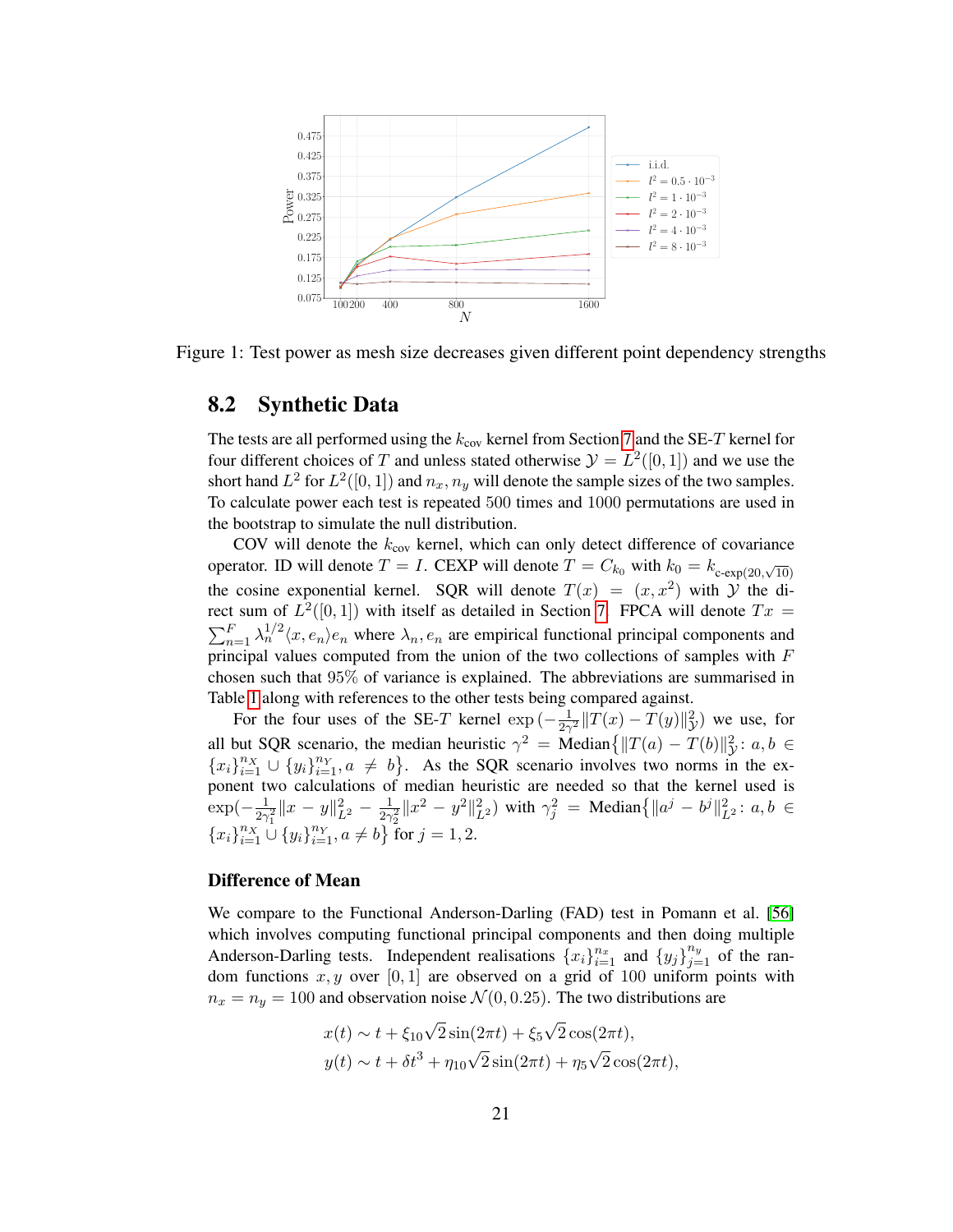Figure 1: Test power as mesh size decreases given different point dependency strengths

## 8.2 Synthetic Data

The tests are all performed using the $k_{\text{cov}}$ kernel from Section 7 and the SE-$T$ kernel for four different choices of $T$ and unless stated otherwise $\mathcal{Y} = L^2([0,1])$ and we use the short hand $L^2$ for $L^2([0,1])$ and $n_x, n_y$ will denote the sample sizes of the two samples. To calculate power each test is repeated 500 times and 1000 permutations are used in the bootstrap to simulate the null distribution.

COV will denote the $k_{\text{cov}}$ kernel, which can only detect difference of covariance operator. ID will denote $T = I$. CEXP will denote $T = C_{k_0}$ with $k_0 = k_{\text{c-exp}(20,\sqrt{10})}$ the cosine exponential kernel. SQR will denote $T(x) = (x, x^2)$ with $\mathcal{Y}$ the direct sum of $L^2([0,1])$ with itself as detailed in Section 7. FPCA will denote $Tx = \sum_{n=1}^{F} \lambda_n^{1/2} \langle x, e_n \rangle e_n$ where $\lambda_n, e_n$ are empirical functional principal components and principal values computed from the union of the two collections of samples with $F$ chosen such that 95% of variance is explained. The abbreviations are summarised in Table 1 along with references to the other tests being compared against.

For the four uses of the SE-$T$ kernel $\exp\left(-\frac{1}{2\gamma^2}\|T(x) - T(y)\|_{\mathcal{Y}}^2\right)$ we use, for all but SQR scenario, the median heuristic $\gamma^2 = \text{Median}\left\{\|T(a) - T(b)\|_{\mathcal{Y}}^2 : a, b \in \{x_i\}_{i=1}^{n_X} \cup \{y_i\}_{i=1}^{n_Y}, a \neq b\right\}$. As the SQR scenario involves two norms in the exponent two calculations of the median heuristic are needed so that the kernel used is $\exp\left(-\frac{1}{2\gamma_1^2}\|x - y\|_{L^2}^2 - \frac{1}{2\gamma_2^2}\|x^2 - y^2\|_{L^2}^2\right)$ with $\gamma_j^2 = \text{Median}\left\{\|a^j - b^j\|_{L^2}^2 : a, b \in \{x_i\}_{i=1}^{n_X} \cup \{y_i\}_{i=1}^{n_Y}, a \neq b\right\}$ for $j = 1, 2$.

### Difference of Mean

We compare to the Functional Anderson-Darling (FAD) test in Pomann et al. [56] which involves computing functional principal components and then doing multiple Anderson-Darling tests. Independent realisations $\{x_i\}_{i=1}^{n_x}$ and $\{y_j\}_{j=1}^{n_y}$ of the random functions $x, y$ over $[0,1]$ are observed on a grid of 100 uniform points with $n_x = n_y = 100$ and observation noise $\mathcal{N}(0, 0.25)$. The two distributions are

$$
\begin{aligned}
x(t) &\sim t + \xi_{10}\sqrt{2}\sin(2\pi t) + \xi_5\sqrt{2}\cos(2\pi t), \\
y(t) &\sim t + \delta t^3 + \eta_{10}\sqrt{2}\sin(2\pi t) + \eta_5\sqrt{2}\cos(2\pi t),
\end{aligned}
$$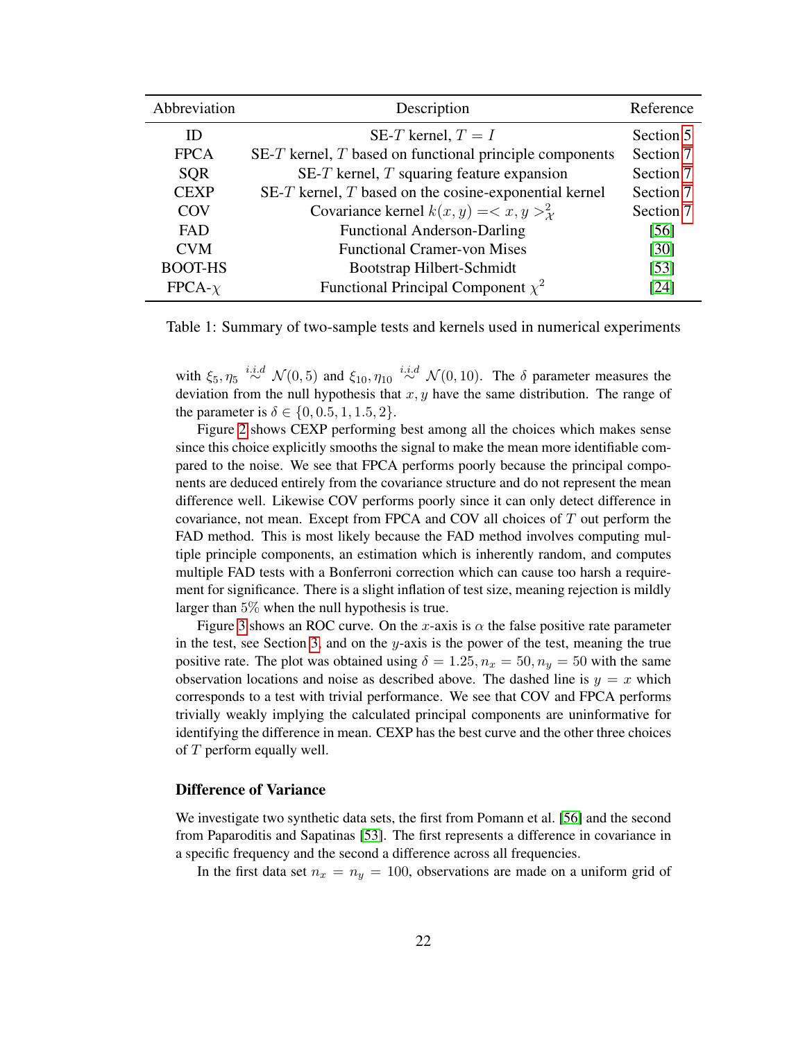| Abbreviation | Description | Reference |
|---|---|---|
| ID | SE-$T$ kernel, $T = I$ | Section 5 |
| FPCA | SE-$T$ kernel, $T$ based on functional principle components | Section 7 |
| SQR | SE-$T$ kernel, $T$ squaring feature expansion | Section 7 |
| CEXP | SE-$T$ kernel, $T$ based on the cosine-exponential kernel | Section 7 |
| COV | Covariance kernel $k(x, y) =< x, y >_{\mathcal{X}}^2$ | Section 7 |
| FAD | Functional Anderson-Darling | [56] |
| CVM | Functional Cramer-von Mises | [30] |
| BOOT-HS | Bootstrap Hilbert-Schmidt | [53] |
| FPCA-$\chi$ | Functional Principal Component $\chi^2$ | [24] |

Table 1: Summary of two-sample tests and kernels used in numerical experiments

with $\xi_5, \eta_5 \overset{i.i.d}{\sim} \mathcal{N}(0, 5)$ and $\xi_{10}, \eta_{10} \overset{i.i.d}{\sim} \mathcal{N}(0, 10)$. The $\delta$ parameter measures the deviation from the null hypothesis that $x, y$ have the same distribution. The range of the parameter is $\delta \in \{0, 0.5, 1, 1.5, 2\}$.

Figure 2 shows CEXP performing best among all the choices which makes sense since this choice explicitly smooths the signal to make the mean more identifiable compared to the noise. We see that FPCA performs poorly because the principal components are deduced entirely from the covariance structure and do not represent the mean difference well. Likewise COV performs poorly since it can only detect difference in covariance, not mean. Except from FPCA and COV all choices of $T$ out perform the FAD method. This is most likely because the FAD method involves computing multiple principle components, an estimation which is inherently random, and computes multiple FAD tests with a Bonferroni correction which can cause too harsh a requirement for significance. There is a slight inflation of test size, meaning rejection is mildly larger than $5\%$ when the null hypothesis is true.

Figure 3 shows an ROC curve. On the $x$-axis is $\alpha$ the false positive rate parameter in the test, see Section 3, and on the $y$-axis is the power of the test, meaning the true positive rate. The plot was obtained using $\delta = 1.25, n_x = 50, n_y = 50$ with the same observation locations and noise as described above. The dashed line is $y = x$ which corresponds to a test with trivial performance. We see that COV and FPCA performs trivially weakly implying the calculated principal components are uninformative for identifying the difference in mean. CEXP has the best curve and the other three choices of $T$ perform equally well.

### Difference of Variance

We investigate two synthetic data sets, the first from Pomann et al. [56] and the second from Paparoditis and Sapatinas [53]. The first represents a difference in covariance in a specific frequency and the second a difference across all frequencies.

In the first data set $n_x = n_y = 100$, observations are made on a uniform grid of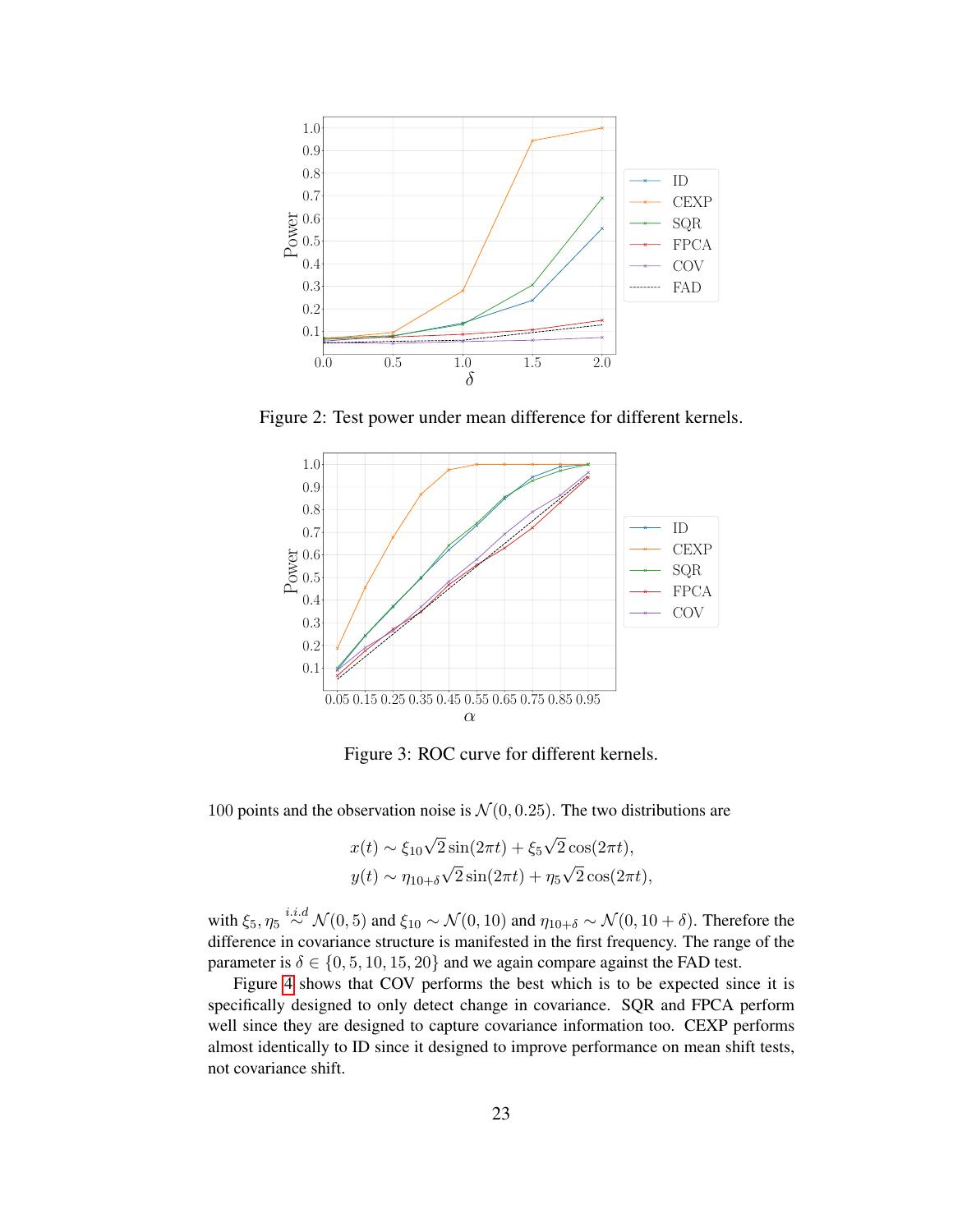Figure 2: Test power under mean difference for different kernels.

Figure 3: ROC curve for different kernels.

100 points and the observation noise is $\mathcal{N}(0, 0.25)$. The two distributions are

$$x(t) \sim \xi_{10}\sqrt{2}\sin(2\pi t) + \xi_5\sqrt{2}\cos(2\pi t),$$
$$y(t) \sim \eta_{10+\delta}\sqrt{2}\sin(2\pi t) + \eta_5\sqrt{2}\cos(2\pi t),$$

with $\xi_5, \eta_5 \overset{i.i.d}{\sim} \mathcal{N}(0, 5)$ and $\xi_{10} \sim \mathcal{N}(0, 10)$ and $\eta_{10+\delta} \sim \mathcal{N}(0, 10 + \delta)$. Therefore the difference in covariance structure is manifested in the first frequency. The range of the parameter is $\delta \in \{0, 5, 10, 15, 20\}$ and we again compare against the FAD test.

Figure 4 shows that COV performs the best which is to be expected since it is specifically designed to only detect change in covariance. SQR and FPCA perform well since they are designed to capture covariance information too. CEXP performs almost identically to ID since it designed to improve performance on mean shift tests, not covariance shift.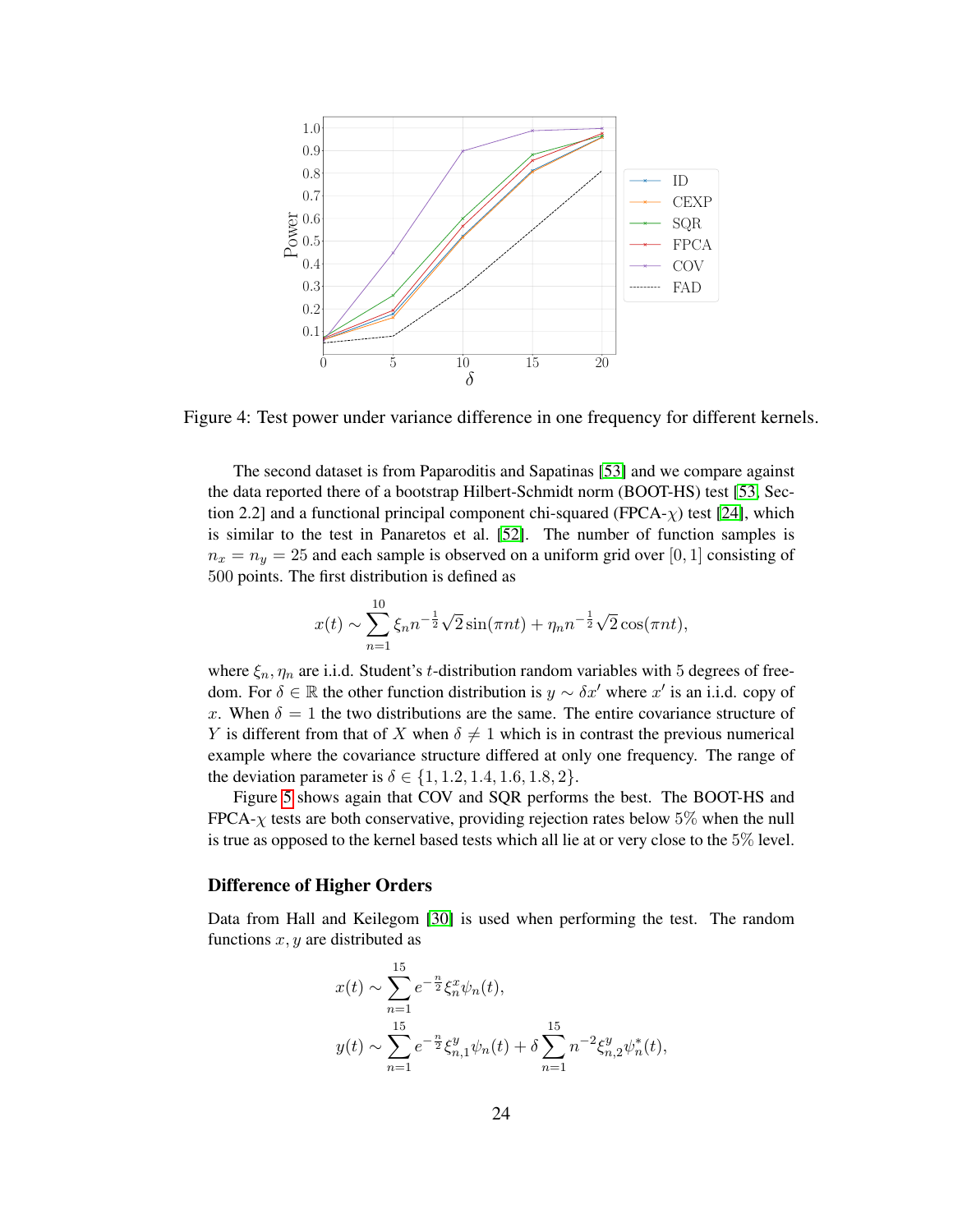Figure 4: Test power under variance difference in one frequency for different kernels.

The second dataset is from Paparoditis and Sapatinas [53] and we compare against the data reported there of a bootstrap Hilbert-Schmidt norm (BOOT-HS) test [53, Section 2.2] and a functional principal component chi-squared (FPCA-$\chi$) test [24], which is similar to the test in Panaretos et al. [52]. The number of function samples is $n_x = n_y = 25$ and each sample is observed on a uniform grid over $[0, 1]$ consisting of 500 points. The first distribution is defined as

$$x(t) \sim \sum_{n=1}^{10} \xi_n n^{-\frac{1}{2}} \sqrt{2} \sin(\pi n t) + \eta_n n^{-\frac{1}{2}} \sqrt{2} \cos(\pi n t),$$

where $\xi_n, \eta_n$ are i.i.d. Student's $t$-distribution random variables with 5 degrees of freedom. For $\delta \in \mathbb{R}$ the other function distribution is $y \sim \delta x'$ where $x'$ is an i.i.d. copy of $x$. When $\delta = 1$ the two distributions are the same. The entire covariance structure of $Y$ is different from that of $X$ when $\delta \neq 1$ which is in contrast the previous numerical example where the covariance structure differed at only one frequency. The range of the deviation parameter is $\delta \in \{1, 1.2, 1.4, 1.6, 1.8, 2\}$.

Figure 5 shows again that COV and SQR performs the best. The BOOT-HS and FPCA-$\chi$ tests are both conservative, providing rejection rates below 5% when the null is true as opposed to the kernel based tests which all lie at or very close to the 5% level.

### Difference of Higher Orders

Data from Hall and Keilegom [30] is used when performing the test. The random functions $x, y$ are distributed as

$$x(t) \sim \sum_{n=1}^{15} e^{-\frac{n}{2}} \xi_n^x \psi_n(t),$$

$$y(t) \sim \sum_{n=1}^{15} e^{-\frac{n}{2}} \xi_{n,1}^y \psi_n(t) + \delta \sum_{n=1}^{15} n^{-2} \xi_{n,2}^y \psi_n^*(t),$$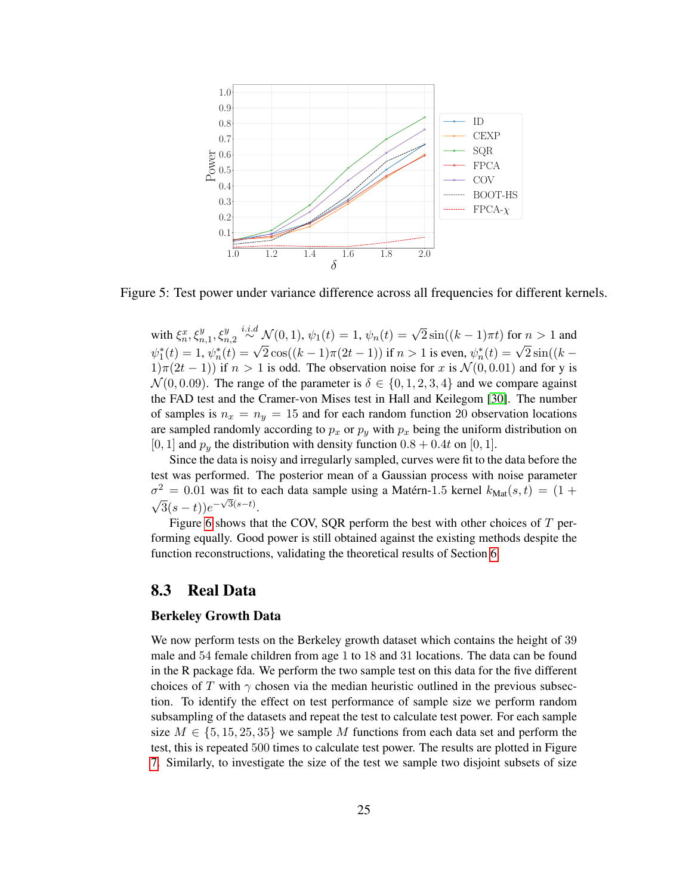Figure 5: Test power under variance difference across all frequencies for different kernels.

with $\xi_n^x, \xi_{n,1}^y, \xi_{n,2}^y \overset{i.i.d}{\sim} \mathcal{N}(0,1)$, $\psi_1(t) = 1$, $\psi_n(t) = \sqrt{2}\sin((k-1)\pi t)$ for $n > 1$ and $\psi_1^*(t) = 1$, $\psi_n^*(t) = \sqrt{2}\cos((k-1)\pi(2t-1))$ if $n > 1$ is even, $\psi_n^*(t) = \sqrt{2}\sin((k-1)\pi(2t-1))$ if $n > 1$ is odd. The observation noise for $x$ is $\mathcal{N}(0, 0.01)$ and for y is $\mathcal{N}(0, 0.09)$. The range of the parameter is $\delta \in \{0, 1, 2, 3, 4\}$ and we compare against the FAD test and the Cramer-von Mises test in Hall and Keilegom [30]. The number of samples is $n_x = n_y = 15$ and for each random function 20 observation locations are sampled randomly according to $p_x$ or $p_y$ with $p_x$ being the uniform distribution on $[0, 1]$ and $p_y$ the distribution with density function $0.8 + 0.4t$ on $[0, 1]$.

Since the data is noisy and irregularly sampled, curves were fit to the data before the test was performed. The posterior mean of a Gaussian process with noise parameter $\sigma^2 = 0.01$ was fit to each data sample using a Matérn-1.5 kernel $k_{\text{Mat}}(s,t) = (1 + \sqrt{3}(s-t))e^{-\sqrt{3}(s-t)}$.

Figure 6 shows that the COV, SQR perform the best with other choices of $T$ performing equally. Good power is still obtained against the existing methods despite the function reconstructions, validating the theoretical results of Section 6.

### 8.3 Real Data

**Berkeley Growth Data**

We now perform tests on the Berkeley growth dataset which contains the height of 39 male and 54 female children from age 1 to 18 and 31 locations. The data can be found in the R package fda. We perform the two sample test on this data for the five different choices of $T$ with $\gamma$ chosen via the median heuristic outlined in the previous subsection. To identify the effect on test performance of sample size we perform random subsampling of the datasets and repeat the test to calculate test power. For each sample size $M \in \{5, 15, 25, 35\}$ we sample $M$ functions from each data set and perform the test, this is repeated 500 times to calculate test power. The results are plotted in Figure 7. Similarly, to investigate the size of the test we sample two disjoint subsets of size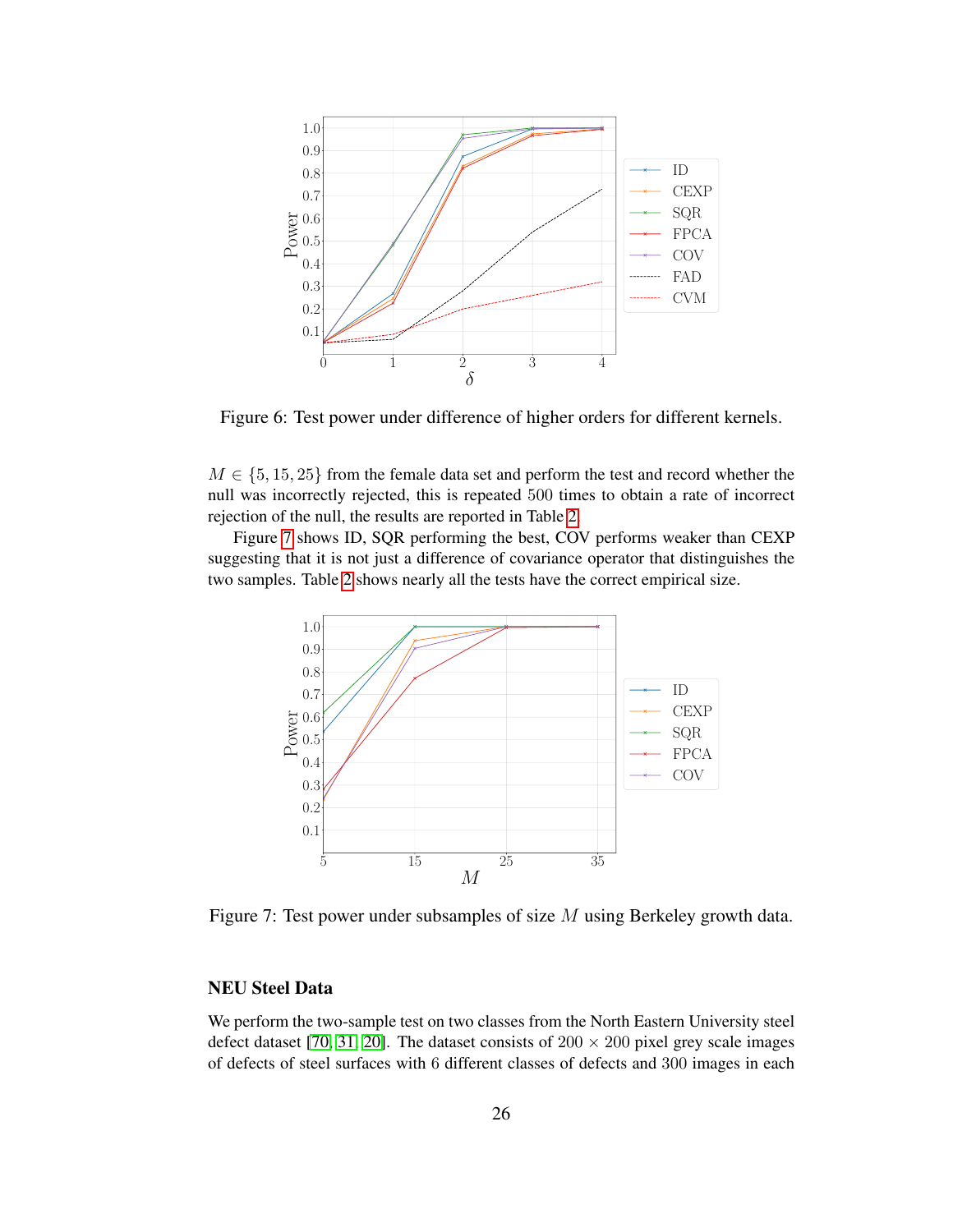Figure 6: Test power under difference of higher orders for different kernels.

$M \in \{5, 15, 25\}$ from the female data set and perform the test and record whether the null was incorrectly rejected, this is repeated 500 times to obtain a rate of incorrect rejection of the null, the results are reported in Table 2.

Figure 7 shows ID, SQR performing the best, COV performs weaker than CEXP suggesting that it is not just a difference of covariance operator that distinguishes the two samples. Table 2 shows nearly all the tests have the correct empirical size.

Figure 7: Test power under subsamples of size $M$ using Berkeley growth data.

### NEU Steel Data

We perform the two-sample test on two classes from the North Eastern University steel defect dataset [70, 31, 20]. The dataset consists of $200 \times 200$ pixel grey scale images of defects of steel surfaces with 6 different classes of defects and 300 images in each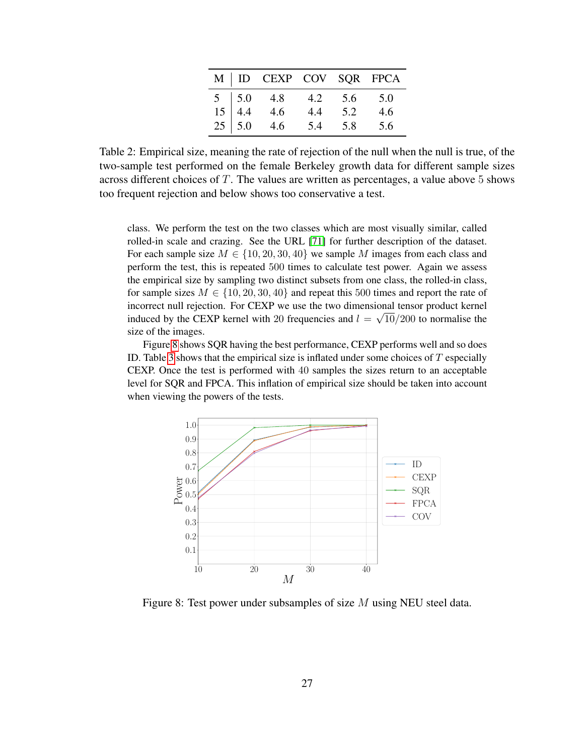| M | ID | CEXP | COV | SQR | FPCA |
|---|---|---|---|---|---|
| 5 | 5.0 | 4.8 | 4.2 | 5.6 | 5.0 |
| 15 | 4.4 | 4.6 | 4.4 | 5.2 | 4.6 |
| 25 | 5.0 | 4.6 | 5.4 | 5.8 | 5.6 |

Table 2: Empirical size, meaning the rate of rejection of the null when the null is true, of the two-sample test performed on the female Berkeley growth data for different sample sizes across different choices of $T$. The values are written as percentages, a value above 5 shows too frequent rejection and below shows too conservative a test.

class. We perform the test on the two classes which are most visually similar, called rolled-in scale and crazing. See the URL [71] for further description of the dataset. For each sample size $M \in \{10, 20, 30, 40\}$ we sample $M$ images from each class and perform the test, this is repeated 500 times to calculate test power. Again we assess the empirical size by sampling two distinct subsets from one class, the rolled-in class, for sample sizes $M \in \{10, 20, 30, 40\}$ and repeat this 500 times and report the rate of incorrect null rejection. For CEXP we use the two dimensional tensor product kernel induced by the CEXP kernel with 20 frequencies and $l = \sqrt{10}/200$ to normalise the size of the images.

Figure 8 shows SQR having the best performance, CEXP performs well and so does ID. Table 3 shows that the empirical size is inflated under some choices of $T$ especially CEXP. Once the test is performed with 40 samples the sizes return to an acceptable level for SQR and FPCA. This inflation of empirical size should be taken into account when viewing the powers of the tests.

Figure 8: Test power under subsamples of size $M$ using NEU steel data.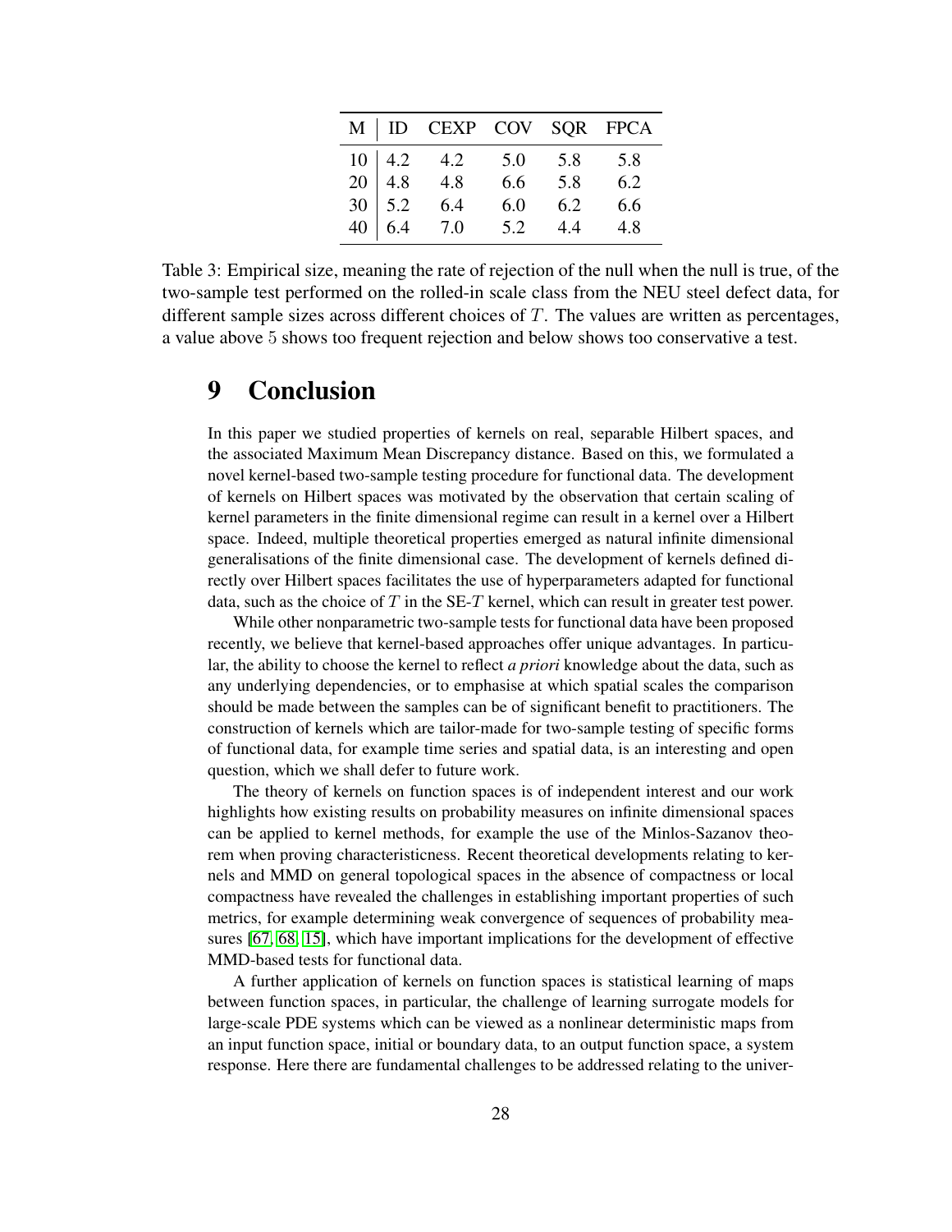| M | ID | CEXP | COV | SQR | FPCA |
|---|---|---|---|---|---|
| 10 | 4.2 | 4.2 | 5.0 | 5.8 | 5.8 |
| 20 | 4.8 | 4.8 | 6.6 | 5.8 | 6.2 |
| 30 | 5.2 | 6.4 | 6.0 | 6.2 | 6.6 |
| 40 | 6.4 | 7.0 | 5.2 | 4.4 | 4.8 |

Table 3: Empirical size, meaning the rate of rejection of the null when the null is true, of the two-sample test performed on the rolled-in scale class from the NEU steel defect data, for different sample sizes across different choices of $T$. The values are written as percentages, a value above $5$ shows too frequent rejection and below shows too conservative a test.

# 9 Conclusion

In this paper we studied properties of kernels on real, separable Hilbert spaces, and the associated Maximum Mean Discrepancy distance. Based on this, we formulated a novel kernel-based two-sample testing procedure for functional data. The development of kernels on Hilbert spaces was motivated by the observation that certain scaling of kernel parameters in the finite dimensional regime can result in a kernel over a Hilbert space. Indeed, multiple theoretical properties emerged as natural infinite dimensional generalisations of the finite dimensional case. The development of kernels defined directly over Hilbert spaces facilitates the use of hyperparameters adapted for functional data, such as the choice of $T$ in the SE-$T$ kernel, which can result in greater test power.

While other nonparametric two-sample tests for functional data have been proposed recently, we believe that kernel-based approaches offer unique advantages. In particular, the ability to choose the kernel to reflect *a priori* knowledge about the data, such as any underlying dependencies, or to emphasise at which spatial scales the comparison should be made between the samples can be of significant benefit to practitioners. The construction of kernels which are tailor-made for two-sample testing of specific forms of functional data, for example time series and spatial data, is an interesting and open question, which we shall defer to future work.

The theory of kernels on function spaces is of independent interest and our work highlights how existing results on probability measures on infinite dimensional spaces can be applied to kernel methods, for example the use of the Minlos-Sazanov theorem when proving characteristicness. Recent theoretical developments relating to kernels and MMD on general topological spaces in the absence of compactness or local compactness have revealed the challenges in establishing important properties of such metrics, for example determining weak convergence of sequences of probability measures [67, 68, 15], which have important implications for the development of effective MMD-based tests for functional data.

A further application of kernels on function spaces is statistical learning of maps between function spaces, in particular, the challenge of learning surrogate models for large-scale PDE systems which can be viewed as a nonlinear deterministic maps from an input function space, initial or boundary data, to an output function space, a system response. Here there are fundamental challenges to be addressed relating to the univer-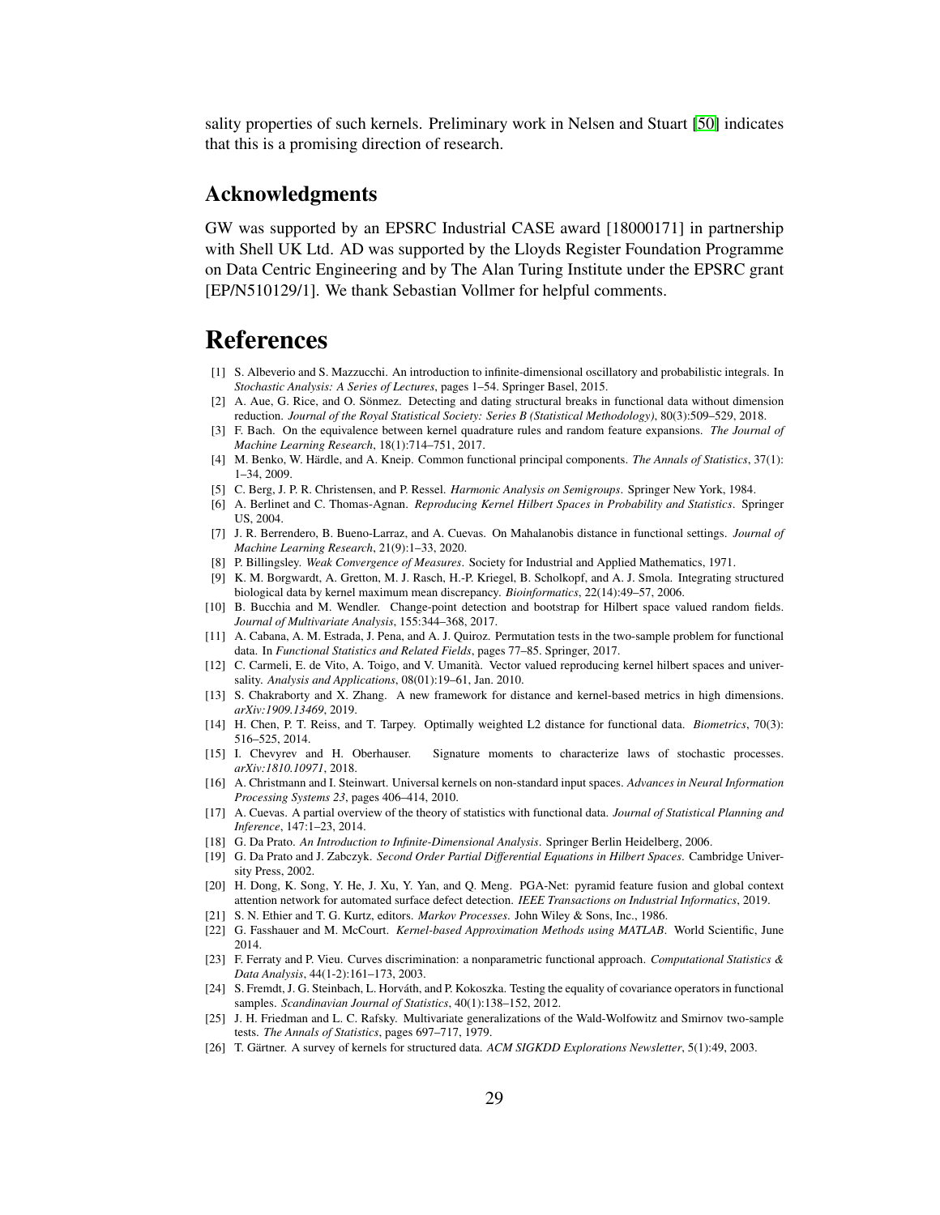sality properties of such kernels. Preliminary work in Nelsen and Stuart [50] indicates that this is a promising direction of research.

## Acknowledgments

GW was supported by an EPSRC Industrial CASE award [18000171] in partnership with Shell UK Ltd. AD was supported by the Lloyds Register Foundation Programme on Data Centric Engineering and by The Alan Turing Institute under the EPSRC grant [EP/N510129/1]. We thank Sebastian Vollmer for helpful comments.

# References

[1] S. Albeverio and S. Mazzucchi. An introduction to infinite-dimensional oscillatory and probabilistic integrals. In *Stochastic Analysis: A Series of Lectures*, pages 1–54. Springer Basel, 2015.

[2] A. Aue, G. Rice, and O. Sönmez. Detecting and dating structural breaks in functional data without dimension reduction. *Journal of the Royal Statistical Society: Series B (Statistical Methodology)*, 80(3):509–529, 2018.

[3] F. Bach. On the equivalence between kernel quadrature rules and random feature expansions. *The Journal of Machine Learning Research*, 18(1):714–751, 2017.

[4] M. Benko, W. Härdle, and A. Kneip. Common functional principal components. *The Annals of Statistics*, 37(1): 1–34, 2009.

[5] C. Berg, J. P. R. Christensen, and P. Ressel. *Harmonic Analysis on Semigroups*. Springer New York, 1984.

[6] A. Berlinet and C. Thomas-Agnan. *Reproducing Kernel Hilbert Spaces in Probability and Statistics*. Springer US, 2004.

[7] J. R. Berrendero, B. Bueno-Larraz, and A. Cuevas. On Mahalanobis distance in functional settings. *Journal of Machine Learning Research*, 21(9):1–33, 2020.

[8] P. Billingsley. *Weak Convergence of Measures*. Society for Industrial and Applied Mathematics, 1971.

[9] K. M. Borgwardt, A. Gretton, M. J. Rasch, H.-P. Kriegel, B. Scholkopf, and A. J. Smola. Integrating structured biological data by kernel maximum mean discrepancy. *Bioinformatics*, 22(14):49–57, 2006.

[10] B. Bucchia and M. Wendler. Change-point detection and bootstrap for Hilbert space valued random fields. *Journal of Multivariate Analysis*, 155:344–368, 2017.

[11] A. Cabana, A. M. Estrada, J. Pena, and A. J. Quiroz. Permutation tests in the two-sample problem for functional data. In *Functional Statistics and Related Fields*, pages 77–85. Springer, 2017.

[12] C. Carmeli, E. de Vito, A. Toigo, and V. Umanità. Vector valued reproducing kernel hilbert spaces and universality. *Analysis and Applications*, 08(01):19–61, Jan. 2010.

[13] S. Chakraborty and X. Zhang. A new framework for distance and kernel-based metrics in high dimensions. *arXiv:1909.13469*, 2019.

[14] H. Chen, P. T. Reiss, and T. Tarpey. Optimally weighted L2 distance for functional data. *Biometrics*, 70(3): 516–525, 2014.

[15] I. Chevyrev and H. Oberhauser. Signature moments to characterize laws of stochastic processes. *arXiv:1810.10971*, 2018.

[16] A. Christmann and I. Steinwart. Universal kernels on non-standard input spaces. *Advances in Neural Information Processing Systems 23*, pages 406–414, 2010.

[17] A. Cuevas. A partial overview of the theory of statistics with functional data. *Journal of Statistical Planning and Inference*, 147:1–23, 2014.

[18] G. Da Prato. *An Introduction to Infinite-Dimensional Analysis*. Springer Berlin Heidelberg, 2006.

[19] G. Da Prato and J. Zabczyk. *Second Order Partial Differential Equations in Hilbert Spaces*. Cambridge University Press, 2002.

[20] H. Dong, K. Song, Y. He, J. Xu, Y. Yan, and Q. Meng. PGA-Net: pyramid feature fusion and global context attention network for automated surface defect detection. *IEEE Transactions on Industrial Informatics*, 2019.

[21] S. N. Ethier and T. G. Kurtz, editors. *Markov Processes*. John Wiley & Sons, Inc., 1986.

[22] G. Fasshauer and M. McCourt. *Kernel-based Approximation Methods using MATLAB*. World Scientific, June 2014.

[23] F. Ferraty and P. Vieu. Curves discrimination: a nonparametric functional approach. *Computational Statistics & Data Analysis*, 44(1-2):161–173, 2003.

[24] S. Fremdt, J. G. Steinbach, L. Horváth, and P. Kokoszka. Testing the equality of covariance operators in functional samples. *Scandinavian Journal of Statistics*, 40(1):138–152, 2012.

[25] J. H. Friedman and L. C. Rafsky. Multivariate generalizations of the Wald-Wolfowitz and Smirnov two-sample tests. *The Annals of Statistics*, pages 697–717, 1979.

[26] T. Gärtner. A survey of kernels for structured data. *ACM SIGKDD Explorations Newsletter*, 5(1):49, 2003.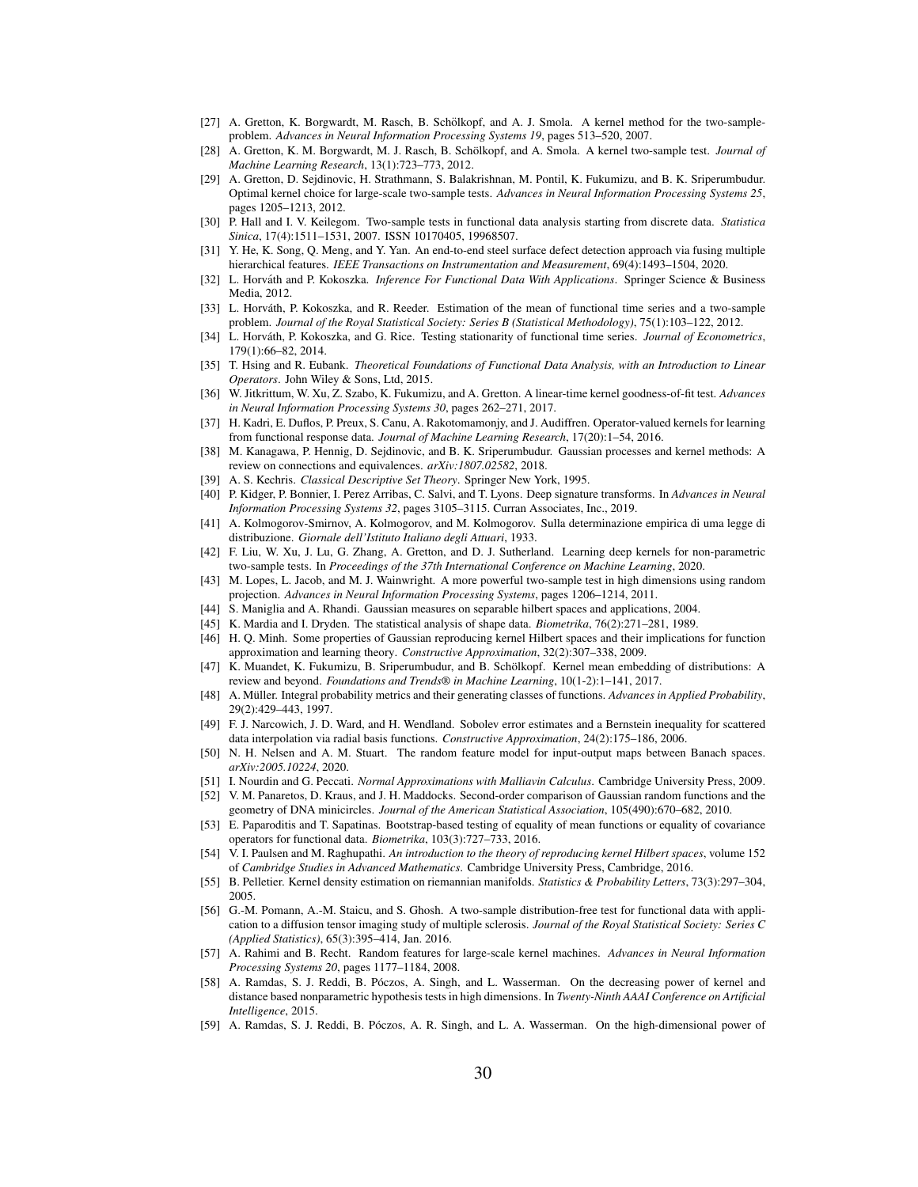[27] A. Gretton, K. Borgwardt, M. Rasch, B. Schölkopf, and A. J. Smola. A kernel method for the two-sample-problem. *Advances in Neural Information Processing Systems 19*, pages 513–520, 2007.

[28] A. Gretton, K. M. Borgwardt, M. J. Rasch, B. Schölkopf, and A. Smola. A kernel two-sample test. *Journal of Machine Learning Research*, 13(1):723–773, 2012.

[29] A. Gretton, D. Sejdinovic, H. Strathmann, S. Balakrishnan, M. Pontil, K. Fukumizu, and B. K. Sriperumbudur. Optimal kernel choice for large-scale two-sample tests. *Advances in Neural Information Processing Systems 25*, pages 1205–1213, 2012.

[30] P. Hall and I. V. Keilegom. Two-sample tests in functional data analysis starting from discrete data. *Statistica Sinica*, 17(4):1511–1531, 2007. ISSN 10170405, 19968507.

[31] Y. He, K. Song, Q. Meng, and Y. Yan. An end-to-end steel surface defect detection approach via fusing multiple hierarchical features. *IEEE Transactions on Instrumentation and Measurement*, 69(4):1493–1504, 2020.

[32] L. Horváth and P. Kokoszka. *Inference For Functional Data With Applications*. Springer Science & Business Media, 2012.

[33] L. Horváth, P. Kokoszka, and R. Reeder. Estimation of the mean of functional time series and a two-sample problem. *Journal of the Royal Statistical Society: Series B (Statistical Methodology)*, 75(1):103–122, 2012.

[34] L. Horváth, P. Kokoszka, and G. Rice. Testing stationarity of functional time series. *Journal of Econometrics*, 179(1):66–82, 2014.

[35] T. Hsing and R. Eubank. *Theoretical Foundations of Functional Data Analysis, with an Introduction to Linear Operators*. John Wiley & Sons, Ltd, 2015.

[36] W. Jitkrittum, W. Xu, Z. Szabo, K. Fukumizu, and A. Gretton. A linear-time kernel goodness-of-fit test. *Advances in Neural Information Processing Systems 30*, pages 262–271, 2017.

[37] H. Kadri, E. Duflos, P. Preux, S. Canu, A. Rakotomamonjy, and J. Audiffren. Operator-valued kernels for learning from functional response data. *Journal of Machine Learning Research*, 17(20):1–54, 2016.

[38] M. Kanagawa, P. Hennig, D. Sejdinovic, and B. K. Sriperumbudur. Gaussian processes and kernel methods: A review on connections and equivalences. *arXiv:1807.02582*, 2018.

[39] A. S. Kechris. *Classical Descriptive Set Theory*. Springer New York, 1995.

[40] P. Kidger, P. Bonnier, I. Perez Arribas, C. Salvi, and T. Lyons. Deep signature transforms. In *Advances in Neural Information Processing Systems 32*, pages 3105–3115. Curran Associates, Inc., 2019.

[41] A. Kolmogorov-Smirnov, A. Kolmogorov, and M. Kolmogorov. Sulla determinazione empirica di uma legge di distribuzione. *Giornale dell'Istituto Italiano degli Attuari*, 1933.

[42] F. Liu, W. Xu, J. Lu, G. Zhang, A. Gretton, and D. J. Sutherland. Learning deep kernels for non-parametric two-sample tests. In *Proceedings of the 37th International Conference on Machine Learning*, 2020.

[43] M. Lopes, L. Jacob, and M. J. Wainwright. A more powerful two-sample test in high dimensions using random projection. *Advances in Neural Information Processing Systems*, pages 1206–1214, 2011.

[44] S. Maniglia and A. Rhandi. Gaussian measures on separable hilbert spaces and applications, 2004.

[45] K. Mardia and I. Dryden. The statistical analysis of shape data. *Biometrika*, 76(2):271–281, 1989.

[46] H. Q. Minh. Some properties of Gaussian reproducing kernel Hilbert spaces and their implications for function approximation and learning theory. *Constructive Approximation*, 32(2):307–338, 2009.

[47] K. Muandet, K. Fukumizu, B. Sriperumbudur, and B. Schölkopf. Kernel mean embedding of distributions: A review and beyond. *Foundations and Trends® in Machine Learning*, 10(1-2):1–141, 2017.

[48] A. Müller. Integral probability metrics and their generating classes of functions. *Advances in Applied Probability*, 29(2):429–443, 1997.

[49] F. J. Narcowich, J. D. Ward, and H. Wendland. Sobolev error estimates and a Bernstein inequality for scattered data interpolation via radial basis functions. *Constructive Approximation*, 24(2):175–186, 2006.

[50] N. H. Nelsen and A. M. Stuart. The random feature model for input-output maps between Banach spaces. *arXiv:2005.10224*, 2020.

[51] I. Nourdin and G. Peccati. *Normal Approximations with Malliavin Calculus*. Cambridge University Press, 2009.

[52] V. M. Panaretos, D. Kraus, and J. H. Maddocks. Second-order comparison of Gaussian random functions and the geometry of DNA minicircles. *Journal of the American Statistical Association*, 105(490):670–682, 2010.

[53] E. Paparoditis and T. Sapatinas. Bootstrap-based testing of equality of mean functions or equality of covariance operators for functional data. *Biometrika*, 103(3):727–733, 2016.

[54] V. I. Paulsen and M. Raghupathi. *An introduction to the theory of reproducing kernel Hilbert spaces*, volume 152 of *Cambridge Studies in Advanced Mathematics*. Cambridge University Press, Cambridge, 2016.

[55] B. Pelletier. Kernel density estimation on riemannian manifolds. *Statistics & Probability Letters*, 73(3):297–304, 2005.

[56] G.-M. Pomann, A.-M. Staicu, and S. Ghosh. A two-sample distribution-free test for functional data with application to a diffusion tensor imaging study of multiple sclerosis. *Journal of the Royal Statistical Society: Series C (Applied Statistics)*, 65(3):395–414, Jan. 2016.

[57] A. Rahimi and B. Recht. Random features for large-scale kernel machines. *Advances in Neural Information Processing Systems 20*, pages 1177–1184, 2008.

[58] A. Ramdas, S. J. Reddi, B. Póczos, A. Singh, and L. Wasserman. On the decreasing power of kernel and distance based nonparametric hypothesis tests in high dimensions. In *Twenty-Ninth AAAI Conference on Artificial Intelligence*, 2015.

[59] A. Ramdas, S. J. Reddi, B. Póczos, A. R. Singh, and L. A. Wasserman. On the high-dimensional power of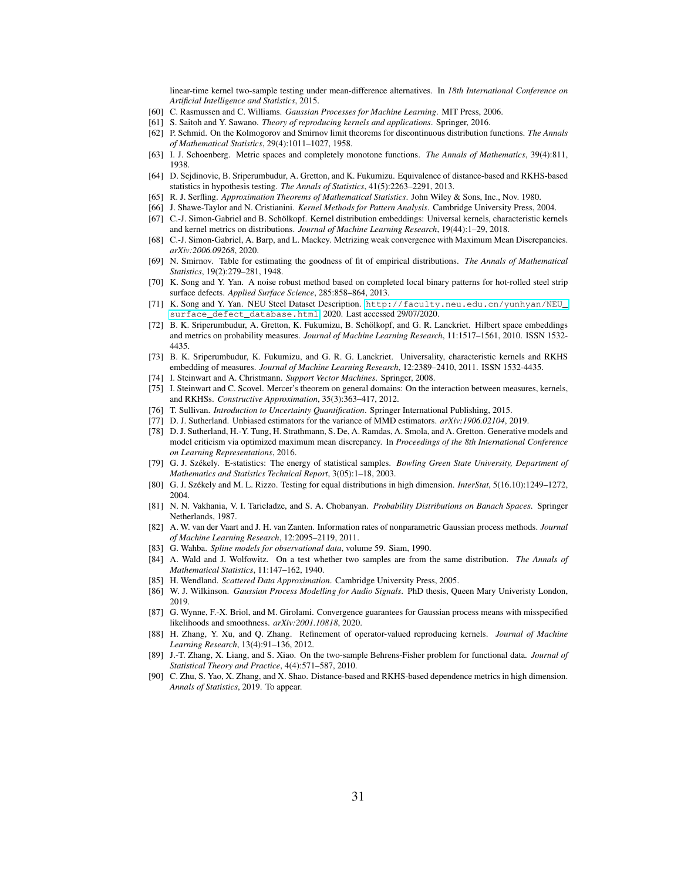linear-time kernel two-sample testing under mean-difference alternatives. In *18th International Conference on Artificial Intelligence and Statistics*, 2015.

[60] C. Rasmussen and C. Williams. *Gaussian Processes for Machine Learning*. MIT Press, 2006.

[61] S. Saitoh and Y. Sawano. *Theory of reproducing kernels and applications*. Springer, 2016.

[62] P. Schmid. On the Kolmogorov and Smirnov limit theorems for discontinuous distribution functions. *The Annals of Mathematical Statistics*, 29(4):1011–1027, 1958.

[63] I. J. Schoenberg. Metric spaces and completely monotone functions. *The Annals of Mathematics*, 39(4):811, 1938.

[64] D. Sejdinovic, B. Sriperumbudur, A. Gretton, and K. Fukumizu. Equivalence of distance-based and RKHS-based statistics in hypothesis testing. *The Annals of Statistics*, 41(5):2263–2291, 2013.

[65] R. J. Serfling. *Approximation Theorems of Mathematical Statistics*. John Wiley & Sons, Inc., Nov. 1980.

[66] J. Shawe-Taylor and N. Cristianini. *Kernel Methods for Pattern Analysis*. Cambridge University Press, 2004.

[67] C.-J. Simon-Gabriel and B. Schölkopf. Kernel distribution embeddings: Universal kernels, characteristic kernels and kernel metrics on distributions. *Journal of Machine Learning Research*, 19(44):1–29, 2018.

[68] C.-J. Simon-Gabriel, A. Barp, and L. Mackey. Metrizing weak convergence with Maximum Mean Discrepancies. *arXiv:2006.09268*, 2020.

[69] N. Smirnov. Table for estimating the goodness of fit of empirical distributions. *The Annals of Mathematical Statistics*, 19(2):279–281, 1948.

[70] K. Song and Y. Yan. A noise robust method based on completed local binary patterns for hot-rolled steel strip surface defects. *Applied Surface Science*, 285:858–864, 2013.

[71] K. Song and Y. Yan. NEU Steel Dataset Description. http://faculty.neu.edu.cn/yunhyan/NEU_surface_defect_database.html, 2020. Last accessed 29/07/2020.

[72] B. K. Sriperumbudur, A. Gretton, K. Fukumizu, B. Schölkopf, and G. R. Lanckriet. Hilbert space embeddings and metrics on probability measures. *Journal of Machine Learning Research*, 11:1517–1561, 2010. ISSN 1532-4435.

[73] B. K. Sriperumbudur, K. Fukumizu, and G. R. G. Lanckriet. Universality, characteristic kernels and RKHS embedding of measures. *Journal of Machine Learning Research*, 12:2389–2410, 2011. ISSN 1532-4435.

[74] I. Steinwart and A. Christmann. *Support Vector Machines*. Springer, 2008.

[75] I. Steinwart and C. Scovel. Mercer's theorem on general domains: On the interaction between measures, kernels, and RKHSs. *Constructive Approximation*, 35(3):363–417, 2012.

[76] T. Sullivan. *Introduction to Uncertainty Quantification*. Springer International Publishing, 2015.

[77] D. J. Sutherland. Unbiased estimators for the variance of MMD estimators. *arXiv:1906.02104*, 2019.

[78] D. J. Sutherland, H.-Y. Tung, H. Strathmann, S. De, A. Ramdas, A. Smola, and A. Gretton. Generative models and model criticism via optimized maximum mean discrepancy. In *Proceedings of the 8th International Conference on Learning Representations*, 2016.

[79] G. J. Székely. E-statistics: The energy of statistical samples. *Bowling Green State University, Department of Mathematics and Statistics Technical Report*, 3(05):1–18, 2003.

[80] G. J. Székely and M. L. Rizzo. Testing for equal distributions in high dimension. *InterStat*, 5(16.10):1249–1272, 2004.

[81] N. N. Vakhania, V. I. Tarieladze, and S. A. Chobanyan. *Probability Distributions on Banach Spaces*. Springer Netherlands, 1987.

[82] A. W. van der Vaart and J. H. van Zanten. Information rates of nonparametric Gaussian process methods. *Journal of Machine Learning Research*, 12:2095–2119, 2011.

[83] G. Wahba. *Spline models for observational data*, volume 59. Siam, 1990.

[84] A. Wald and J. Wolfowitz. On a test whether two samples are from the same distribution. *The Annals of Mathematical Statistics*, 11:147–162, 1940.

[85] H. Wendland. *Scattered Data Approximation*. Cambridge University Press, 2005.

[86] W. J. Wilkinson. *Gaussian Process Modelling for Audio Signals*. PhD thesis, Queen Mary Univeristy London, 2019.

[87] G. Wynne, F.-X. Briol, and M. Girolami. Convergence guarantees for Gaussian process means with misspecified likelihoods and smoothness. *arXiv:2001.10818*, 2020.

[88] H. Zhang, Y. Xu, and Q. Zhang. Refinement of operator-valued reproducing kernels. *Journal of Machine Learning Research*, 13(4):91–136, 2012.

[89] J.-T. Zhang, X. Liang, and S. Xiao. On the two-sample Behrens-Fisher problem for functional data. *Journal of Statistical Theory and Practice*, 4(4):571–587, 2010.

[90] C. Zhu, S. Yao, X. Zhang, and X. Shao. Distance-based and RKHS-based dependence metrics in high dimension. *Annals of Statistics*, 2019. To appear.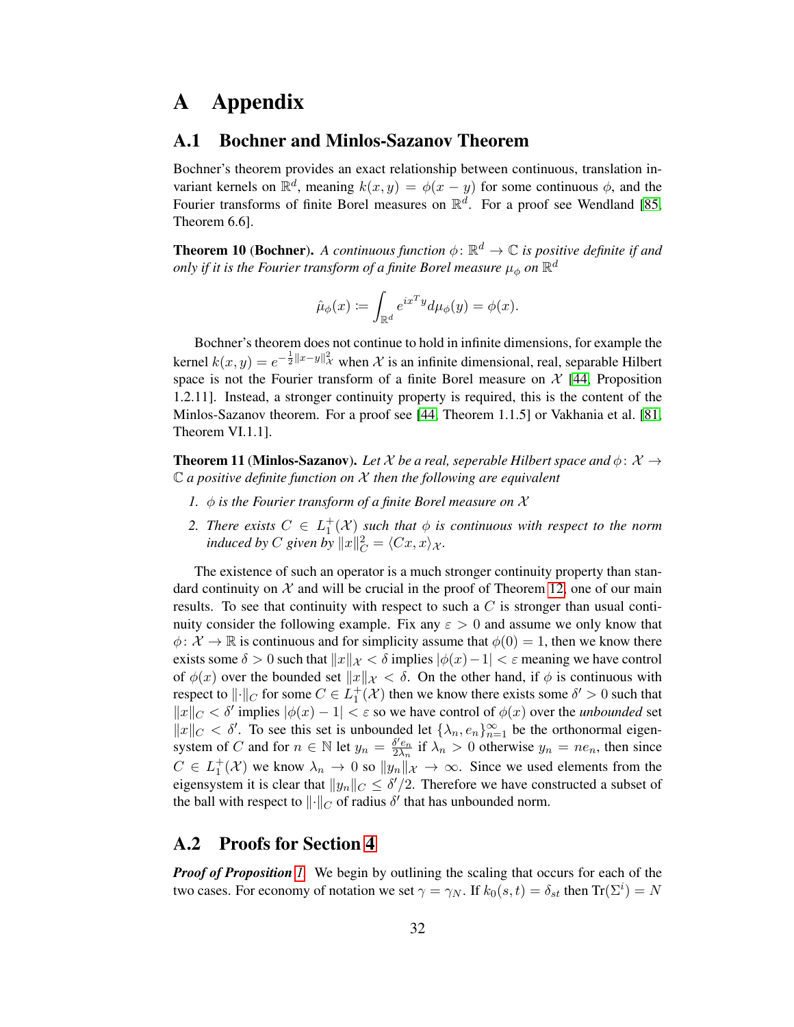# A Appendix

## A.1 Bochner and Minlos-Sazanov Theorem

Bochner's theorem provides an exact relationship between continuous, translation invariant kernels on $\mathbb{R}^d$, meaning $k(x,y) = \phi(x-y)$ for some continuous $\phi$, and the Fourier transforms of finite Borel measures on $\mathbb{R}^d$. For a proof see Wendland [85, Theorem 6.6].

**Theorem 10** (**Bochner**). *A continuous function $\phi\colon \mathbb{R}^d \to \mathbb{C}$ is positive definite if and only if it is the Fourier transform of a finite Borel measure $\mu_\phi$ on $\mathbb{R}^d$*

$$\hat{\mu}_\phi(x) := \int_{\mathbb{R}^d} e^{ix^T y} d\mu_\phi(y) = \phi(x).$$

Bochner's theorem does not continue to hold in infinite dimensions, for example the kernel $k(x,y) = e^{-\frac{1}{2}\|x-y\|_{\mathcal{X}}^2}$ when $\mathcal{X}$ is an infinite dimensional, real, separable Hilbert space is not the Fourier transform of a finite Borel measure on $\mathcal{X}$ [44, Proposition 1.2.11]. Instead, a stronger continuity property is required, this is the content of the Minlos-Sazanov theorem. For a proof see [44, Theorem 1.1.5] or Vakhania et al. [81, Theorem VI.1.1].

**Theorem 11** (**Minlos-Sazanov**). *Let $\mathcal{X}$ be a real, seperable Hilbert space and $\phi\colon \mathcal{X} \to \mathbb{C}$ a positive definite function on $\mathcal{X}$ then the following are equivalent*

1. *$\phi$ is the Fourier transform of a finite Borel measure on $\mathcal{X}$*
2. *There exists $C \in L_1^+(\mathcal{X})$ such that $\phi$ is continuous with respect to the norm induced by $C$ given by $\|x\|_C^2 = \langle Cx, x\rangle_{\mathcal{X}}$.*

The existence of such an operator is a much stronger continuity property than standard continuity on $\mathcal{X}$ and will be crucial in the proof of Theorem 12, one of our main results. To see that continuity with respect to such a $C$ is stronger than usual continuity consider the following example. Fix any $\varepsilon > 0$ and assume we only know that $\phi\colon \mathcal{X} \to \mathbb{R}$ is continuous and for simplicity assume that $\phi(0) = 1$, then we know there exists some $\delta > 0$ such that $\|x\|_{\mathcal{X}} < \delta$ implies $|\phi(x) - 1| < \varepsilon$ meaning we have control of $\phi(x)$ over the bounded set $\|x\|_{\mathcal{X}} < \delta$. On the other hand, if $\phi$ is continuous with respect to $\|\cdot\|_C$ for some $C \in L_1^+(\mathcal{X})$ then we know there exists some $\delta' > 0$ such that $\|x\|_C < \delta'$ implies $|\phi(x) - 1| < \varepsilon$ so we have control of $\phi(x)$ over the *unbounded* set $\|x\|_C < \delta'$. To see this set is unbounded let $\{\lambda_n, e_n\}_{n=1}^\infty$ be the orthonormal eigensystem of $C$ and for $n \in \mathbb{N}$ let $y_n = \frac{\delta' e_n}{2\lambda_n}$ if $\lambda_n > 0$ otherwise $y_n = n e_n$, then since $C \in L_1^+(\mathcal{X})$ we know $\lambda_n \to 0$ so $\|y_n\|_{\mathcal{X}} \to \infty$. Since we used elements from the eigensystem it is clear that $\|y_n\|_C \le \delta'/2$. Therefore we have constructed a subset of the ball with respect to $\|\cdot\|_C$ of radius $\delta'$ that has unbounded norm.

## A.2 Proofs for Section 4

***Proof of Proposition 1.*** We begin by outlining the scaling that occurs for each of the two cases. For economy of notation we set $\gamma = \gamma_N$. If $k_0(s,t) = \delta_{st}$ then $\text{Tr}(\Sigma^i) = N$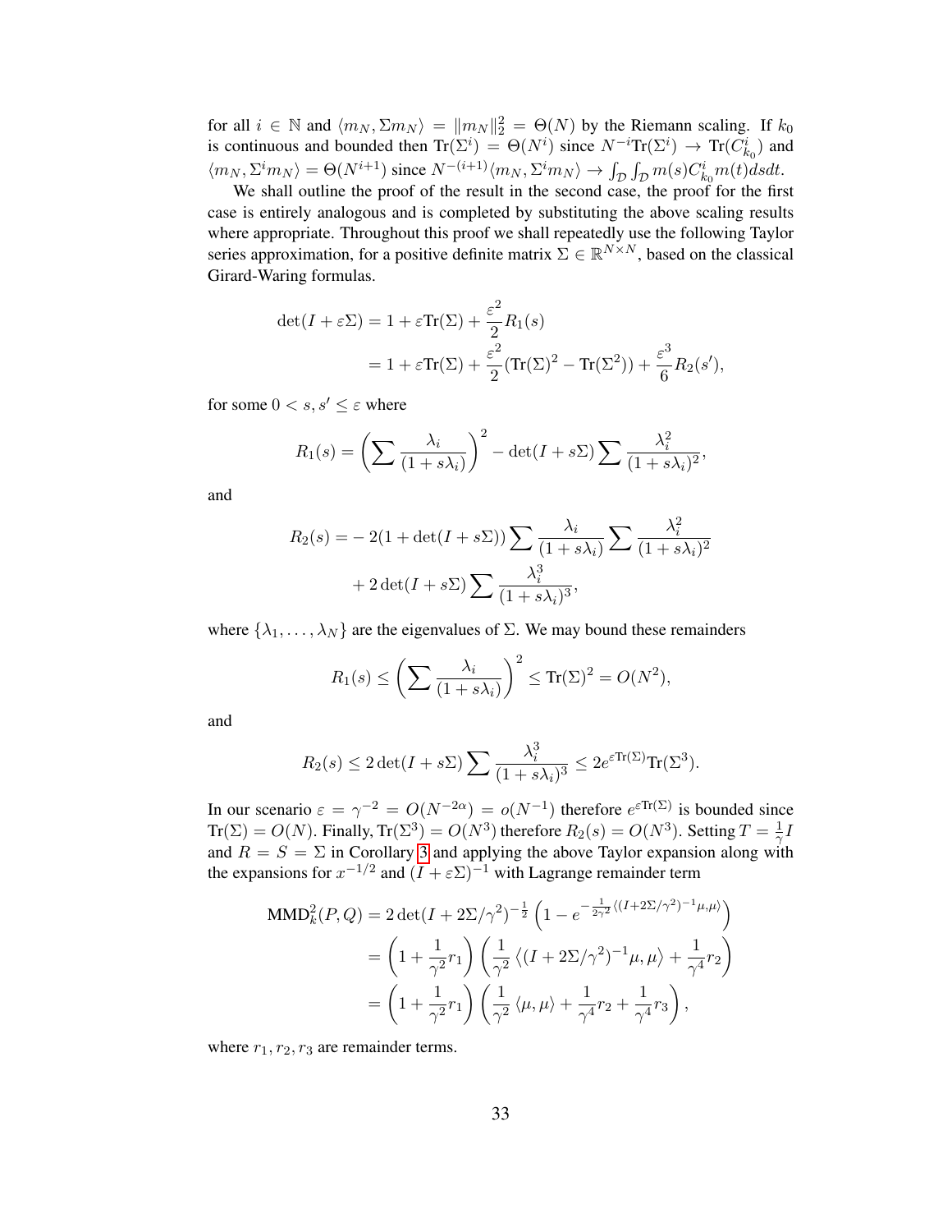for all $i \in \mathbb{N}$ and $\langle m_N, \Sigma m_N \rangle = \|m_N\|_2^2 = \Theta(N)$ by the Riemann scaling. If $k_0$ is continuous and bounded then $\mathrm{Tr}(\Sigma^i) = \Theta(N^i)$ since $N^{-i}\mathrm{Tr}(\Sigma^i) \to \mathrm{Tr}(C_{k_0}^i)$ and $\langle m_N, \Sigma^i m_N \rangle = \Theta(N^{i+1})$ since $N^{-(i+1)}\langle m_N, \Sigma^i m_N \rangle \to \int_{\mathcal{D}}\int_{\mathcal{D}} m(s) C_{k_0}^i m(t) ds dt$.

We shall outline the proof of the result in the second case, the proof for the first case is entirely analogous and is completed by substituting the above scaling results where appropriate. Throughout this proof we shall repeatedly use the following Taylor series approximation, for a positive definite matrix $\Sigma \in \mathbb{R}^{N \times N}$, based on the classical Girard-Waring formulas.

$$
\begin{aligned}
\det(I + \varepsilon\Sigma) &= 1 + \varepsilon \mathrm{Tr}(\Sigma) + \frac{\varepsilon^2}{2} R_1(s) \\
&= 1 + \varepsilon \mathrm{Tr}(\Sigma) + \frac{\varepsilon^2}{2}(\mathrm{Tr}(\Sigma)^2 - \mathrm{Tr}(\Sigma^2)) + \frac{\varepsilon^3}{6} R_2(s'),
\end{aligned}
$$

for some $0 < s, s' \leq \varepsilon$ where

$$
R_1(s) = \left( \sum \frac{\lambda_i}{(1 + s\lambda_i)} \right)^2 - \det(I + s\Sigma) \sum \frac{\lambda_i^2}{(1 + s\lambda_i)^2},
$$

and

$$
\begin{aligned}
R_2(s) = &- 2(1 + \det(I + s\Sigma)) \sum \frac{\lambda_i}{(1 + s\lambda_i)} \sum \frac{\lambda_i^2}{(1 + s\lambda_i)^2} \\
&+ 2 \det(I + s\Sigma) \sum \frac{\lambda_i^3}{(1 + s\lambda_i)^3},
\end{aligned}
$$

where $\{\lambda_1, \ldots, \lambda_N\}$ are the eigenvalues of $\Sigma$. We may bound these remainders

$$
R_1(s) \leq \left( \sum \frac{\lambda_i}{(1 + s\lambda_i)} \right)^2 \leq \mathrm{Tr}(\Sigma)^2 = O(N^2),
$$

and

$$
R_2(s) \leq 2 \det(I + s\Sigma) \sum \frac{\lambda_i^3}{(1 + s\lambda_i)^3} \leq 2e^{\varepsilon \mathrm{Tr}(\Sigma)} \mathrm{Tr}(\Sigma^3).
$$

In our scenario $\varepsilon = \gamma^{-2} = O(N^{-2\alpha}) = o(N^{-1})$ therefore $e^{\varepsilon \mathrm{Tr}(\Sigma)}$ is bounded since $\mathrm{Tr}(\Sigma) = O(N)$. Finally, $\mathrm{Tr}(\Sigma^3) = O(N^3)$ therefore $R_2(s) = O(N^3)$. Setting $T = \frac{1}{\gamma} I$ and $R = S = \Sigma$ in Corollary 3 and applying the above Taylor expansion along with the expansions for $x^{-1/2}$ and $(I + \varepsilon\Sigma)^{-1}$ with Lagrange remainder term

$$
\begin{aligned}
\mathrm{MMD}_k^2(P, Q) &= 2 \det(I + 2\Sigma/\gamma^2)^{-\frac{1}{2}} \left( 1 - e^{-\frac{1}{2\gamma^2}\langle (I + 2\Sigma/\gamma^2)^{-1}\mu, \mu \rangle} \right) \\
&= \left( 1 + \frac{1}{\gamma^2} r_1 \right) \left( \frac{1}{\gamma^2} \langle (I + 2\Sigma/\gamma^2)^{-1}\mu, \mu \rangle + \frac{1}{\gamma^4} r_2 \right) \\
&= \left( 1 + \frac{1}{\gamma^2} r_1 \right) \left( \frac{1}{\gamma^2} \langle \mu, \mu \rangle + \frac{1}{\gamma^4} r_2 + \frac{1}{\gamma^4} r_3 \right),
\end{aligned}
$$

where $r_1, r_2, r_3$ are remainder terms.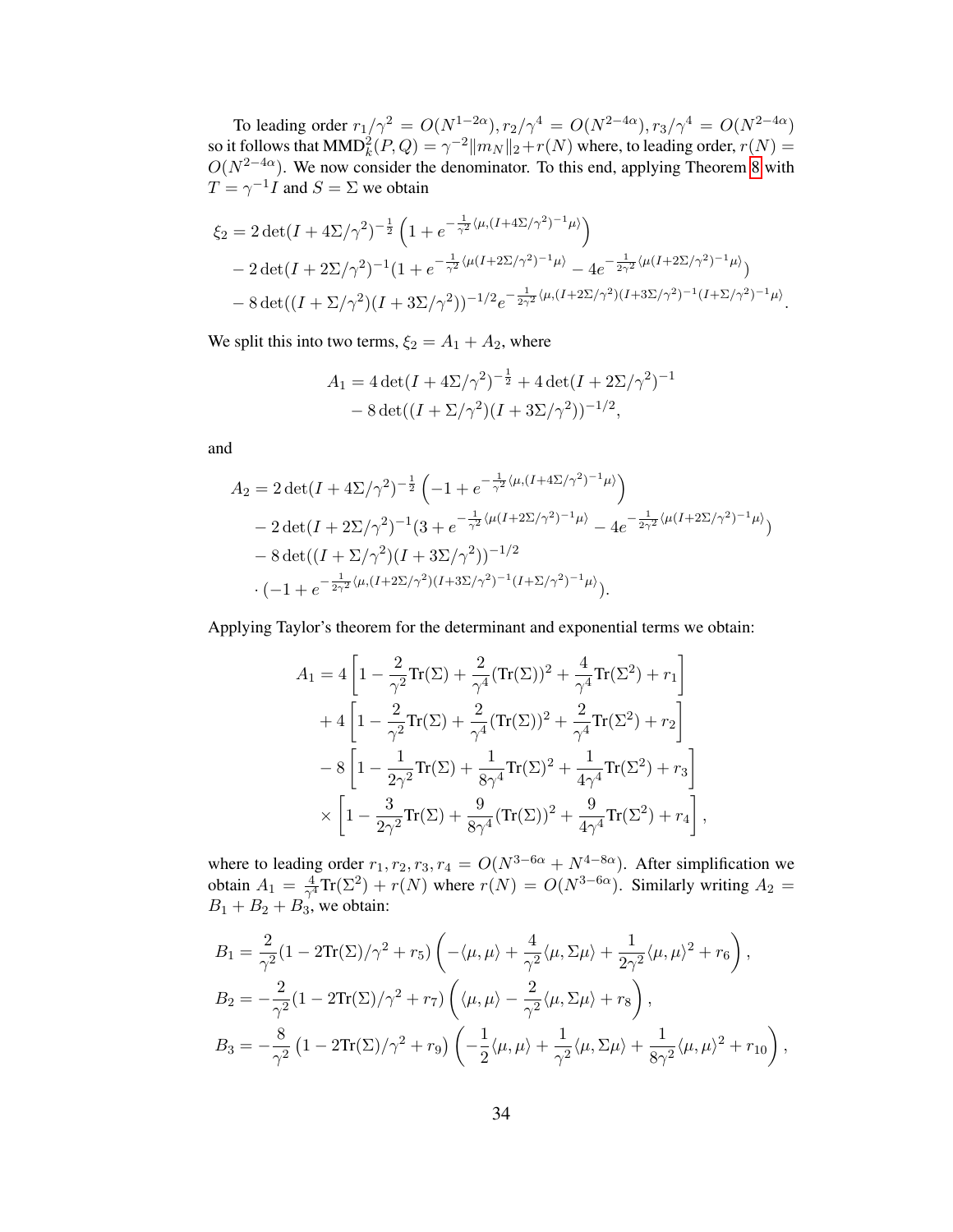To leading order $r_1/\gamma^2 = O(N^{1-2\alpha}), r_2/\gamma^4 = O(N^{2-4\alpha}), r_3/\gamma^4 = O(N^{2-4\alpha})$ so it follows that $\mathrm{MMD}_k^2(P,Q) = \gamma^{-2}\|m_N\|_2 + r(N)$ where, to leading order, $r(N) = O(N^{2-4\alpha})$. We now consider the denominator. To this end, applying Theorem 8 with $T = \gamma^{-1}I$ and $S = \Sigma$ we obtain

$$
\begin{aligned}
\xi_2 &= 2\det(I + 4\Sigma/\gamma^2)^{-\frac{1}{2}}\left(1 + e^{-\frac{1}{\gamma^2}\langle \mu, (I+4\Sigma/\gamma^2)^{-1}\mu\rangle}\right) \\
&\quad - 2\det(I + 2\Sigma/\gamma^2)^{-1}(1 + e^{-\frac{1}{\gamma^2}\langle \mu (I+2\Sigma/\gamma^2)^{-1}\mu\rangle} - 4e^{-\frac{1}{2\gamma^2}\langle \mu (I+2\Sigma/\gamma^2)^{-1}\mu\rangle}) \\
&\quad - 8\det((I+\Sigma/\gamma^2)(I+3\Sigma/\gamma^2))^{-1/2}e^{-\frac{1}{2\gamma^2}\langle \mu, (I+2\Sigma/\gamma^2)(I+3\Sigma/\gamma^2)^{-1}(I+\Sigma/\gamma^2)^{-1}\mu\rangle}.
\end{aligned}
$$

We split this into two terms, $\xi_2 = A_1 + A_2$, where

$$
\begin{aligned}
A_1 &= 4\det(I + 4\Sigma/\gamma^2)^{-\frac{1}{2}} + 4\det(I + 2\Sigma/\gamma^2)^{-1} \\
&\quad - 8\det((I+\Sigma/\gamma^2)(I+3\Sigma/\gamma^2))^{-1/2},
\end{aligned}
$$

and

$$
\begin{aligned}
A_2 &= 2\det(I + 4\Sigma/\gamma^2)^{-\frac{1}{2}}\left(-1 + e^{-\frac{1}{\gamma^2}\langle \mu, (I+4\Sigma/\gamma^2)^{-1}\mu\rangle}\right) \\
&\quad - 2\det(I + 2\Sigma/\gamma^2)^{-1}(3 + e^{-\frac{1}{\gamma^2}\langle \mu (I+2\Sigma/\gamma^2)^{-1}\mu\rangle} - 4e^{-\frac{1}{2\gamma^2}\langle \mu (I+2\Sigma/\gamma^2)^{-1}\mu\rangle}) \\
&\quad - 8\det((I+\Sigma/\gamma^2)(I+3\Sigma/\gamma^2))^{-1/2} \\
&\quad \cdot (-1 + e^{-\frac{1}{2\gamma^2}\langle \mu, (I+2\Sigma/\gamma^2)(I+3\Sigma/\gamma^2)^{-1}(I+\Sigma/\gamma^2)^{-1}\mu\rangle}).
\end{aligned}
$$

Applying Taylor's theorem for the determinant and exponential terms we obtain:

$$
\begin{aligned}
A_1 &= 4\left[1 - \frac{2}{\gamma^2}\mathrm{Tr}(\Sigma) + \frac{2}{\gamma^4}(\mathrm{Tr}(\Sigma))^2 + \frac{4}{\gamma^4}\mathrm{Tr}(\Sigma^2) + r_1\right] \\
&\quad + 4\left[1 - \frac{2}{\gamma^2}\mathrm{Tr}(\Sigma) + \frac{2}{\gamma^4}(\mathrm{Tr}(\Sigma))^2 + \frac{2}{\gamma^4}\mathrm{Tr}(\Sigma^2) + r_2\right] \\
&\quad - 8\left[1 - \frac{1}{2\gamma^2}\mathrm{Tr}(\Sigma) + \frac{1}{8\gamma^4}\mathrm{Tr}(\Sigma)^2 + \frac{1}{4\gamma^4}\mathrm{Tr}(\Sigma^2) + r_3\right] \\
&\quad \times \left[1 - \frac{3}{2\gamma^2}\mathrm{Tr}(\Sigma) + \frac{9}{8\gamma^4}(\mathrm{Tr}(\Sigma))^2 + \frac{9}{4\gamma^4}\mathrm{Tr}(\Sigma^2) + r_4\right],
\end{aligned}
$$

where to leading order $r_1, r_2, r_3, r_4 = O(N^{3-6\alpha} + N^{4-8\alpha})$. After simplification we obtain $A_1 = \frac{4}{\gamma^4}\mathrm{Tr}(\Sigma^2) + r(N)$ where $r(N) = O(N^{3-6\alpha})$. Similarly writing $A_2 = B_1 + B_2 + B_3$, we obtain:

$$
\begin{aligned}
B_1 &= \frac{2}{\gamma^2}(1 - 2\mathrm{Tr}(\Sigma)/\gamma^2 + r_5)\left(-\langle \mu, \mu\rangle + \frac{4}{\gamma^2}\langle \mu, \Sigma\mu\rangle + \frac{1}{2\gamma^2}\langle \mu, \mu\rangle^2 + r_6\right), \\
B_2 &= -\frac{2}{\gamma^2}(1 - 2\mathrm{Tr}(\Sigma)/\gamma^2 + r_7)\left(\langle \mu, \mu\rangle - \frac{2}{\gamma^2}\langle \mu, \Sigma\mu\rangle + r_8\right), \\
B_3 &= -\frac{8}{\gamma^2}\left(1 - 2\mathrm{Tr}(\Sigma)/\gamma^2 + r_9\right)\left(-\frac{1}{2}\langle \mu, \mu\rangle + \frac{1}{\gamma^2}\langle \mu, \Sigma\mu\rangle + \frac{1}{8\gamma^2}\langle \mu, \mu\rangle^2 + r_{10}\right),
\end{aligned}
$$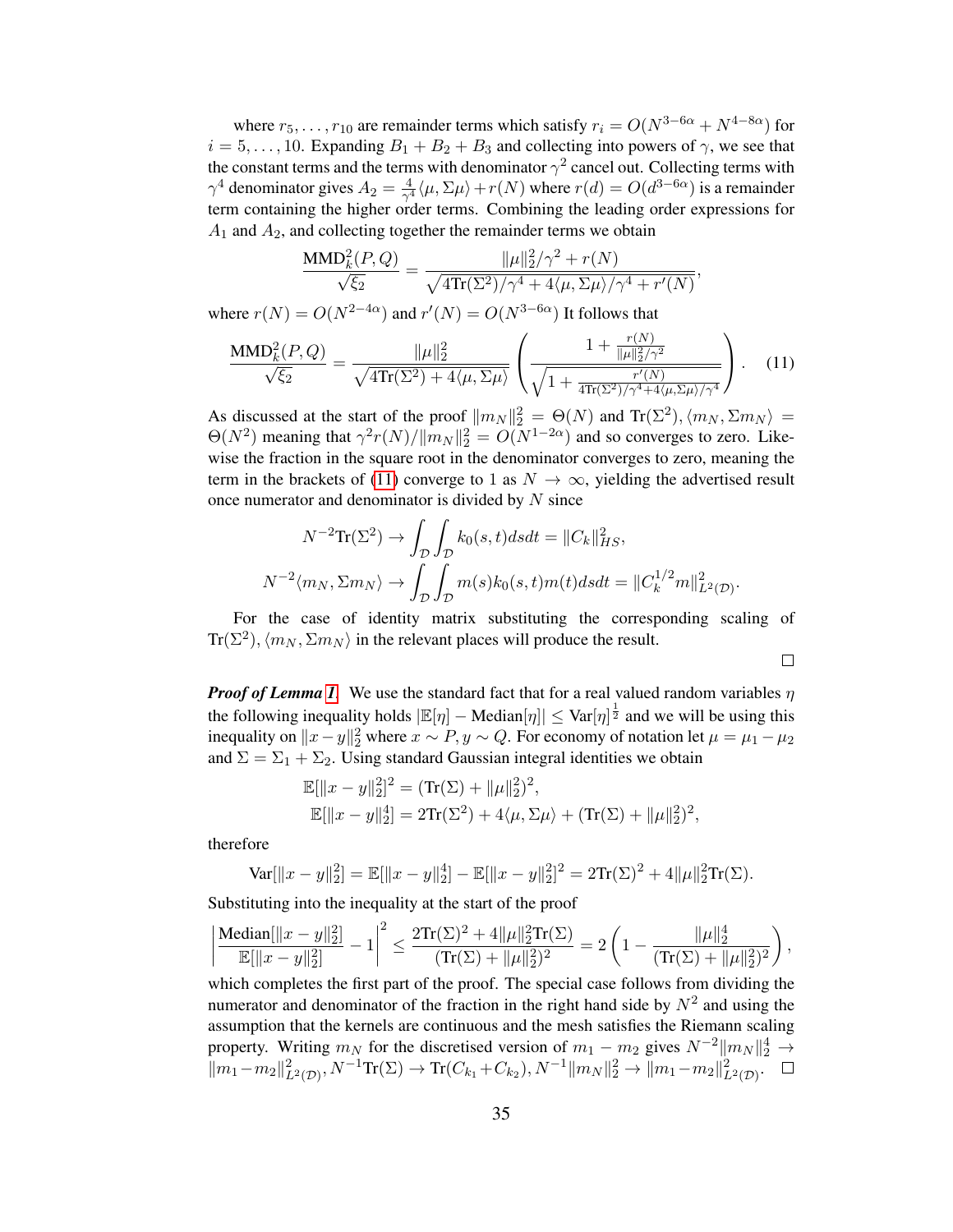where $r_5, \ldots, r_{10}$ are remainder terms which satisfy $r_i = O(N^{3-6\alpha} + N^{4-8\alpha})$ for $i = 5, \ldots, 10$. Expanding $B_1 + B_2 + B_3$ and collecting into powers of $\gamma$, we see that the constant terms and the terms with denominator $\gamma^2$ cancel out. Collecting terms with $\gamma^4$ denominator gives $A_2 = \frac{4}{\gamma^4}\langle \mu, \Sigma\mu\rangle + r(N)$ where $r(d) = O(d^{3-6\alpha})$ is a remainder term containing the higher order terms. Combining the leading order expressions for $A_1$ and $A_2$, and collecting together the remainder terms we obtain

$$
\frac{\mathrm{MMD}_k^2(P,Q)}{\sqrt{\xi_2}} = \frac{\|\mu\|_2^2/\gamma^2 + r(N)}{\sqrt{4\mathrm{Tr}(\Sigma^2)/\gamma^4 + 4\langle \mu, \Sigma\mu\rangle/\gamma^4 + r'(N)}},
$$

where $r(N) = O(N^{2-4\alpha})$ and $r'(N) = O(N^{3-6\alpha})$ It follows that

$$
\frac{\mathrm{MMD}_k^2(P,Q)}{\sqrt{\xi_2}} = \frac{\|\mu\|_2^2}{\sqrt{4\mathrm{Tr}(\Sigma^2) + 4\langle \mu, \Sigma\mu\rangle}} \left( \frac{1 + \frac{r(N)}{\|\mu\|_2^2/\gamma^2}}{\sqrt{1 + \frac{r'(N)}{4\mathrm{Tr}(\Sigma^2)/\gamma^4 + 4\langle \mu, \Sigma\mu\rangle/\gamma^4}}} \right). \tag{11}
$$

As discussed at the start of the proof $\|m_N\|_2^2 = \Theta(N)$ and $\mathrm{Tr}(\Sigma^2), \langle m_N, \Sigma m_N\rangle = \Theta(N^2)$ meaning that $\gamma^2 r(N)/\|m_N\|_2^2 = O(N^{1-2\alpha})$ and so converges to zero. Likewise the fraction in the square root in the denominator converges to zero, meaning the term in the brackets of (11) converge to 1 as $N \to \infty$, yielding the advertised result once numerator and denominator is divided by $N$ since

$$
N^{-2}\mathrm{Tr}(\Sigma^2) \to \int_{\mathcal{D}}\int_{\mathcal{D}} k_0(s,t)\,ds\,dt = \|C_k\|_{HS}^2,
$$
$$
N^{-2}\langle m_N, \Sigma m_N\rangle \to \int_{\mathcal{D}}\int_{\mathcal{D}} m(s)k_0(s,t)m(t)\,ds\,dt = \|C_k^{1/2}m\|_{L^2(\mathcal{D})}^2.
$$

For the case of identity matrix substituting the corresponding scaling of $\mathrm{Tr}(\Sigma^2), \langle m_N, \Sigma m_N\rangle$ in the relevant places will produce the result.

∎

***Proof of Lemma 1.*** We use the standard fact that for a real valued random variables $\eta$ the following inequality holds $|\mathbb{E}[\eta] - \mathrm{Median}[\eta]| \leq \mathrm{Var}[\eta]^{\frac{1}{2}}$ and we will be using this inequality on $\|x-y\|_2^2$ where $x \sim P, y \sim Q$. For economy of notation let $\mu = \mu_1 - \mu_2$ and $\Sigma = \Sigma_1 + \Sigma_2$. Using standard Gaussian integral identities we obtain

$$
\mathbb{E}[\|x-y\|_2^2]^2 = (\mathrm{Tr}(\Sigma) + \|\mu\|_2^2)^2,
$$
$$
\mathbb{E}[\|x-y\|_2^4] = 2\mathrm{Tr}(\Sigma^2) + 4\langle \mu, \Sigma\mu\rangle + (\mathrm{Tr}(\Sigma) + \|\mu\|_2^2)^2,
$$

therefore

$$
\mathrm{Var}[\|x-y\|_2^2] = \mathbb{E}[\|x-y\|_2^4] - \mathbb{E}[\|x-y\|_2^2]^2 = 2\mathrm{Tr}(\Sigma)^2 + 4\|\mu\|_2^2\mathrm{Tr}(\Sigma).
$$

Substituting into the inequality at the start of the proof

$$
\left|\frac{\mathrm{Median}[\|x-y\|_2^2]}{\mathbb{E}[\|x-y\|_2^2]} - 1\right|^2 \leq \frac{2\mathrm{Tr}(\Sigma)^2 + 4\|\mu\|_2^2\mathrm{Tr}(\Sigma)}{(\mathrm{Tr}(\Sigma) + \|\mu\|_2^2)^2} = 2\left(1 - \frac{\|\mu\|_2^4}{(\mathrm{Tr}(\Sigma) + \|\mu\|_2^2)^2}\right),
$$

which completes the first part of the proof. The special case follows from dividing the numerator and denominator of the fraction in the right hand side by $N^2$ and using the assumption that the kernels are continuous and the mesh satisfies the Riemann scaling property. Writing $m_N$ for the discretised version of $m_1 - m_2$ gives $N^{-2}\|m_N\|_2^4 \to \|m_1 - m_2\|_{L^2(\mathcal{D})}^2$, $N^{-1}\mathrm{Tr}(\Sigma) \to \mathrm{Tr}(C_{k_1} + C_{k_2})$, $N^{-1}\|m_N\|_2^2 \to \|m_1 - m_2\|_{L^2(\mathcal{D})}^2$. ∎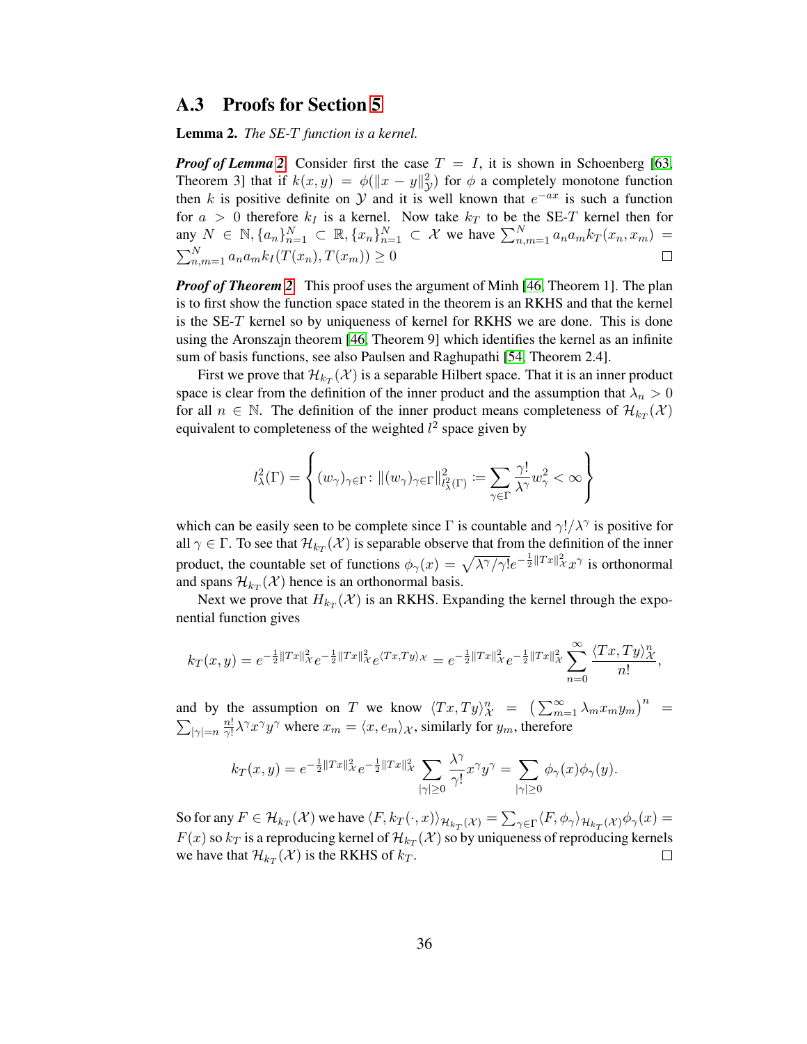## A.3 Proofs for Section 5

**Lemma 2.** *The SE-T function is a kernel.*

***Proof of Lemma 2.*** Consider first the case $T = I$, it is shown in Schoenberg [63, Theorem 3] that if $k(x, y) = \phi(\|x - y\|^2_{\mathcal{Y}})$ for $\phi$ a completely monotone function then $k$ is positive definite on $\mathcal{Y}$ and it is well known that $e^{-ax}$ is such a function for $a > 0$ therefore $k_I$ is a kernel. Now take $k_T$ to be the SE-$T$ kernel then for any $N \in \mathbb{N}, \{a_n\}_{n=1}^N \subset \mathbb{R}, \{x_n\}_{n=1}^N \subset \mathcal{X}$ we have $\sum_{n,m=1}^N a_n a_m k_T(x_n, x_m) = \sum_{n,m=1}^N a_n a_m k_I(T(x_n), T(x_m)) \geq 0$ □

***Proof of Theorem 2*** This proof uses the argument of Minh [46, Theorem 1]. The plan is to first show the function space stated in the theorem is an RKHS and that the kernel is the SE-$T$ kernel so by uniqueness of kernel for RKHS we are done. This is done using the Aronszajn theorem [46, Theorem 9] which identifies the kernel as an infinite sum of basis functions, see also Paulsen and Raghupathi [54, Theorem 2.4].

First we prove that $\mathcal{H}_{k_T}(\mathcal{X})$ is a separable Hilbert space. That it is an inner product space is clear from the definition of the inner product and the assumption that $\lambda_n > 0$ for all $n \in \mathbb{N}$. The definition of the inner product means completeness of $\mathcal{H}_{k_T}(\mathcal{X})$ equivalent to completeness of the weighted $l^2$ space given by

$$l^2_\lambda(\Gamma) = \left\{ (w_\gamma)_{\gamma \in \Gamma} \colon \|(w_\gamma)_{\gamma\in\Gamma}\|^2_{l^2_\lambda(\Gamma)} \coloneqq \sum_{\gamma\in\Gamma} \frac{\gamma!}{\lambda^\gamma} w_\gamma^2 < \infty \right\}$$

which can be easily seen to be complete since $\Gamma$ is countable and $\gamma!/\lambda^\gamma$ is positive for all $\gamma \in \Gamma$. To see that $\mathcal{H}_{k_T}(\mathcal{X})$ is separable observe that from the definition of the inner product, the countable set of functions $\phi_\gamma(x) = \sqrt{\lambda^\gamma/\gamma!}e^{-\frac{1}{2}\|Tx\|^2_{\mathcal{X}}} x^\gamma$ is orthonormal and spans $\mathcal{H}_{k_T}(\mathcal{X})$ hence is an orthonormal basis.

Next we prove that $H_{k_T}(\mathcal{X})$ is an RKHS. Expanding the kernel through the exponential function gives

$$k_T(x, y) = e^{-\frac{1}{2}\|Tx\|^2_{\mathcal{X}}} e^{-\frac{1}{2}\|Tx\|^2_{\mathcal{X}}} e^{\langle Tx, Ty\rangle_{\mathcal{X}}} = e^{-\frac{1}{2}\|Tx\|^2_{\mathcal{X}}} e^{-\frac{1}{2}\|Tx\|^2_{\mathcal{X}}} \sum_{n=0}^\infty \frac{\langle Tx, Ty\rangle^n_{\mathcal{X}}}{n!},$$

and by the assumption on $T$ we know $\langle Tx, Ty\rangle^n_{\mathcal{X}} = \left(\sum_{m=1}^\infty \lambda_m x_m y_m\right)^n = \sum_{|\gamma|=n} \frac{n!}{\gamma!}\lambda^\gamma x^\gamma y^\gamma$ where $x_m = \langle x, e_m\rangle_{\mathcal{X}}$, similarly for $y_m$, therefore

$$k_T(x, y) = e^{-\frac{1}{2}\|Tx\|^2_{\mathcal{X}}} e^{-\frac{1}{2}\|Tx\|^2_{\mathcal{X}}} \sum_{|\gamma|\geq 0} \frac{\lambda^\gamma}{\gamma!} x^\gamma y^\gamma = \sum_{|\gamma|\geq 0} \phi_\gamma(x)\phi_\gamma(y).$$

So for any $F \in \mathcal{H}_{k_T}(\mathcal{X})$ we have $\langle F, k_T(\cdot, x)\rangle_{\mathcal{H}_{k_T}(\mathcal{X})} = \sum_{\gamma\in\Gamma} \langle F, \phi_\gamma\rangle_{\mathcal{H}_{k_T}(\mathcal{X})}\phi_\gamma(x) = F(x)$ so $k_T$ is a reproducing kernel of $\mathcal{H}_{k_T}(\mathcal{X})$ so by uniqueness of reproducing kernels we have that $\mathcal{H}_{k_T}(\mathcal{X})$ is the RKHS of $k_T$. □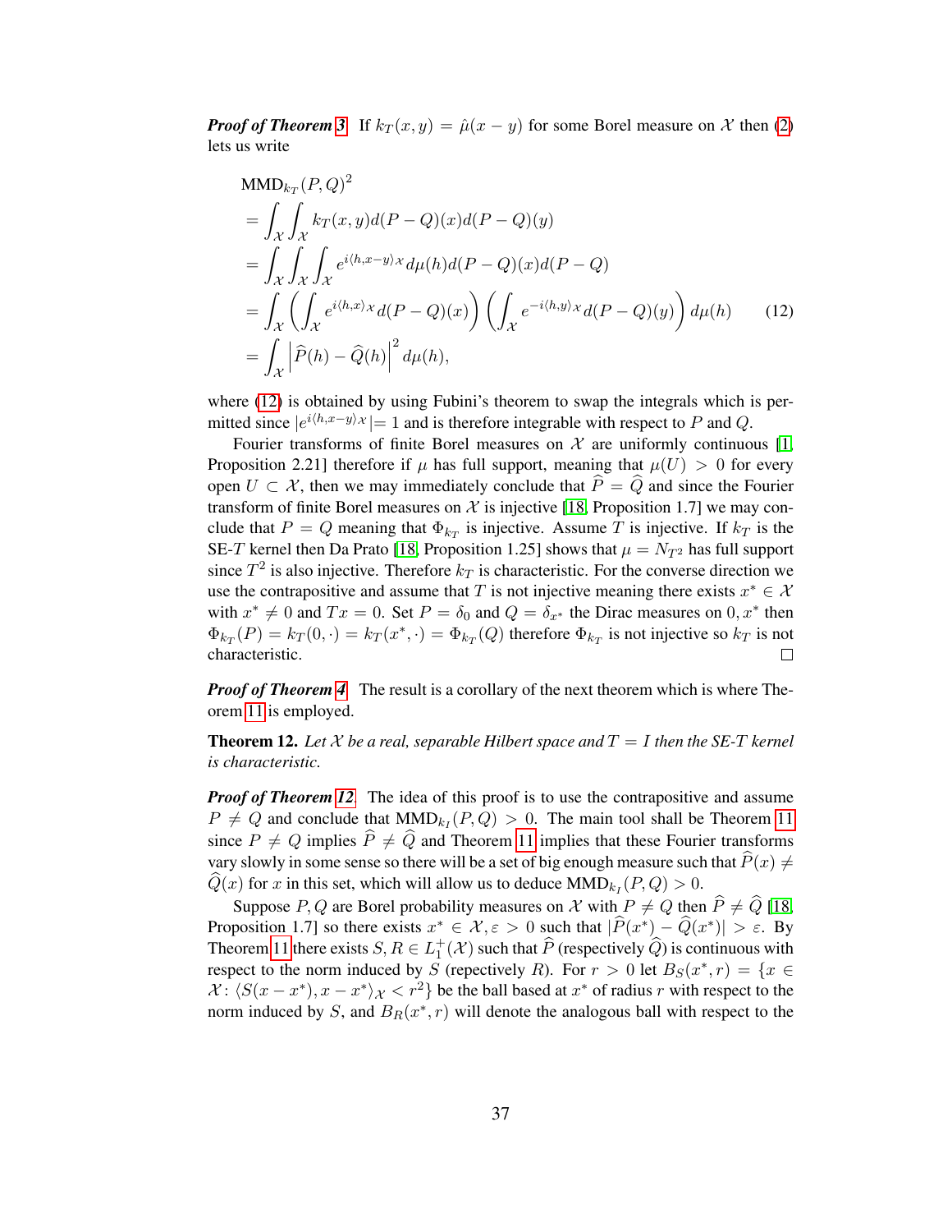***Proof of Theorem 3*** If $k_T(x,y) = \hat{\mu}(x-y)$ for some Borel measure on $\mathcal{X}$ then (2) lets us write

$$
\begin{aligned}
&\text{MMD}_{k_T}(P,Q)^2 \\
&= \int_{\mathcal{X}}\int_{\mathcal{X}} k_T(x,y)d(P-Q)(x)d(P-Q)(y) \\
&= \int_{\mathcal{X}}\int_{\mathcal{X}}\int_{\mathcal{X}} e^{i\langle h, x-y\rangle_{\mathcal{X}}} d\mu(h) d(P-Q)(x)d(P-Q) \\
&= \int_{\mathcal{X}} \left(\int_{\mathcal{X}} e^{i\langle h,x\rangle_{\mathcal{X}}} d(P-Q)(x)\right)\left(\int_{\mathcal{X}} e^{-i\langle h,y\rangle_{\mathcal{X}}} d(P-Q)(y)\right) d\mu(h) \qquad (12) \\
&= \int_{\mathcal{X}} \left|\widehat{P}(h) - \widehat{Q}(h)\right|^2 d\mu(h),
\end{aligned}
$$

where (12) is obtained by using Fubini's theorem to swap the integrals which is permitted since $|e^{i\langle h,x-y\rangle_{\mathcal{X}}}| = 1$ and is therefore integrable with respect to $P$ and $Q$.

Fourier transforms of finite Borel measures on $\mathcal{X}$ are uniformly continuous [1, Proposition 2.21] therefore if $\mu$ has full support, meaning that $\mu(U) > 0$ for every open $U \subset \mathcal{X}$, then we may immediately conclude that $\widehat{P} = \widehat{Q}$ and since the Fourier transform of finite Borel measures on $\mathcal{X}$ is injective [18, Proposition 1.7] we may conclude that $P = Q$ meaning that $\Phi_{k_T}$ is injective. Assume $T$ is injective. If $k_T$ is the SE-$T$ kernel then Da Prato [18, Proposition 1.25] shows that $\mu = N_{T^2}$ has full support since $T^2$ is also injective. Therefore $k_T$ is characteristic. For the converse direction we use the contrapositive and assume that $T$ is not injective meaning there exists $x^* \in \mathcal{X}$ with $x^* \neq 0$ and $Tx = 0$. Set $P = \delta_0$ and $Q = \delta_{x^*}$ the Dirac measures on $0, x^*$ then $\Phi_{k_T}(P) = k_T(0,\cdot) = k_T(x^*,\cdot) = \Phi_{k_T}(Q)$ therefore $\Phi_{k_T}$ is not injective so $k_T$ is not characteristic. ◻

***Proof of Theorem 4*** The result is a corollary of the next theorem which is where Theorem 11 is employed.

**Theorem 12.** *Let $\mathcal{X}$ be a real, separable Hilbert space and $T = I$ then the SE-$T$ kernel is characteristic.*

***Proof of Theorem 12*** The idea of this proof is to use the contrapositive and assume $P \neq Q$ and conclude that $\text{MMD}_{k_I}(P,Q) > 0$. The main tool shall be Theorem 11 since $P \neq Q$ implies $\widehat{P} \neq \widehat{Q}$ and Theorem 11 implies that these Fourier transforms vary slowly in some sense so there will be a set of big enough measure such that $\widehat{P}(x) \neq \widehat{Q}(x)$ for $x$ in this set, which will allow us to deduce $\text{MMD}_{k_I}(P,Q) > 0$.

Suppose $P, Q$ are Borel probability measures on $\mathcal{X}$ with $P \neq Q$ then $\widehat{P} \neq \widehat{Q}$ [18, Proposition 1.7] so there exists $x^* \in \mathcal{X}, \varepsilon > 0$ such that $|\widehat{P}(x^*) - \widehat{Q}(x^*)| > \varepsilon$. By Theorem 11 there exists $S, R \in L_1^+(\mathcal{X})$ such that $\widehat{P}$ (respectively $\widehat{Q}$) is continuous with respect to the norm induced by $S$ (repectively $R$). For $r > 0$ let $B_S(x^*, r) = \{x \in \mathcal{X} : \langle S(x-x^*), x-x^*\rangle_{\mathcal{X}} < r^2\}$ be the ball based at $x^*$ of radius $r$ with respect to the norm induced by $S$, and $B_R(x^*, r)$ will denote the analogous ball with respect to the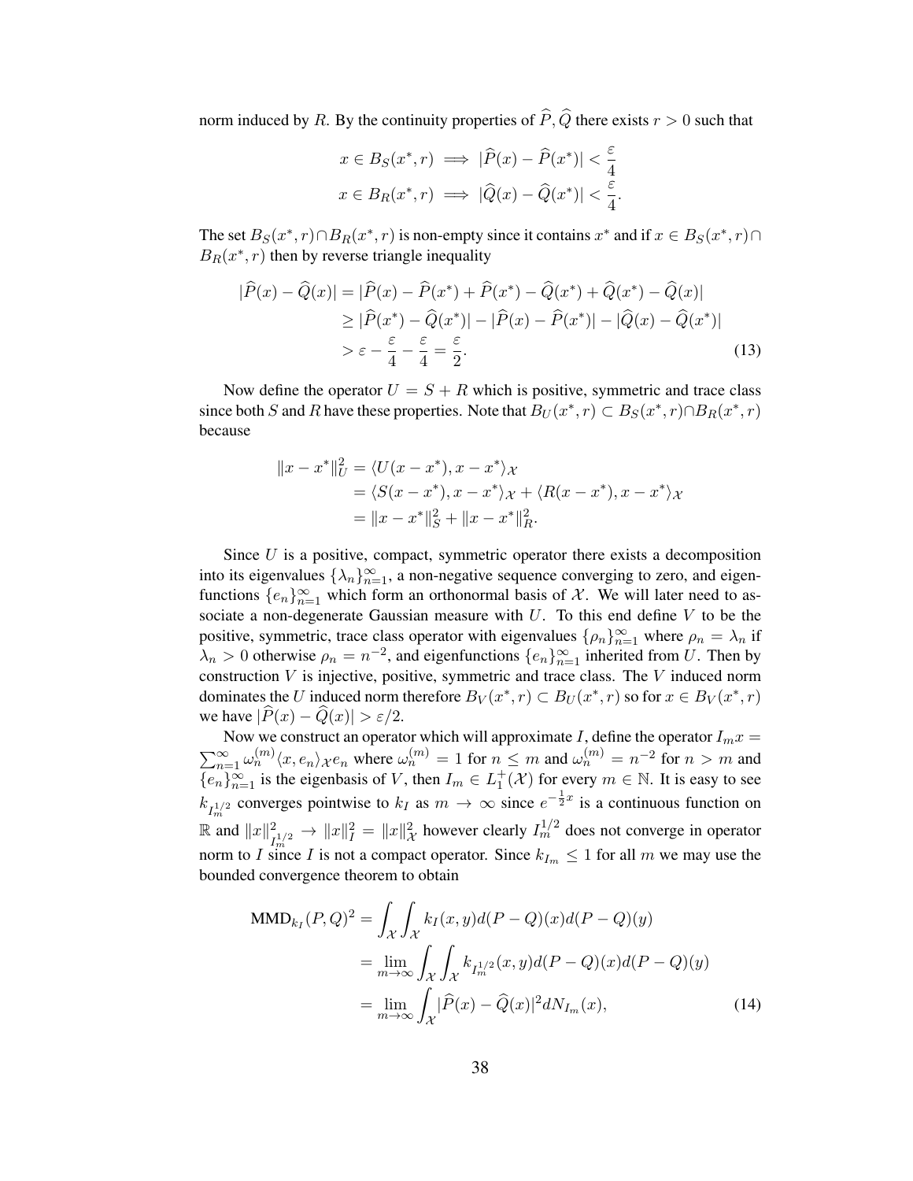norm induced by $R$. By the continuity properties of $\widehat{P}, \widehat{Q}$ there exists $r > 0$ such that

$$
\begin{aligned}
x \in B_S(x^*, r) &\implies |\widehat{P}(x) - \widehat{P}(x^*)| < \frac{\varepsilon}{4} \\
x \in B_R(x^*, r) &\implies |\widehat{Q}(x) - \widehat{Q}(x^*)| < \frac{\varepsilon}{4}.
\end{aligned}
$$

The set $B_S(x^*, r) \cap B_R(x^*, r)$ is non-empty since it contains $x^*$ and if $x \in B_S(x^*, r) \cap B_R(x^*, r)$ then by reverse triangle inequality

$$
\begin{aligned}
|\widehat{P}(x) - \widehat{Q}(x)| &= |\widehat{P}(x) - \widehat{P}(x^*) + \widehat{P}(x^*) - \widehat{Q}(x^*) + \widehat{Q}(x^*) - \widehat{Q}(x)| \\
&\geq |\widehat{P}(x^*) - \widehat{Q}(x^*)| - |\widehat{P}(x) - \widehat{P}(x^*)| - |\widehat{Q}(x) - \widehat{Q}(x^*)| \\
&> \varepsilon - \frac{\varepsilon}{4} - \frac{\varepsilon}{4} = \frac{\varepsilon}{2}.
\end{aligned} \tag{13}
$$

Now define the operator $U = S + R$ which is positive, symmetric and trace class since both $S$ and $R$ have these properties. Note that $B_U(x^*, r) \subset B_S(x^*, r) \cap B_R(x^*, r)$ because

$$
\begin{aligned}
\|x - x^*\|_U^2 &= \langle U(x - x^*), x - x^* \rangle_{\mathcal{X}} \\
&= \langle S(x - x^*), x - x^* \rangle_{\mathcal{X}} + \langle R(x - x^*), x - x^* \rangle_{\mathcal{X}} \\
&= \|x - x^*\|_S^2 + \|x - x^*\|_R^2.
\end{aligned}
$$

Since $U$ is a positive, compact, symmetric operator there exists a decomposition into its eigenvalues $\{\lambda_n\}_{n=1}^{\infty}$, a non-negative sequence converging to zero, and eigenfunctions $\{e_n\}_{n=1}^{\infty}$ which form an orthonormal basis of $\mathcal{X}$. We will later need to associate a non-degenerate Gaussian measure with $U$. To this end define $V$ to be the positive, symmetric, trace class operator with eigenvalues $\{\rho_n\}_{n=1}^{\infty}$ where $\rho_n = \lambda_n$ if $\lambda_n > 0$ otherwise $\rho_n = n^{-2}$, and eigenfunctions $\{e_n\}_{n=1}^{\infty}$ inherited from $U$. Then by construction $V$ is injective, positive, symmetric and trace class. The $V$ induced norm dominates the $U$ induced norm therefore $B_V(x^*, r) \subset B_U(x^*, r)$ so for $x \in B_V(x^*, r)$ we have $|\widehat{P}(x) - \widehat{Q}(x)| > \varepsilon/2$.

Now we construct an operator which will approximate $I$, define the operator $I_m x = \sum_{n=1}^{\infty} \omega_n^{(m)} \langle x, e_n \rangle_{\mathcal{X}} e_n$ where $\omega_n^{(m)} = 1$ for $n \leq m$ and $\omega_n^{(m)} = n^{-2}$ for $n > m$ and $\{e_n\}_{n=1}^{\infty}$ is the eigenbasis of $V$, then $I_m \in L_1^+(\mathcal{X})$ for every $m \in \mathbb{N}$. It is easy to see $k_{I_m^{1/2}}$ converges pointwise to $k_I$ as $m \to \infty$ since $e^{-\frac{1}{2}x}$ is a continuous function on $\mathbb{R}$ and $\|x\|_{I_m^{1/2}}^2 \to \|x\|_I^2 = \|x\|_{\mathcal{X}}^2$ however clearly $I_m^{1/2}$ does not converge in operator norm to $I$ since $I$ is not a compact operator. Since $k_{I_m} \leq 1$ for all $m$ we may use the bounded convergence theorem to obtain

$$
\begin{aligned}
\text{MMD}_{k_I}(P, Q)^2 &= \int_{\mathcal{X}} \int_{\mathcal{X}} k_I(x, y) d(P - Q)(x) d(P - Q)(y) \\
&= \lim_{m \to \infty} \int_{\mathcal{X}} \int_{\mathcal{X}} k_{I_m^{1/2}}(x, y) d(P - Q)(x) d(P - Q)(y) \\
&= \lim_{m \to \infty} \int_{\mathcal{X}} |\widehat{P}(x) - \widehat{Q}(x)|^2 dN_{I_m}(x),
\end{aligned} \tag{14}
$$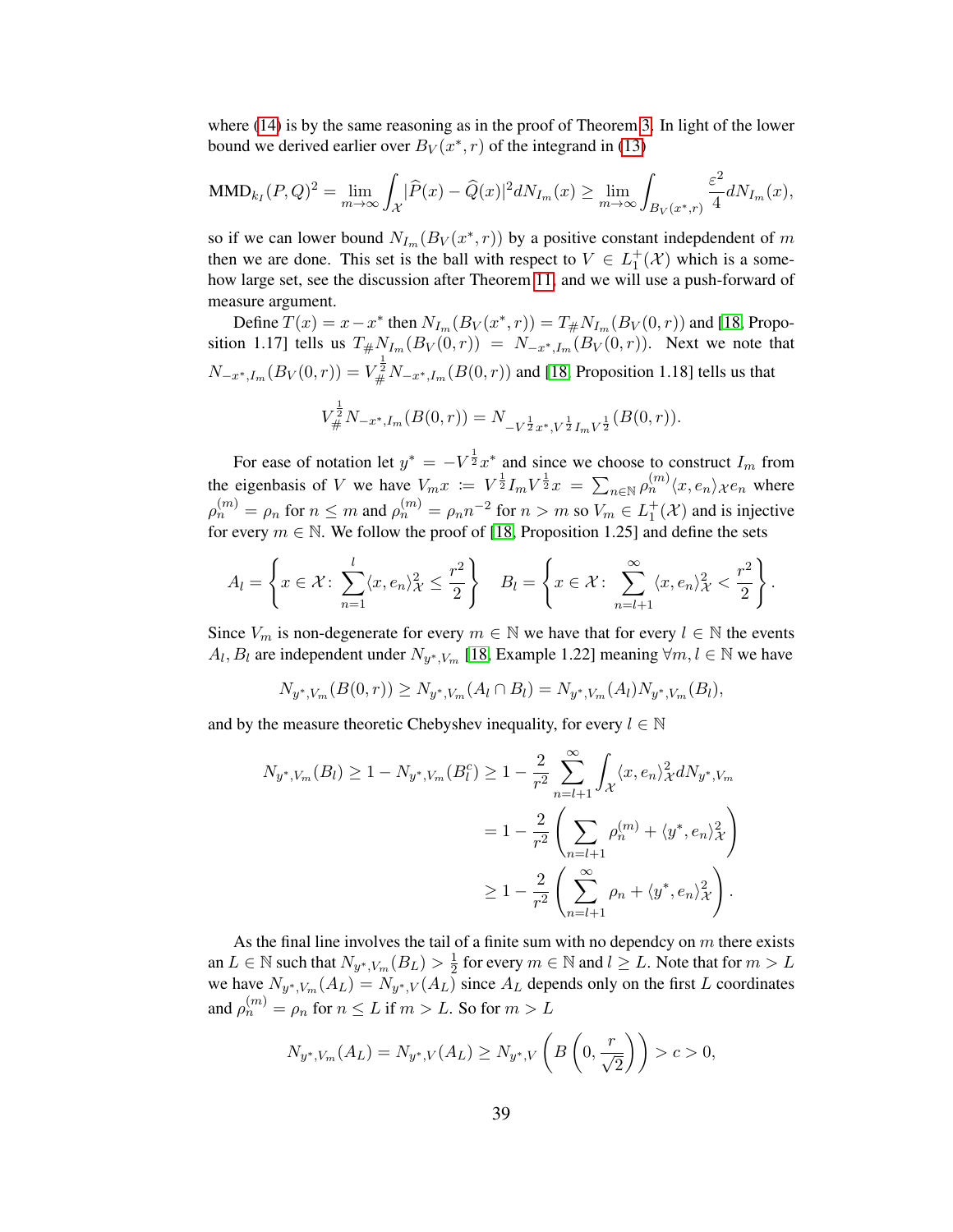where (14) is by the same reasoning as in the proof of Theorem 3. In light of the lower bound we derived earlier over $B_V(x^*, r)$ of the integrand in (13)

$$\text{MMD}_{k_I}(P,Q)^2 = \lim_{m\to\infty}\int_{\mathcal{X}}|\widehat{P}(x)-\widehat{Q}(x)|^2 dN_{I_m}(x) \geq \lim_{m\to\infty}\int_{B_V(x^*,r)}\frac{\varepsilon^2}{4}dN_{I_m}(x),$$

so if we can lower bound $N_{I_m}(B_V(x^*,r))$ by a positive constant indepdendent of $m$ then we are done. This set is the ball with respect to $V \in L_1^+(\mathcal{X})$ which is a somehow large set, see the discussion after Theorem 11, and we will use a push-forward of measure argument.

Define $T(x) = x - x^*$ then $N_{I_m}(B_V(x^*,r)) = T_\# N_{I_m}(B_V(0,r))$ and [18, Proposition 1.17] tells us $T_\# N_{I_m}(B_V(0,r)) = N_{-x^*,I_m}(B_V(0,r))$. Next we note that $N_{-x^*,I_m}(B_V(0,r)) = V^{\frac{1}{2}}_\# N_{-x^*,I_m}(B(0,r))$ and [18, Proposition 1.18] tells us that

$$V^{\frac{1}{2}}_\# N_{-x^*,I_m}(B(0,r)) = N_{-V^{\frac{1}{2}}x^*,V^{\frac{1}{2}}I_m V^{\frac{1}{2}}}(B(0,r)).$$

For ease of notation let $y^* = -V^{\frac{1}{2}}x^*$ and since we choose to construct $I_m$ from the eigenbasis of $V$ we have $V_m x := V^{\frac{1}{2}}I_m V^{\frac{1}{2}}x = \sum_{n\in\mathbb{N}}\rho_n^{(m)}\langle x,e_n\rangle_{\mathcal{X}}e_n$ where $\rho_n^{(m)} = \rho_n$ for $n\leq m$ and $\rho_n^{(m)} = \rho_n n^{-2}$ for $n > m$ so $V_m \in L_1^+(\mathcal{X})$ and is injective for every $m\in\mathbb{N}$. We follow the proof of [18, Proposition 1.25] and define the sets

$$A_l = \left\{x\in\mathcal{X}\colon \sum_{n=1}^{l}\langle x,e_n\rangle_{\mathcal{X}}^2 \leq \frac{r^2}{2}\right\} \quad B_l = \left\{x\in\mathcal{X}\colon \sum_{n=l+1}^{\infty}\langle x,e_n\rangle_{\mathcal{X}}^2 < \frac{r^2}{2}\right\}.$$

Since $V_m$ is non-degenerate for every $m\in\mathbb{N}$ we have that for every $l\in\mathbb{N}$ the events $A_l, B_l$ are independent under $N_{y^*,V_m}$ [18, Example 1.22] meaning $\forall m,l\in\mathbb{N}$ we have

$$N_{y^*,V_m}(B(0,r)) \geq N_{y^*,V_m}(A_l\cap B_l) = N_{y^*,V_m}(A_l)N_{y^*,V_m}(B_l),$$

and by the measure theoretic Chebyshev inequality, for every $l\in\mathbb{N}$

$$\begin{aligned}
N_{y^*,V_m}(B_l) \geq 1 - N_{y^*,V_m}(B_l^c) &\geq 1 - \frac{2}{r^2}\sum_{n=l+1}^{\infty}\int_{\mathcal{X}}\langle x,e_n\rangle_{\mathcal{X}}^2 dN_{y^*,V_m}\\
&= 1 - \frac{2}{r^2}\left(\sum_{n=l+1}\rho_n^{(m)} + \langle y^*,e_n\rangle_{\mathcal{X}}^2\right)\\
&\geq 1 - \frac{2}{r^2}\left(\sum_{n=l+1}^{\infty}\rho_n + \langle y^*,e_n\rangle_{\mathcal{X}}^2\right).
\end{aligned}$$

As the final line involves the tail of a finite sum with no dependcy on $m$ there exists an $L\in\mathbb{N}$ such that $N_{y^*,V_m}(B_L) > \frac{1}{2}$ for every $m\in\mathbb{N}$ and $l\geq L$. Note that for $m > L$ we have $N_{y^*,V_m}(A_L) = N_{y^*,V}(A_L)$ since $A_L$ depends only on the first $L$ coordinates and $\rho_n^{(m)} = \rho_n$ for $n\leq L$ if $m > L$. So for $m > L$

$$N_{y^*,V_m}(A_L) = N_{y^*,V}(A_L) \geq N_{y^*,V}\left(B\left(0,\frac{r}{\sqrt{2}}\right)\right) > c > 0,$$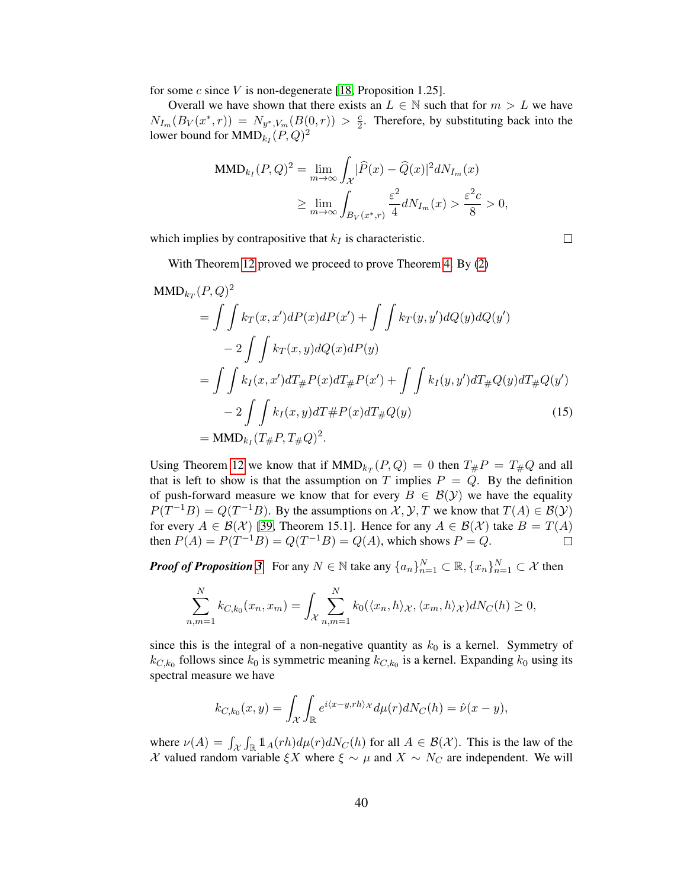for some $c$ since $V$ is non-degenerate [18, Proposition 1.25].

Overall we have shown that there exists an $L \in \mathbb{N}$ such that for $m > L$ we have $N_{I_m}(B_V(x^*, r)) = N_{y^*, V_m}(B(0, r)) > \frac{c}{2}$. Therefore, by substituting back into the lower bound for $\text{MMD}_{k_I}(P, Q)^2$

$$
\begin{aligned}
\text{MMD}_{k_I}(P, Q)^2 &= \lim_{m \to \infty} \int_{\mathcal{X}} |\widehat{P}(x) - \widehat{Q}(x)|^2 dN_{I_m}(x) \\
&\geq \lim_{m \to \infty} \int_{B_V(x^*, r)} \frac{\varepsilon^2}{4} dN_{I_m}(x) > \frac{\varepsilon^2 c}{8} > 0,
\end{aligned}
$$

which implies by contrapositive that $k_I$ is characteristic. $\square$

With Theorem 12 proved we proceed to prove Theorem 4. By (2)

$$
\begin{aligned}
&\text{MMD}_{k_T}(P, Q)^2 \\
&= \int \int k_T(x, x') dP(x) dP(x') + \int \int k_T(y, y') dQ(y) dQ(y') \\
&\quad - 2 \int \int k_T(x, y) dQ(x) dP(y) \\
&= \int \int k_I(x, x') dT_\# P(x) dT_\# P(x') + \int \int k_I(y, y') dT_\# Q(y) dT_\# Q(y') \\
&\quad - 2 \int \int k_I(x, y) dT \# P(x) dT_\# Q(y) \qquad (15) \\
&= \text{MMD}_{k_I}(T_\# P, T_\# Q)^2.
\end{aligned}
$$

Using Theorem 12 we know that if $\text{MMD}_{k_T}(P, Q) = 0$ then $T_\# P = T_\# Q$ and all that is left to show is that the assumption on $T$ implies $P = Q$. By the definition of push-forward measure we know that for every $B \in \mathcal{B}(\mathcal{Y})$ we have the equality $P(T^{-1}B) = Q(T^{-1}B)$. By the assumptions on $\mathcal{X}, \mathcal{Y}, T$ we know that $T(A) \in \mathcal{B}(\mathcal{Y})$ for every $A \in \mathcal{B}(\mathcal{X})$ [39, Theorem 15.1]. Hence for any $A \in \mathcal{B}(\mathcal{X})$ take $B = T(A)$ then $P(A) = P(T^{-1}B) = Q(T^{-1}B) = Q(A)$, which shows $P = Q$. $\square$

***Proof of Proposition 3*** For any $N \in \mathbb{N}$ take any $\{a_n\}_{n=1}^N \subset \mathbb{R}, \{x_n\}_{n=1}^N \subset \mathcal{X}$ then

$$
\sum_{n,m=1}^N k_{C,k_0}(x_n, x_m) = \int_{\mathcal{X}} \sum_{n,m=1}^N k_0(\langle x_n, h \rangle_{\mathcal{X}}, \langle x_m, h \rangle_{\mathcal{X}}) dN_C(h) \geq 0,
$$

since this is the integral of a non-negative quantity as $k_0$ is a kernel. Symmetry of $k_{C,k_0}$ follows since $k_0$ is symmetric meaning $k_{C,k_0}$ is a kernel. Expanding $k_0$ using its spectral measure we have

$$
k_{C,k_0}(x, y) = \int_{\mathcal{X}} \int_{\mathbb{R}} e^{i\langle x - y, rh \rangle_{\mathcal{X}}} d\mu(r) dN_C(h) = \hat{\nu}(x - y),
$$

where $\nu(A) = \int_{\mathcal{X}} \int_{\mathbb{R}} \mathbb{1}_A(rh) d\mu(r) dN_C(h)$ for all $A \in \mathcal{B}(\mathcal{X})$. This is the law of the $\mathcal{X}$ valued random variable $\xi X$ where $\xi \sim \mu$ and $X \sim N_C$ are independent. We will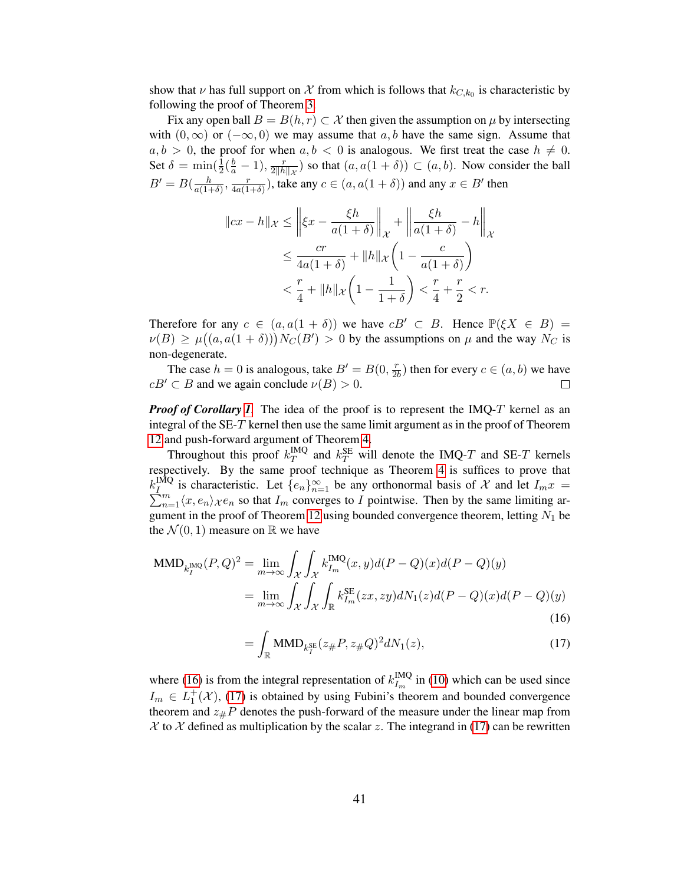show that $\nu$ has full support on $\mathcal{X}$ from which is follows that $k_{C,k_0}$ is characteristic by following the proof of Theorem 3.

Fix any open ball $B = B(h,r) \subset \mathcal{X}$ then given the assumption on $\mu$ by intersecting with $(0,\infty)$ or $(-\infty, 0)$ we may assume that $a, b$ have the same sign. Assume that $a, b > 0$, the proof for when $a, b < 0$ is analogous. We first treat the case $h \neq 0$. Set $\delta = \min(\frac{1}{2}(\frac{b}{a} - 1), \frac{r}{2\|h\|_{\mathcal{X}}})$ so that $(a, a(1+\delta)) \subset (a, b)$. Now consider the ball $B' = B(\frac{h}{a(1+\delta)}, \frac{r}{4a(1+\delta)})$, take any $c \in (a, a(1+\delta))$ and any $x \in B'$ then

$$
\begin{aligned}
\|cx - h\|_{\mathcal{X}} &\leq \left\| \xi x - \frac{\xi h}{a(1+\delta)} \right\|_{\mathcal{X}} + \left\| \frac{\xi h}{a(1+\delta)} - h \right\|_{\mathcal{X}} \\
&\leq \frac{cr}{4a(1+\delta)} + \|h\|_{\mathcal{X}} \left( 1 - \frac{c}{a(1+\delta)} \right) \\
&< \frac{r}{4} + \|h\|_{\mathcal{X}} \left( 1 - \frac{1}{1+\delta} \right) < \frac{r}{4} + \frac{r}{2} < r.
\end{aligned}
$$

Therefore for any $c \in (a, a(1+\delta))$ we have $cB' \subset B$. Hence $\mathbb{P}(\xi X \in B) = \nu(B) \geq \mu\big((a, a(1+\delta))\big) N_C(B') > 0$ by the assumptions on $\mu$ and the way $N_C$ is non-degenerate.

The case $h = 0$ is analogous, take $B' = B(0, \frac{r}{2b})$ then for every $c \in (a, b)$ we have $cB' \subset B$ and we again conclude $\nu(B) > 0$. $\square$

***Proof of Corollary 1.*** The idea of the proof is to represent the IMQ-$T$ kernel as an integral of the SE-$T$ kernel then use the same limit argument as in the proof of Theorem 12 and push-forward argument of Theorem 4.

Throughout this proof $k_T^{\text{IMQ}}$ and $k_T^{\text{SE}}$ will denote the IMQ-$T$ and SE-$T$ kernels respectively. By the same proof technique as Theorem 4 is suffices to prove that $k_I^{\text{IMQ}}$ is characteristic. Let $\{e_n\}_{n=1}^{\infty}$ be any orthonormal basis of $\mathcal{X}$ and let $I_m x = \sum_{n=1}^{m} \langle x, e_n \rangle_{\mathcal{X}} e_n$ so that $I_m$ converges to $I$ pointwise. Then by the same limiting argument in the proof of Theorem 12 using bounded convergence theorem, letting $N_1$ be the $\mathcal{N}(0,1)$ measure on $\mathbb{R}$ we have

$$
\begin{aligned}
\text{MMD}_{k_I^{\text{IMQ}}}(P,Q)^2 &= \lim_{m \to \infty} \int_{\mathcal{X}} \int_{\mathcal{X}} k_{I_m}^{\text{IMQ}}(x,y) d(P-Q)(x) d(P-Q)(y) \\
&= \lim_{m \to \infty} \int_{\mathcal{X}} \int_{\mathcal{X}} \int_{\mathbb{R}} k_{I_m}^{\text{SE}}(zx, zy) dN_1(z) d(P-Q)(x) d(P-Q)(y) \qquad (16) \\
&= \int_{\mathbb{R}} \text{MMD}_{k_I^{\text{SE}}}(z_{\#}P, z_{\#}Q)^2 dN_1(z), \qquad (17)
\end{aligned}
$$

where (16) is from the integral representation of $k_{I_m}^{\text{IMQ}}$ in (10) which can be used since $I_m \in L_1^+(\mathcal{X})$, (17) is obtained by using Fubini's theorem and bounded convergence theorem and $z_{\#}P$ denotes the push-forward of the measure under the linear map from $\mathcal{X}$ to $\mathcal{X}$ defined as multiplication by the scalar $z$. The integrand in (17) can be rewritten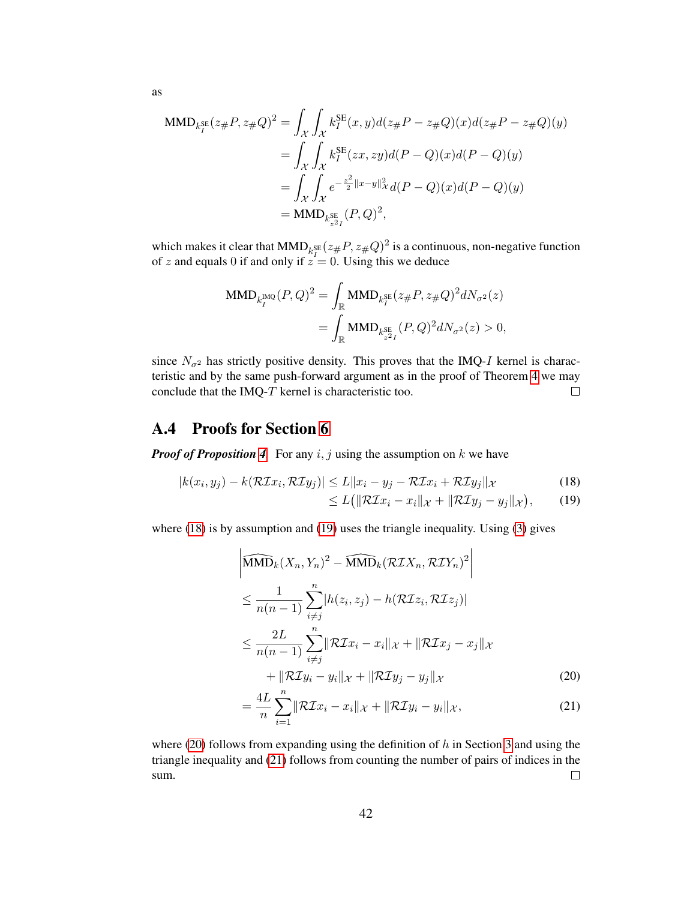as

$$
\begin{aligned}
\mathrm{MMD}_{k_I^{\mathrm{SE}}}(z_\# P, z_\# Q)^2 &= \int_{\mathcal{X}}\int_{\mathcal{X}} k_I^{\mathrm{SE}}(x,y)d(z_\# P - z_\# Q)(x)d(z_\# P - z_\# Q)(y) \\
&= \int_{\mathcal{X}}\int_{\mathcal{X}} k_I^{\mathrm{SE}}(zx,zy)d(P-Q)(x)d(P-Q)(y) \\
&= \int_{\mathcal{X}}\int_{\mathcal{X}} e^{-\frac{z^2}{2}\|x-y\|_{\mathcal{X}}^2}d(P-Q)(x)d(P-Q)(y) \\
&= \mathrm{MMD}_{k_{z^2 I}^{\mathrm{SE}}}(P,Q)^2,
\end{aligned}
$$

which makes it clear that $\mathrm{MMD}_{k_I^{\mathrm{SE}}}(z_\# P, z_\# Q)^2$ is a continuous, non-negative function of $z$ and equals 0 if and only if $z = 0$. Using this we deduce

$$
\begin{aligned}
\mathrm{MMD}_{k_I^{\mathrm{IMQ}}}(P,Q)^2 &= \int_{\mathbb{R}} \mathrm{MMD}_{k_I^{\mathrm{SE}}}(z_\# P, z_\# Q)^2 dN_{\sigma^2}(z) \\
&= \int_{\mathbb{R}} \mathrm{MMD}_{k_{z^2 I}^{\mathrm{SE}}}(P,Q)^2 dN_{\sigma^2}(z) > 0,
\end{aligned}
$$

since $N_{\sigma^2}$ has strictly positive density. This proves that the IMQ-$I$ kernel is characteristic and by the same push-forward argument as in the proof of Theorem 4 we may conclude that the IMQ-$T$ kernel is characteristic too. □

## A.4 Proofs for Section 6

***Proof of Proposition 4.*** For any $i,j$ using the assumption on $k$ we have

$$
\begin{aligned}
|k(x_i,y_j) - k(\mathcal{RI}x_i, \mathcal{RI}y_j)| &\le L\|x_i - y_j - \mathcal{RI}x_i + \mathcal{RI}y_j\|_{\mathcal{X}} \quad (18)\\
&\le L\big(\|\mathcal{RI}x_i - x_i\|_{\mathcal{X}} + \|\mathcal{RI}y_j - y_j\|_{\mathcal{X}}\big), \quad (19)
\end{aligned}
$$

where (18) is by assumption and (19) uses the triangle inequality. Using (3) gives

$$
\begin{aligned}
&\left|\widehat{\mathrm{MMD}}_k(X_n,Y_n)^2 - \widehat{\mathrm{MMD}}_k(\mathcal{RI}X_n, \mathcal{RI}Y_n)^2\right| \\
&\le \frac{1}{n(n-1)}\sum_{i\neq j}^{n} |h(z_i,z_j) - h(\mathcal{RI}z_i, \mathcal{RI}z_j)| \\
&\le \frac{2L}{n(n-1)}\sum_{i\neq j}^{n} \|\mathcal{RI}x_i - x_i\|_{\mathcal{X}} + \|\mathcal{RI}x_j - x_j\|_{\mathcal{X}} \\
&\qquad + \|\mathcal{RI}y_i - y_i\|_{\mathcal{X}} + \|\mathcal{RI}y_j - y_j\|_{\mathcal{X}} \quad (20)\\
&= \frac{4L}{n}\sum_{i=1}^{n} \|\mathcal{RI}x_i - x_i\|_{\mathcal{X}} + \|\mathcal{RI}y_i - y_i\|_{\mathcal{X}}, \quad (21)
\end{aligned}
$$

where (20) follows from expanding using the definition of $h$ in Section 3 and using the triangle inequality and (21) follows from counting the number of pairs of indices in the sum. □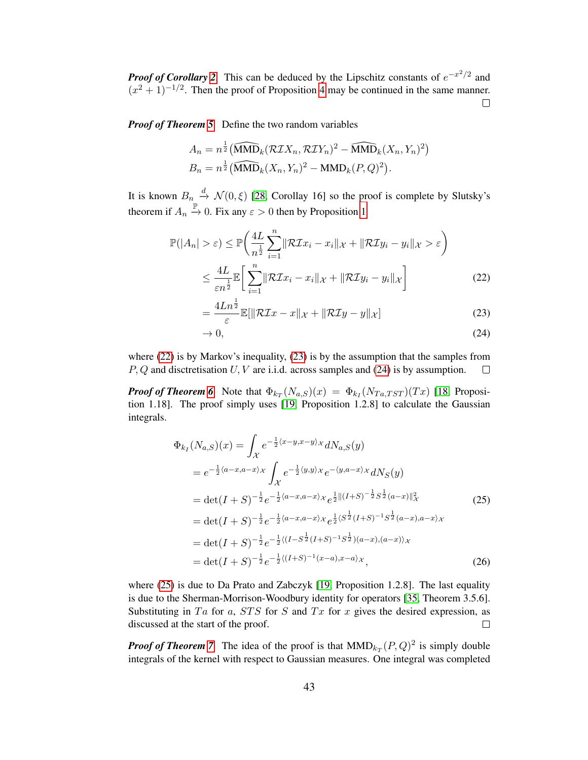***Proof of Corollary 2*** This can be deduced by the Lipschitz constants of $e^{-x^2/2}$ and $(x^2+1)^{-1/2}$. Then the proof of Proposition 4 may be continued in the same manner. □

***Proof of Theorem 5*** Define the two random variables

$$
\begin{aligned}
A_n &= n^{\frac{1}{2}}\big(\widehat{\mathrm{MMD}}_k(\mathcal{RI}X_n, \mathcal{RI}Y_n)^2 - \widehat{\mathrm{MMD}}_k(X_n, Y_n)^2\big) \\
B_n &= n^{\frac{1}{2}}\big(\widehat{\mathrm{MMD}}_k(X_n, Y_n)^2 - \mathrm{MMD}_k(P, Q)^2\big).
\end{aligned}
$$

It is known $B_n \xrightarrow{d} \mathcal{N}(0,\xi)$ [28, Corollay 16] so the proof is complete by Slutsky's theorem if $A_n \xrightarrow{\mathbb{P}} 0$. Fix any $\varepsilon > 0$ then by Proposition 1

$$
\begin{aligned}
\mathbb{P}(|A_n| > \varepsilon) &\leq \mathbb{P}\bigg(\frac{4L}{n^{\frac{1}{2}}}\sum_{i=1}^n \|\mathcal{RI}x_i - x_i\|_{\mathcal{X}} + \|\mathcal{RI}y_i - y_i\|_{\mathcal{X}} > \varepsilon\bigg) \\
&\leq \frac{4L}{\varepsilon n^{\frac{1}{2}}}\mathbb{E}\bigg[\sum_{i=1}^n \|\mathcal{RI}x_i - x_i\|_{\mathcal{X}} + \|\mathcal{RI}y_i - y_i\|_{\mathcal{X}}\bigg] \qquad (22) \\
&= \frac{4Ln^{\frac{1}{2}}}{\varepsilon}\mathbb{E}[\|\mathcal{RI}x - x\|_{\mathcal{X}} + \|\mathcal{RI}y - y\|_{\mathcal{X}}] \qquad (23) \\
&\to 0, \qquad (24)
\end{aligned}
$$

where (22) is by Markov's inequality, (23) is by the assumption that the samples from $P, Q$ and disctretisation $U, V$ are i.i.d. across samples and (24) is by assumption. □

***Proof of Theorem 6*** Note that $\Phi_{k_T}(N_{a,S})(x) = \Phi_{k_I}(N_{Ta,TST})(Tx)$ [18, Proposition 1.18]. The proof simply uses [19, Proposition 1.2.8] to calculate the Gaussian integrals.

$$
\begin{aligned}
\Phi_{k_I}(N_{a,S})(x) &= \int_{\mathcal{X}} e^{-\frac{1}{2}\langle x-y, x-y\rangle_{\mathcal{X}}} dN_{a,S}(y) \\
&= e^{-\frac{1}{2}\langle a-x, a-x\rangle_{\mathcal{X}}}\int_{\mathcal{X}} e^{-\frac{1}{2}\langle y,y\rangle_{\mathcal{X}}} e^{-\langle y, a-x\rangle_{\mathcal{X}}} dN_S(y) \\
&= \det(I+S)^{-\frac{1}{2}} e^{-\frac{1}{2}\langle a-x, a-x\rangle_{\mathcal{X}}} e^{\frac{1}{2}\|(I+S)^{-\frac{1}{2}}S^{\frac{1}{2}}(a-x)\|_{\mathcal{X}}^2} \qquad (25) \\
&= \det(I+S)^{-\frac{1}{2}} e^{-\frac{1}{2}\langle a-x, a-x\rangle_{\mathcal{X}}} e^{\frac{1}{2}\langle S^{\frac{1}{2}}(I+S)^{-1}S^{\frac{1}{2}}(a-x), a-x\rangle_{\mathcal{X}}} \\
&= \det(I+S)^{-\frac{1}{2}} e^{-\frac{1}{2}\langle (I - S^{\frac{1}{2}}(I+S)^{-1}S^{\frac{1}{2}})(a-x), (a-x)\rangle_{\mathcal{X}}} \\
&= \det(I+S)^{-\frac{1}{2}} e^{-\frac{1}{2}\langle (I+S)^{-1}(x-a), x-a\rangle_{\mathcal{X}}}, \qquad (26)
\end{aligned}
$$

where (25) is due to Da Prato and Zabczyk [19, Proposition 1.2.8]. The last equality is due to the Sherman-Morrison-Woodbury identity for operators [35, Theorem 3.5.6]. Substituting in $Ta$ for $a$, $STS$ for $S$ and $Tx$ for $x$ gives the desired expression, as discussed at the start of the proof. □

***Proof of Theorem 7*** The idea of the proof is that $\mathrm{MMD}_{k_T}(P,Q)^2$ is simply double integrals of the kernel with respect to Gaussian measures. One integral was completed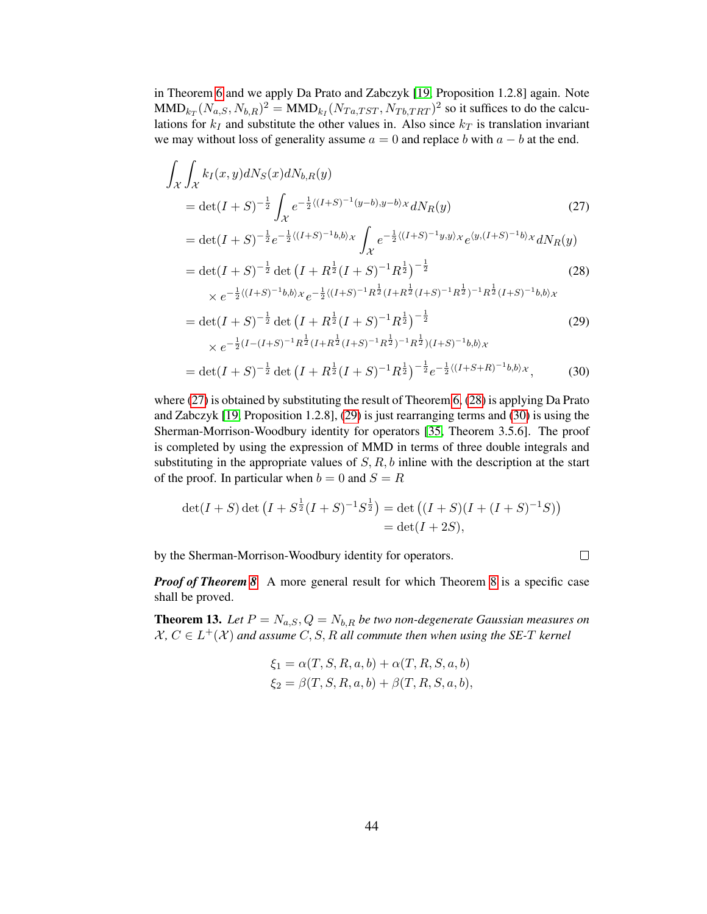in Theorem 6 and we apply Da Prato and Zabczyk [19, Proposition 1.2.8] again. Note $\text{MMD}_{k_T}(N_{a,S}, N_{b,R})^2 = \text{MMD}_{k_I}(N_{Ta,TST}, N_{Tb,TRT})^2$ so it suffices to do the calculations for $k_I$ and substitute the other values in. Also since $k_T$ is translation invariant we may without loss of generality assume $a = 0$ and replace $b$ with $a - b$ at the end.

$$
\begin{aligned}
&\int_{\mathcal{X}}\int_{\mathcal{X}} k_I(x,y)dN_S(x)dN_{b,R}(y) \\
&= \det(I+S)^{-\frac{1}{2}}\int_{\mathcal{X}} e^{-\frac{1}{2}\langle (I+S)^{-1}(y-b),y-b\rangle_{\mathcal{X}}}dN_R(y) \qquad (27)\\
&= \det(I+S)^{-\frac{1}{2}}e^{-\frac{1}{2}\langle (I+S)^{-1}b,b\rangle_{\mathcal{X}}}\int_{\mathcal{X}} e^{-\frac{1}{2}\langle (I+S)^{-1}y,y\rangle_{\mathcal{X}}}e^{\langle y,(I+S)^{-1}b\rangle_{\mathcal{X}}}dN_R(y)\\
&= \det(I+S)^{-\frac{1}{2}}\det\left(I+R^{\frac{1}{2}}(I+S)^{-1}R^{\frac{1}{2}}\right)^{-\frac{1}{2}} \qquad (28)\\
&\quad\times e^{-\frac{1}{2}\langle (I+S)^{-1}b,b\rangle_{\mathcal{X}}}e^{-\frac{1}{2}\langle (I+S)^{-1}R^{\frac{1}{2}}(I+R^{\frac{1}{2}}(I+S)^{-1}R^{\frac{1}{2}})^{-1}R^{\frac{1}{2}}(I+S)^{-1}b,b\rangle_{\mathcal{X}}}\\
&= \det(I+S)^{-\frac{1}{2}}\det\left(I+R^{\frac{1}{2}}(I+S)^{-1}R^{\frac{1}{2}}\right)^{-\frac{1}{2}} \qquad (29)\\
&\quad\times e^{-\frac{1}{2}\langle (I-(I+S)^{-1}R^{\frac{1}{2}}(I+R^{\frac{1}{2}}(I+S)^{-1}R^{\frac{1}{2}})^{-1}R^{\frac{1}{2}})(I+S)^{-1}b,b\rangle_{\mathcal{X}}}\\
&= \det(I+S)^{-\frac{1}{2}}\det\left(I+R^{\frac{1}{2}}(I+S)^{-1}R^{\frac{1}{2}}\right)^{-\frac{1}{2}}e^{-\frac{1}{2}\langle (I+S+R)^{-1}b,b\rangle_{\mathcal{X}}}, \qquad (30)
\end{aligned}
$$

where (27) is obtained by substituting the result of Theorem 6, (28) is applying Da Prato and Zabczyk [19, Proposition 1.2.8], (29) is just rearranging terms and (30) is using the Sherman-Morrison-Woodbury identity for operators [35, Theorem 3.5.6]. The proof is completed by using the expression of MMD in terms of three double integrals and substituting in the appropriate values of $S, R, b$ inline with the description at the start of the proof. In particular when $b = 0$ and $S = R$

$$
\begin{aligned}
\det(I+S)\det\left(I+S^{\frac{1}{2}}(I+S)^{-1}S^{\frac{1}{2}}\right) &= \det\left((I+S)(I+(I+S)^{-1}S)\right)\\
&= \det(I+2S),
\end{aligned}
$$

by the Sherman-Morrison-Woodbury identity for operators. □

***Proof of Theorem 8*** A more general result for which Theorem 8 is a specific case shall be proved.

**Theorem 13.** *Let $P = N_{a,S}, Q = N_{b,R}$ be two non-degenerate Gaussian measures on $\mathcal{X}$, $C \in L^+(\mathcal{X})$ and assume $C, S, R$ all commute then when using the SE-T kernel*

$$
\begin{aligned}
\xi_1 &= \alpha(T,S,R,a,b) + \alpha(T,R,S,a,b)\\
\xi_2 &= \beta(T,S,R,a,b) + \beta(T,R,S,a,b),
\end{aligned}
$$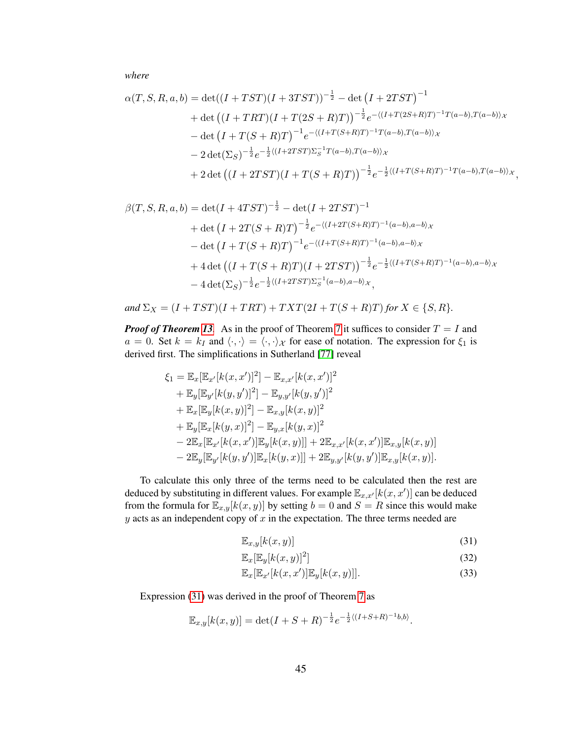*where*

$$
\begin{aligned}
\alpha(T,S,R,a,b) &= \det((I+TST)(I+3TST))^{-\frac{1}{2}} - \det\left(I+2TST\right)^{-1} \\
&\quad + \det\left((I+TRT)(I+T(2S+R)T)\right)^{-\frac{1}{2}} e^{-\langle (I+T(2S+R)T)^{-1}T(a-b),T(a-b)\rangle_{\mathcal{X}}} \\
&\quad - \det\left(I+T(S+R)T\right)^{-1} e^{-\langle (I+T(S+R)T)^{-1}T(a-b),T(a-b)\rangle_{\mathcal{X}}} \\
&\quad - 2\det(\Sigma_S)^{-\frac{1}{2}} e^{-\frac{1}{2}\langle (I+2TST)\Sigma_S^{-1}T(a-b),T(a-b)\rangle_{\mathcal{X}}} \\
&\quad + 2\det\left((I+2TST)(I+T(S+R)T)\right)^{-\frac{1}{2}} e^{-\frac{1}{2}\langle (I+T(S+R)T)^{-1}T(a-b),T(a-b)\rangle_{\mathcal{X}}},
\end{aligned}
$$

$$
\begin{aligned}
\beta(T,S,R,a,b) &= \det(I+4TST)^{-\frac{1}{2}} - \det(I+2TST)^{-1} \\
&\quad + \det\left(I+2T(S+R)T\right)^{-\frac{1}{2}} e^{-\langle (I+2T(S+R)T)^{-1}(a-b),a-b\rangle_{\mathcal{X}}} \\
&\quad - \det\left(I+T(S+R)T\right)^{-1} e^{-\langle (I+T(S+R)T)^{-1}(a-b),a-b\rangle_{\mathcal{X}}} \\
&\quad + 4\det\left((I+T(S+R)T)(I+2TST)\right)^{-\frac{1}{2}} e^{-\frac{1}{2}\langle (I+T(S+R)T)^{-1}(a-b),a-b\rangle_{\mathcal{X}}} \\
&\quad - 4\det(\Sigma_S)^{-\frac{1}{2}} e^{-\frac{1}{2}\langle (I+2TST)\Sigma_S^{-1}(a-b),a-b\rangle_{\mathcal{X}}},
\end{aligned}
$$

*and* $\Sigma_X = (I+TST)(I+TRT) + TXT(2I+T(S+R)T)$ *for* $X \in \{S,R\}$.

***Proof of Theorem 13.*** As in the proof of Theorem 7 it suffices to consider $T = I$ and $a = 0$. Set $k = k_I$ and $\langle\cdot,\cdot\rangle = \langle\cdot,\cdot\rangle_{\mathcal{X}}$ for ease of notation. The expression for $\xi_1$ is derived first. The simplifications in Sutherland [77] reveal

$$
\begin{aligned}
\xi_1 &= \mathbb{E}_x[\mathbb{E}_{x'}[k(x,x')]^2] - \mathbb{E}_{x,x'}[k(x,x')]^2 \\
&\quad + \mathbb{E}_y[\mathbb{E}_{y'}[k(y,y')]^2] - \mathbb{E}_{y,y'}[k(y,y')]^2 \\
&\quad + \mathbb{E}_x[\mathbb{E}_y[k(x,y)]^2] - \mathbb{E}_{x,y}[k(x,y)]^2 \\
&\quad + \mathbb{E}_y[\mathbb{E}_x[k(y,x)]^2] - \mathbb{E}_{y,x}[k(y,x)]^2 \\
&\quad - 2\mathbb{E}_x[\mathbb{E}_{x'}[k(x,x')]\mathbb{E}_y[k(x,y)]] + 2\mathbb{E}_{x,x'}[k(x,x')]\mathbb{E}_{x,y}[k(x,y)] \\
&\quad - 2\mathbb{E}_y[\mathbb{E}_{y'}[k(y,y')]\mathbb{E}_x[k(y,x)]] + 2\mathbb{E}_{y,y'}[k(y,y')]\mathbb{E}_{x,y}[k(x,y)].
\end{aligned}
$$

To calculate this only three of the terms need to be calculated then the rest are deduced by substituting in different values. For example $\mathbb{E}_{x,x'}[k(x,x')]$ can be deduced from the formula for $\mathbb{E}_{x,y}[k(x,y)]$ by setting $b = 0$ and $S = R$ since this would make $y$ acts as an independent copy of $x$ in the expectation. The three terms needed are

$$
\mathbb{E}_{x,y}[k(x,y)] \tag{31}
$$

$$
\mathbb{E}_x[\mathbb{E}_y[k(x,y)]^2] \tag{32}
$$

$$
\mathbb{E}_x[\mathbb{E}_{x'}[k(x,x')]\mathbb{E}_y[k(x,y)]]. \tag{33}
$$

Expression (31) was derived in the proof of Theorem 7 as

$$
\mathbb{E}_{x,y}[k(x,y)] = \det(I+S+R)^{-\frac{1}{2}} e^{-\frac{1}{2}\langle (I+S+R)^{-1}b,b\rangle}.
$$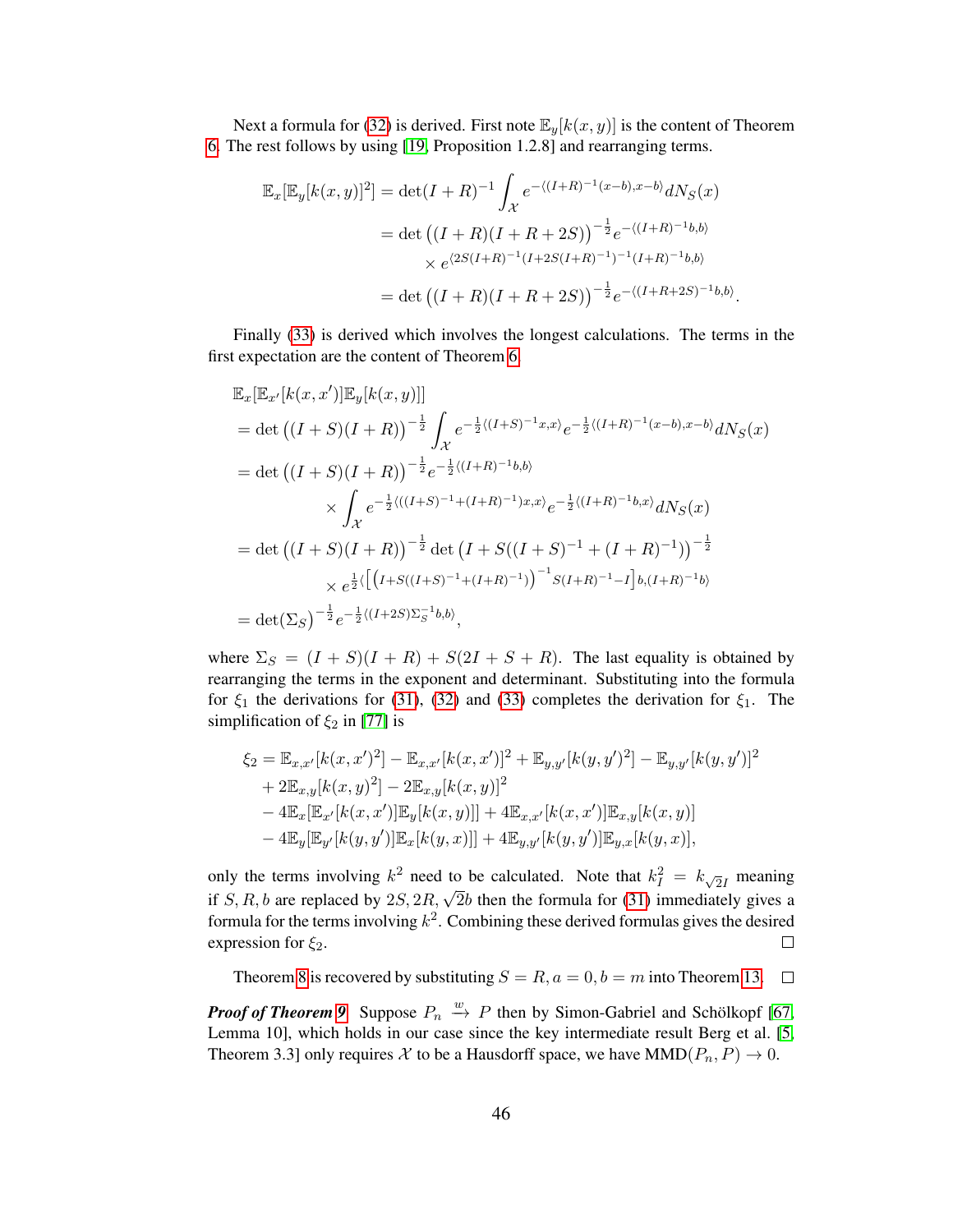Next a formula for (32) is derived. First note $\mathbb{E}_y[k(x,y)]$ is the content of Theorem 6. The rest follows by using [19, Proposition 1.2.8] and rearranging terms.

$$
\begin{aligned}
\mathbb{E}_x[\mathbb{E}_y[k(x,y)]^2] &= \det(I+R)^{-1}\int_{\mathcal{X}} e^{-\langle (I+R)^{-1}(x-b),x-b\rangle} dN_S(x) \\
&= \det\big((I+R)(I+R+2S)\big)^{-\frac{1}{2}} e^{-\langle (I+R)^{-1}b,b\rangle} \\
&\qquad \times e^{\langle 2S(I+R)^{-1}(I+2S(I+R)^{-1})^{-1}(I+R)^{-1}b,b\rangle} \\
&= \det\big((I+R)(I+R+2S)\big)^{-\frac{1}{2}} e^{-\langle (I+R+2S)^{-1}b,b\rangle}.
\end{aligned}
$$

Finally (33) is derived which involves the longest calculations. The terms in the first expectation are the content of Theorem 6.

$$
\begin{aligned}
&\mathbb{E}_x[\mathbb{E}_{x'}[k(x,x')]\mathbb{E}_y[k(x,y)]] \\
&= \det\big((I+S)(I+R)\big)^{-\frac{1}{2}} \int_{\mathcal{X}} e^{-\frac{1}{2}\langle (I+S)^{-1}x,x\rangle} e^{-\frac{1}{2}\langle (I+R)^{-1}(x-b),x-b\rangle} dN_S(x) \\
&= \det\big((I+S)(I+R)\big)^{-\frac{1}{2}} e^{-\frac{1}{2}\langle (I+R)^{-1}b,b\rangle} \\
&\qquad \times \int_{\mathcal{X}} e^{-\frac{1}{2}\langle ((I+S)^{-1}+(I+R)^{-1})x,x\rangle} e^{-\frac{1}{2}\langle (I+R)^{-1}b,x\rangle} dN_S(x) \\
&= \det\big((I+S)(I+R)\big)^{-\frac{1}{2}} \det\big(I+S((I+S)^{-1}+(I+R)^{-1})\big)^{-\frac{1}{2}} \\
&\qquad \times e^{\frac{1}{2}\langle \left[\left(I+S((I+S)^{-1}+(I+R)^{-1})\right)^{-1} S(I+R)^{-1}-I\right]b,(I+R)^{-1}b\rangle} \\
&= \det(\Sigma_S)^{-\frac{1}{2}} e^{-\frac{1}{2}\langle (I+2S)\Sigma_S^{-1}b,b\rangle},
\end{aligned}
$$

where $\Sigma_S = (I+S)(I+R)+S(2I+S+R)$. The last equality is obtained by rearranging the terms in the exponent and determinant. Substituting into the formula for $\xi_1$ the derivations for (31), (32) and (33) completes the derivation for $\xi_1$. The simplification of $\xi_2$ in [77] is

$$
\begin{aligned}
\xi_2 &= \mathbb{E}_{x,x'}[k(x,x')^2] - \mathbb{E}_{x,x'}[k(x,x')]^2 + \mathbb{E}_{y,y'}[k(y,y')^2] - \mathbb{E}_{y,y'}[k(y,y')]^2 \\
&\quad + 2\mathbb{E}_{x,y}[k(x,y)^2] - 2\mathbb{E}_{x,y}[k(x,y)]^2 \\
&\quad - 4\mathbb{E}_x[\mathbb{E}_{x'}[k(x,x')]\mathbb{E}_y[k(x,y)]] + 4\mathbb{E}_{x,x'}[k(x,x')]\mathbb{E}_{x,y}[k(x,y)] \\
&\quad - 4\mathbb{E}_y[\mathbb{E}_{y'}[k(y,y')]\mathbb{E}_x[k(y,x)]] + 4\mathbb{E}_{y,y'}[k(y,y')]\mathbb{E}_{y,x}[k(y,x)],
\end{aligned}
$$

only the terms involving $k^2$ need to be calculated. Note that $k_I^2 = k_{\sqrt{2}I}$ meaning if $S,R,b$ are replaced by $2S, 2R, \sqrt{2}b$ then the formula for (31) immediately gives a formula for the terms involving $k^2$. Combining these derived formulas gives the desired expression for $\xi_2$. □

Theorem 8 is recovered by substituting $S=R, a=0, b=m$ into Theorem 13. □

***Proof of Theorem 9*** Suppose $P_n \xrightarrow{w} P$ then by Simon-Gabriel and Schölkopf [67, Lemma 10], which holds in our case since the key intermediate result Berg et al. [5, Theorem 3.3] only requires $\mathcal{X}$ to be a Hausdorff space, we have $\text{MMD}(P_n, P) \to 0$.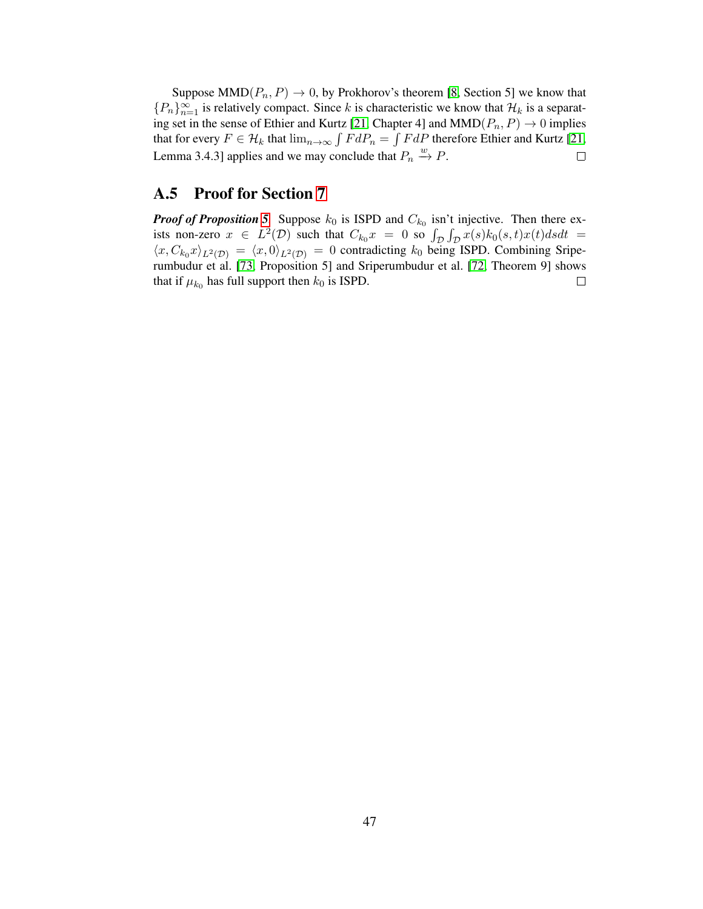Suppose $\text{MMD}(P_n, P) \to 0$, by Prokhorov's theorem [8, Section 5] we know that $\{P_n\}_{n=1}^{\infty}$ is relatively compact. Since $k$ is characteristic we know that $\mathcal{H}_k$ is a separating set in the sense of Ethier and Kurtz [21, Chapter 4] and $\text{MMD}(P_n, P) \to 0$ implies that for every $F \in \mathcal{H}_k$ that $\lim_{n\to\infty} \int F dP_n = \int F dP$ therefore Ethier and Kurtz [21, Lemma 3.4.3] applies and we may conclude that $P_n \xrightarrow{w} P$. □

## A.5 Proof for Section 7

***Proof of Proposition 5.*** Suppose $k_0$ is ISPD and $C_{k_0}$ isn't injective. Then there exists non-zero $x \in L^2(\mathcal{D})$ such that $C_{k_0}x = 0$ so $\int_{\mathcal{D}}\int_{\mathcal{D}} x(s)k_0(s,t)x(t)dsdt = \langle x, C_{k_0}x\rangle_{L^2(\mathcal{D})} = \langle x, 0\rangle_{L^2(\mathcal{D})} = 0$ contradicting $k_0$ being ISPD. Combining Sriperumbudur et al. [73, Proposition 5] and Sriperumbudur et al. [72, Theorem 9] shows that if $\mu_{k_0}$ has full support then $k_0$ is ISPD. □